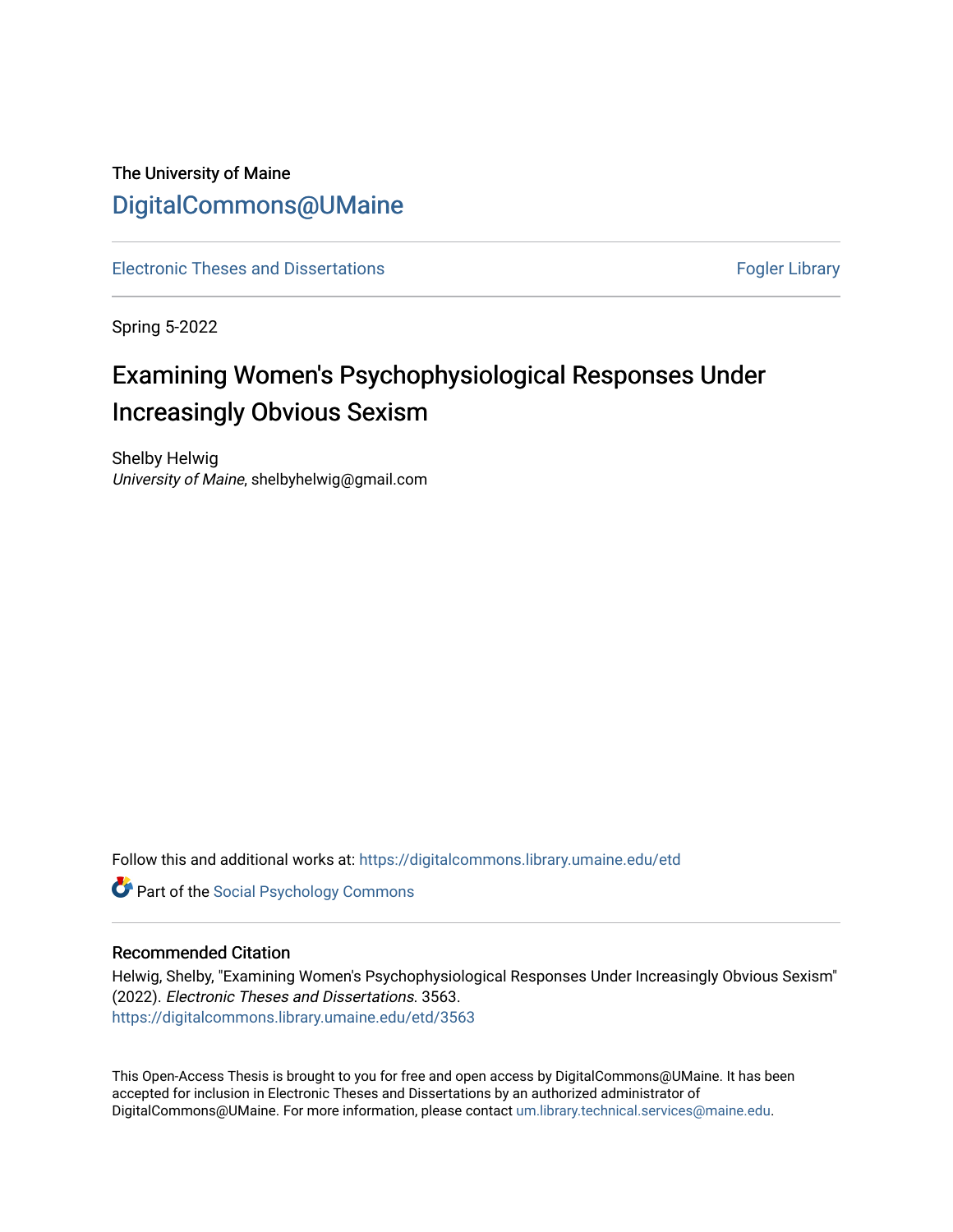The University of Maine

# DigitalCommons@UMaine

Electronic Theses and Dissertations | Fogler Library

Spring 5-2022

## Examining Women's Psychophysiological Responses Under Increasingly Obvious Sexism

Shelby Helwig
*University of Maine*, shelbyhelwig@gmail.com

Follow this and additional works at: https://digitalcommons.library.umaine.edu/etd

Part of the Social Psychology Commons

### Recommended Citation

Helwig, Shelby, "Examining Women's Psychophysiological Responses Under Increasingly Obvious Sexism" (2022). *Electronic Theses and Dissertations*. 3563.
https://digitalcommons.library.umaine.edu/etd/3563

This Open-Access Thesis is brought to you for free and open access by DigitalCommons@UMaine. It has been accepted for inclusion in Electronic Theses and Dissertations by an authorized administrator of DigitalCommons@UMaine. For more information, please contact um.library.technical.services@maine.edu.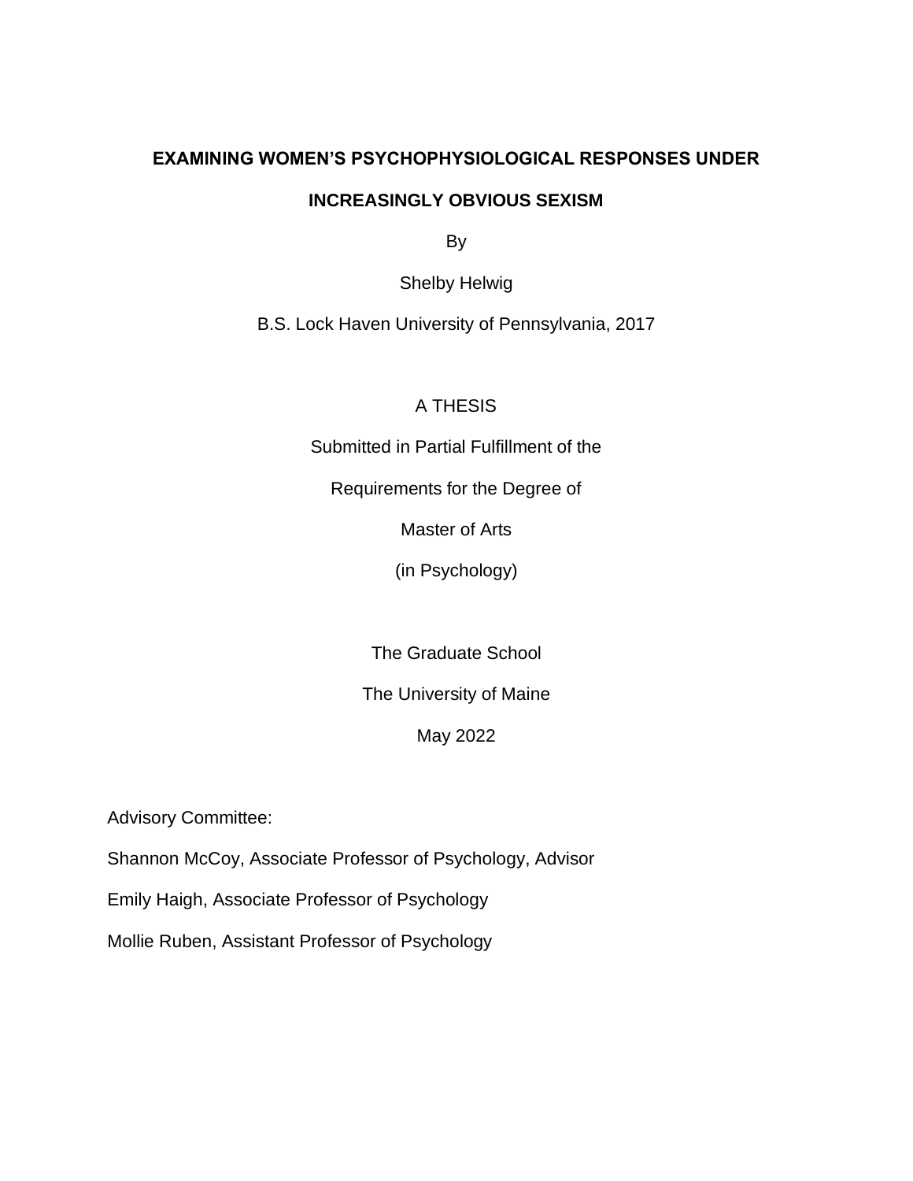# EXAMINING WOMEN'S PSYCHOPHYSIOLOGICAL RESPONSES UNDER INCREASINGLY OBVIOUS SEXISM

By

Shelby Helwig

B.S. Lock Haven University of Pennsylvania, 2017

A THESIS

Submitted in Partial Fulfillment of the

Requirements for the Degree of

Master of Arts

(in Psychology)

The Graduate School

The University of Maine

May 2022

Advisory Committee:

Shannon McCoy, Associate Professor of Psychology, Advisor

Emily Haigh, Associate Professor of Psychology

Mollie Ruben, Assistant Professor of Psychology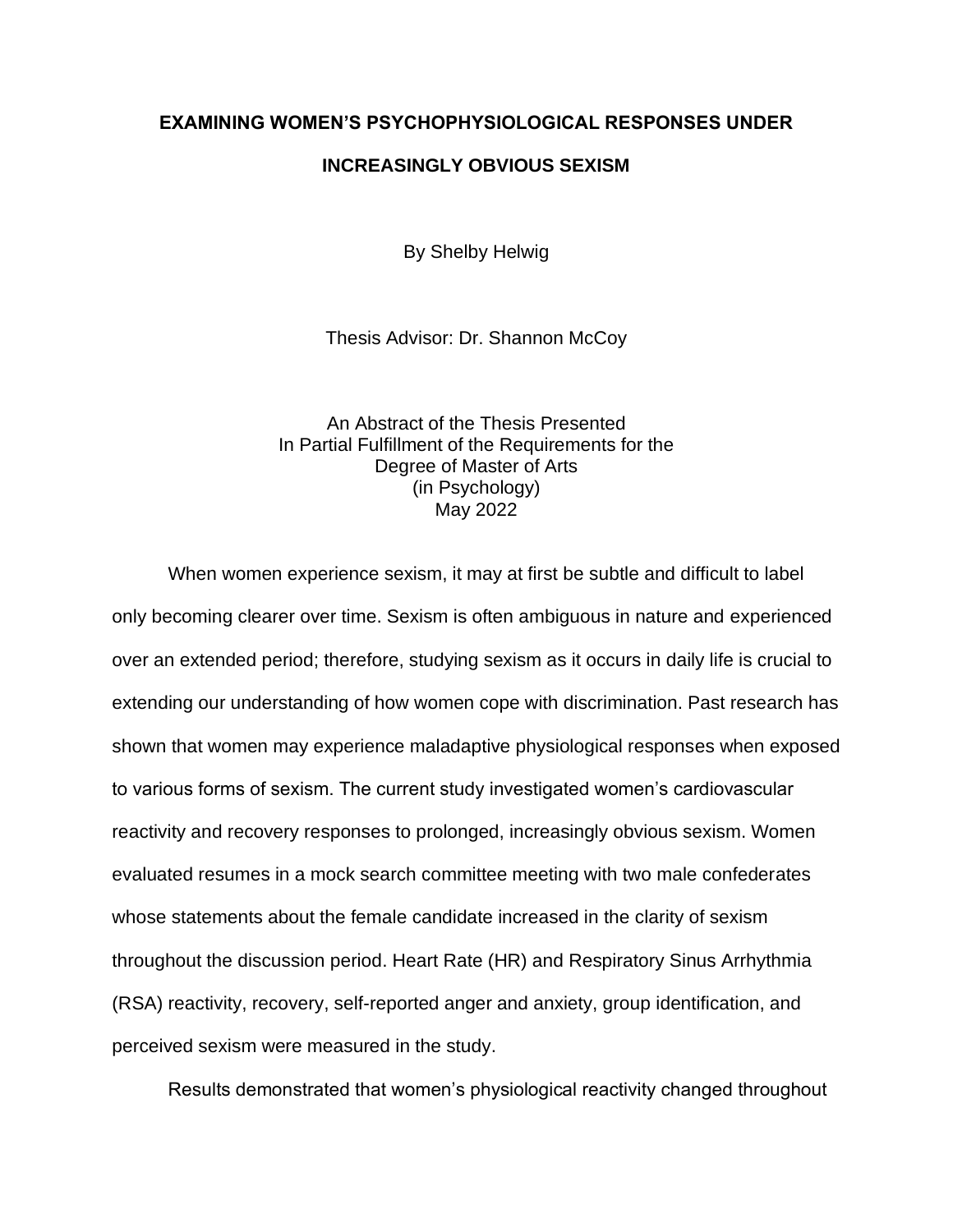**EXAMINING WOMEN'S PSYCHOPHYSIOLOGICAL RESPONSES UNDER INCREASINGLY OBVIOUS SEXISM**

By Shelby Helwig

Thesis Advisor: Dr. Shannon McCoy

An Abstract of the Thesis Presented
In Partial Fulfillment of the Requirements for the
Degree of Master of Arts
(in Psychology)
May 2022

When women experience sexism, it may at first be subtle and difficult to label only becoming clearer over time. Sexism is often ambiguous in nature and experienced over an extended period; therefore, studying sexism as it occurs in daily life is crucial to extending our understanding of how women cope with discrimination. Past research has shown that women may experience maladaptive physiological responses when exposed to various forms of sexism. The current study investigated women's cardiovascular reactivity and recovery responses to prolonged, increasingly obvious sexism. Women evaluated resumes in a mock search committee meeting with two male confederates whose statements about the female candidate increased in the clarity of sexism throughout the discussion period. Heart Rate (HR) and Respiratory Sinus Arrhythmia (RSA) reactivity, recovery, self-reported anger and anxiety, group identification, and perceived sexism were measured in the study.

Results demonstrated that women's physiological reactivity changed throughout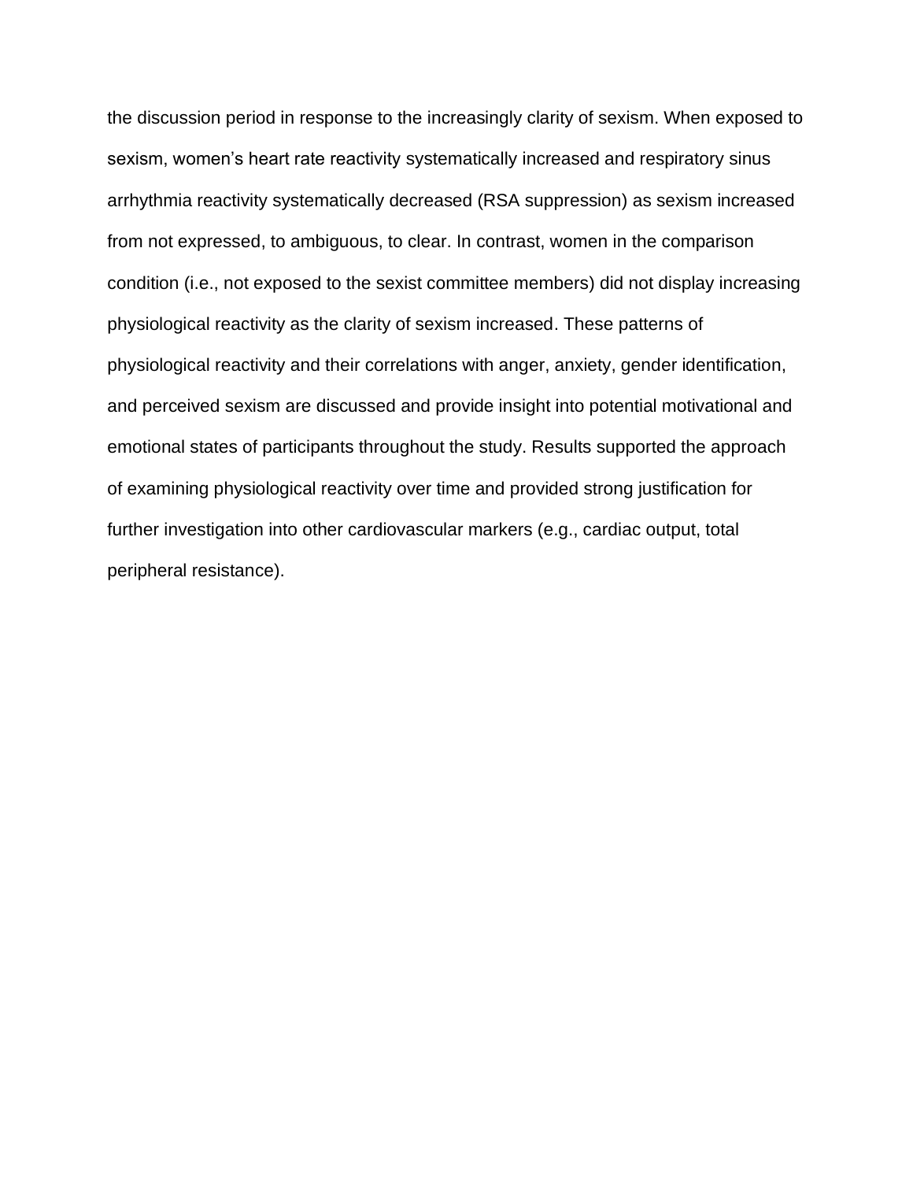the discussion period in response to the increasingly clarity of sexism. When exposed to sexism, women's heart rate reactivity systematically increased and respiratory sinus arrhythmia reactivity systematically decreased (RSA suppression) as sexism increased from not expressed, to ambiguous, to clear. In contrast, women in the comparison condition (i.e., not exposed to the sexist committee members) did not display increasing physiological reactivity as the clarity of sexism increased. These patterns of physiological reactivity and their correlations with anger, anxiety, gender identification, and perceived sexism are discussed and provide insight into potential motivational and emotional states of participants throughout the study. Results supported the approach of examining physiological reactivity over time and provided strong justification for further investigation into other cardiovascular markers (e.g., cardiac output, total peripheral resistance).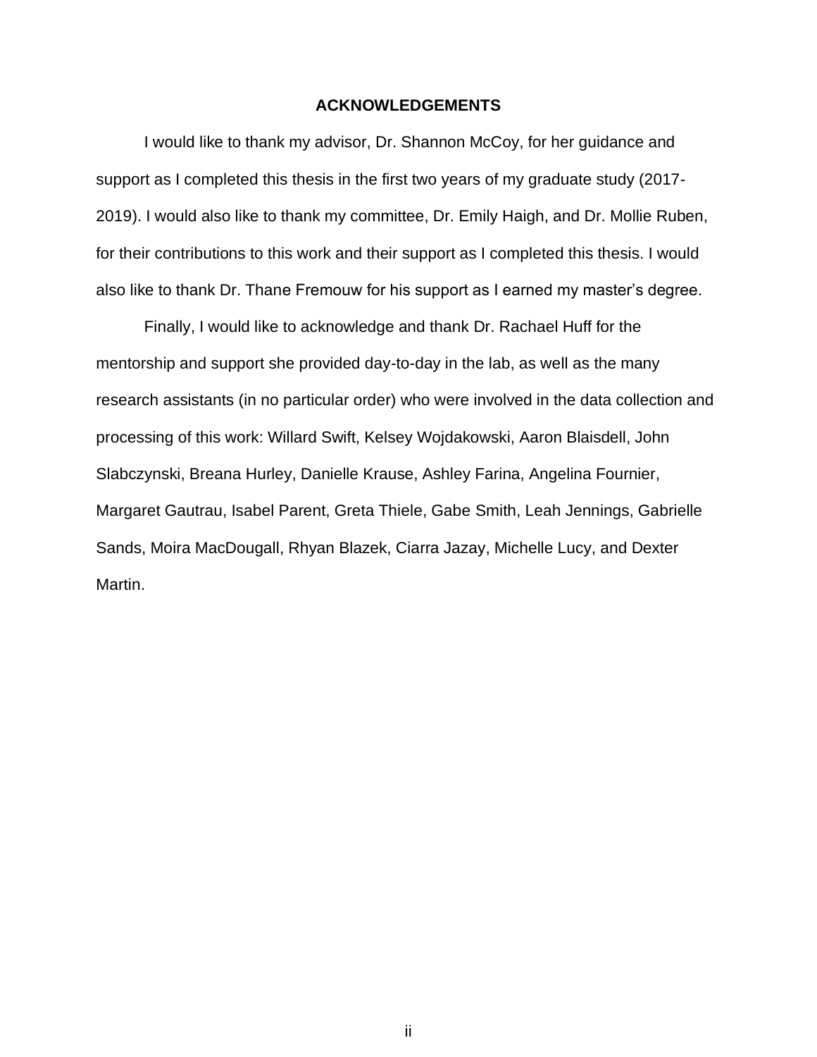## ACKNOWLEDGEMENTS

I would like to thank my advisor, Dr. Shannon McCoy, for her guidance and support as I completed this thesis in the first two years of my graduate study (2017-2019). I would also like to thank my committee, Dr. Emily Haigh, and Dr. Mollie Ruben, for their contributions to this work and their support as I completed this thesis. I would also like to thank Dr. Thane Fremouw for his support as I earned my master's degree.

Finally, I would like to acknowledge and thank Dr. Rachael Huff for the mentorship and support she provided day-to-day in the lab, as well as the many research assistants (in no particular order) who were involved in the data collection and processing of this work: Willard Swift, Kelsey Wojdakowski, Aaron Blaisdell, John Slabczynski, Breana Hurley, Danielle Krause, Ashley Farina, Angelina Fournier, Margaret Gautrau, Isabel Parent, Greta Thiele, Gabe Smith, Leah Jennings, Gabrielle Sands, Moira MacDougall, Rhyan Blazek, Ciarra Jazay, Michelle Lucy, and Dexter Martin.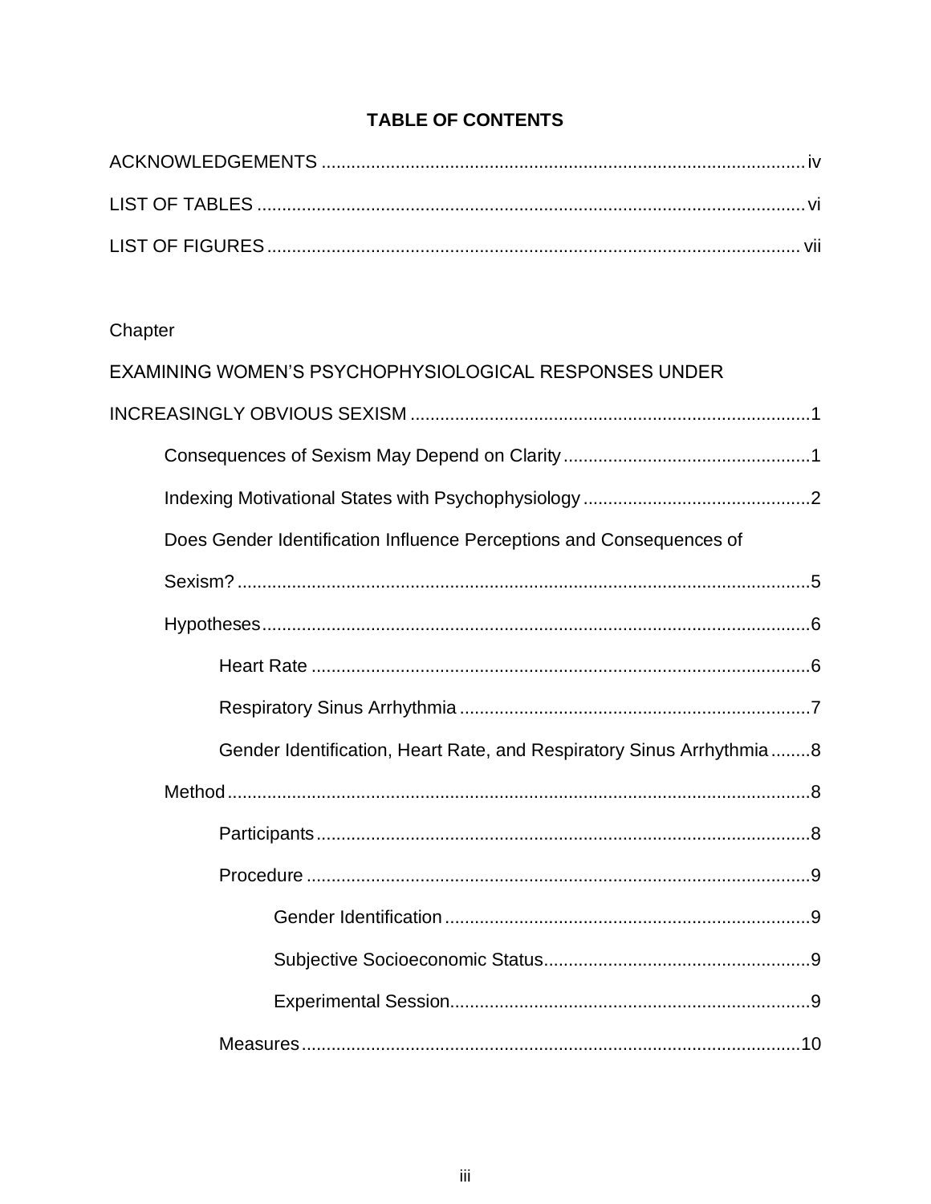## TABLE OF CONTENTS

ACKNOWLEDGEMENTS .................................................................................................iv

LIST OF TABLES .............................................................................................................vi

LIST OF FIGURES ...........................................................................................................vii

Chapter

EXAMINING WOMEN'S PSYCHOPHYSIOLOGICAL RESPONSES UNDER INCREASINGLY OBVIOUS SEXISM ................................................................................1

- Consequences of Sexism May Depend on Clarity ..................................................1
- Indexing Motivational States with Psychophysiology ..............................................2
- Does Gender Identification Influence Perceptions and Consequences of Sexism? ....................................................................................................................5
- Hypotheses ...............................................................................................................6
  - Heart Rate .....................................................................................................6
  - Respiratory Sinus Arrhythmia .......................................................................7
  - Gender Identification, Heart Rate, and Respiratory Sinus Arrhythmia ........8
- Method ......................................................................................................................8
  - Participants ....................................................................................................8
  - Procedure ......................................................................................................9
    - Gender Identification ..........................................................................9
    - Subjective Socioeconomic Status ......................................................9
    - Experimental Session .........................................................................9
  - Measures .....................................................................................................10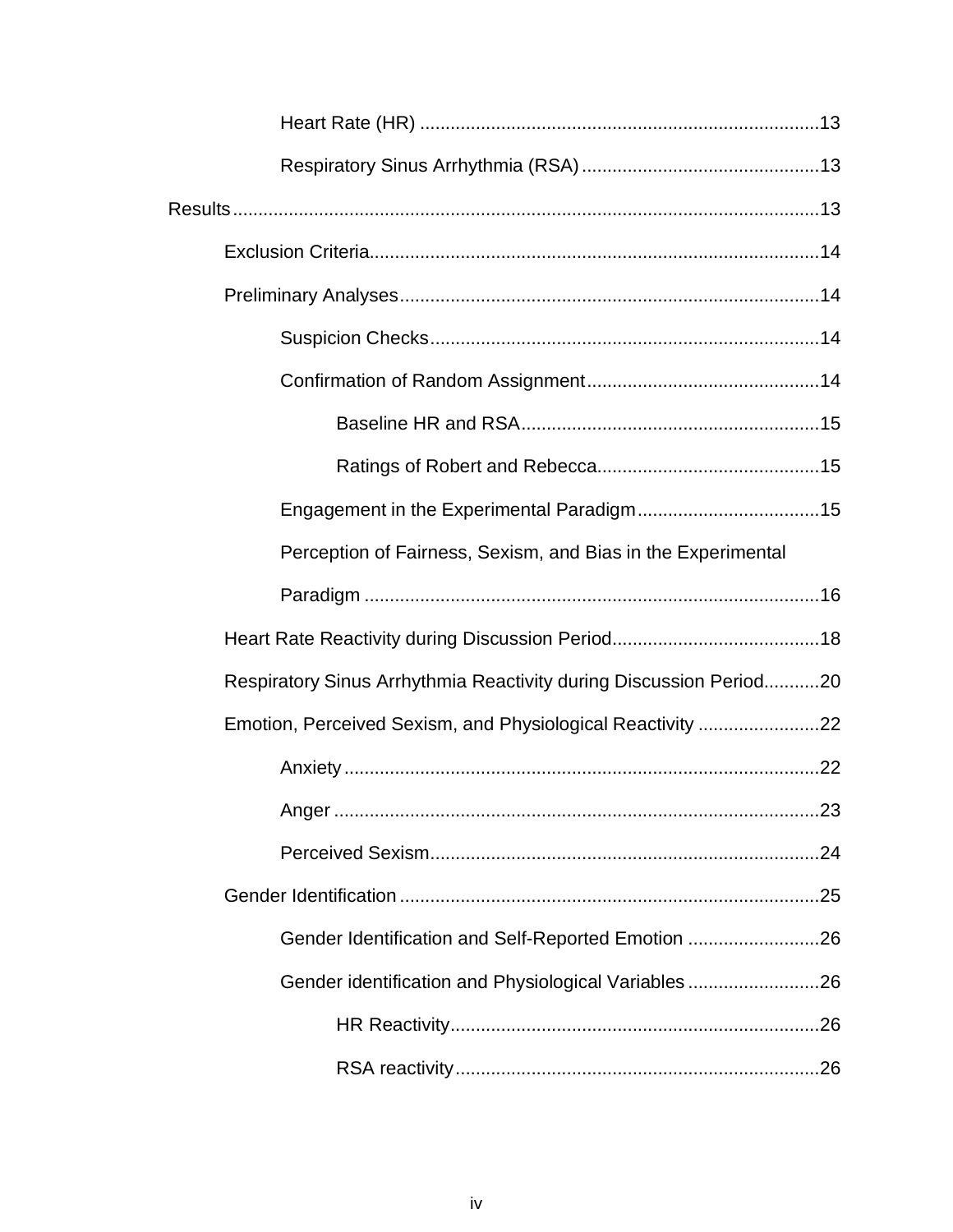Heart Rate (HR) ..............................................................................13

Respiratory Sinus Arrhythmia (RSA) ...............................................13

Results....................................................................................................................13

Exclusion Criteria........................................................................................14

Preliminary Analyses..................................................................................14

Suspicion Checks............................................................................14

Confirmation of Random Assignment..............................................14

Baseline HR and RSA...........................................................15

Ratings of Robert and Rebecca............................................15

Engagement in the Experimental Paradigm....................................15

Perception of Fairness, Sexism, and Bias in the Experimental Paradigm ..........................................................................................16

Heart Rate Reactivity during Discussion Period.........................................18

Respiratory Sinus Arrhythmia Reactivity during Discussion Period...........20

Emotion, Perceived Sexism, and Physiological Reactivity ........................22

Anxiety.............................................................................................22

Anger ...............................................................................................23

Perceived Sexism............................................................................24

Gender Identification ..................................................................................25

Gender Identification and Self-Reported Emotion ..........................26

Gender identification and Physiological Variables ..........................26

HR Reactivity........................................................................26

RSA reactivity.......................................................................26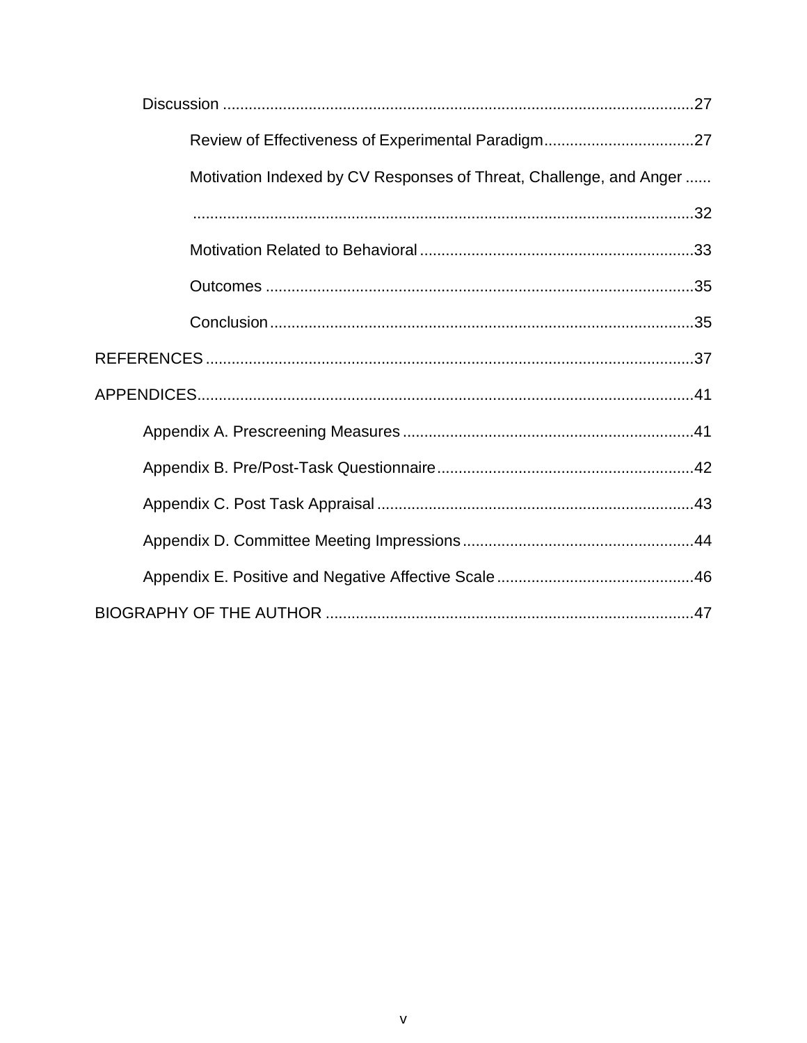Discussion ....................................................................................................27

Review of Effectiveness of Experimental Paradigm ..................................27

Motivation Indexed by CV Responses of Threat, Challenge, and Anger ......
.........................................................................................................................32

Motivation Related to Behavioral ................................................................33

Outcomes ...................................................................................................35

Conclusion ..................................................................................................35

REFERENCES .................................................................................................37

APPENDICES ...................................................................................................41

Appendix A. Prescreening Measures ...........................................................41

Appendix B. Pre/Post-Task Questionnaire ...................................................42

Appendix C. Post Task Appraisal .................................................................43

Appendix D. Committee Meeting Impressions .............................................44

Appendix E. Positive and Negative Affective Scale ......................................46

BIOGRAPHY OF THE AUTHOR .....................................................................47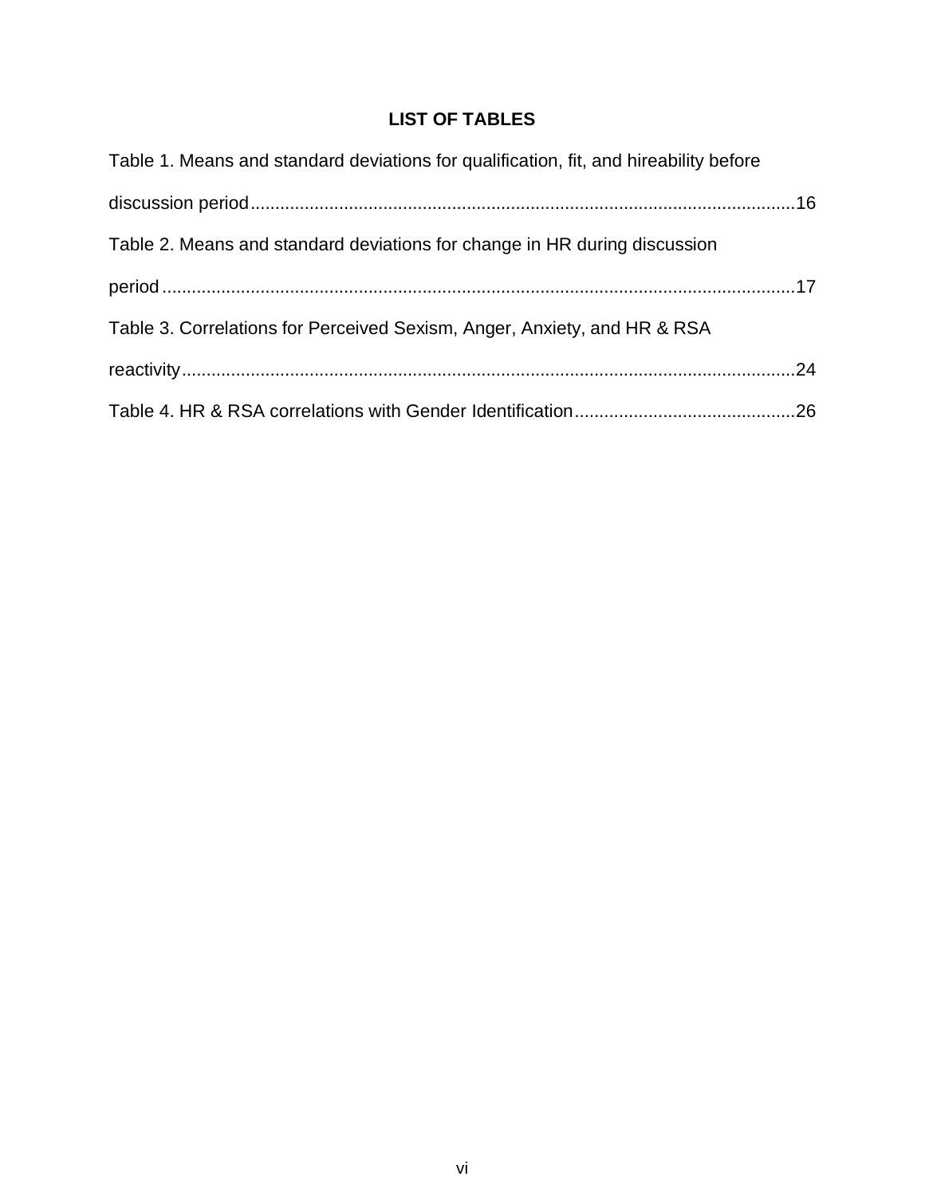# LIST OF TABLES

Table 1. Means and standard deviations for qualification, fit, and hireability before discussion period....................................................................................................16

Table 2. Means and standard deviations for change in HR during discussion period....................................................................................................17

Table 3. Correlations for Perceived Sexism, Anger, Anxiety, and HR & RSA reactivity....................................................................................................24

Table 4. HR & RSA correlations with Gender Identification..........................................26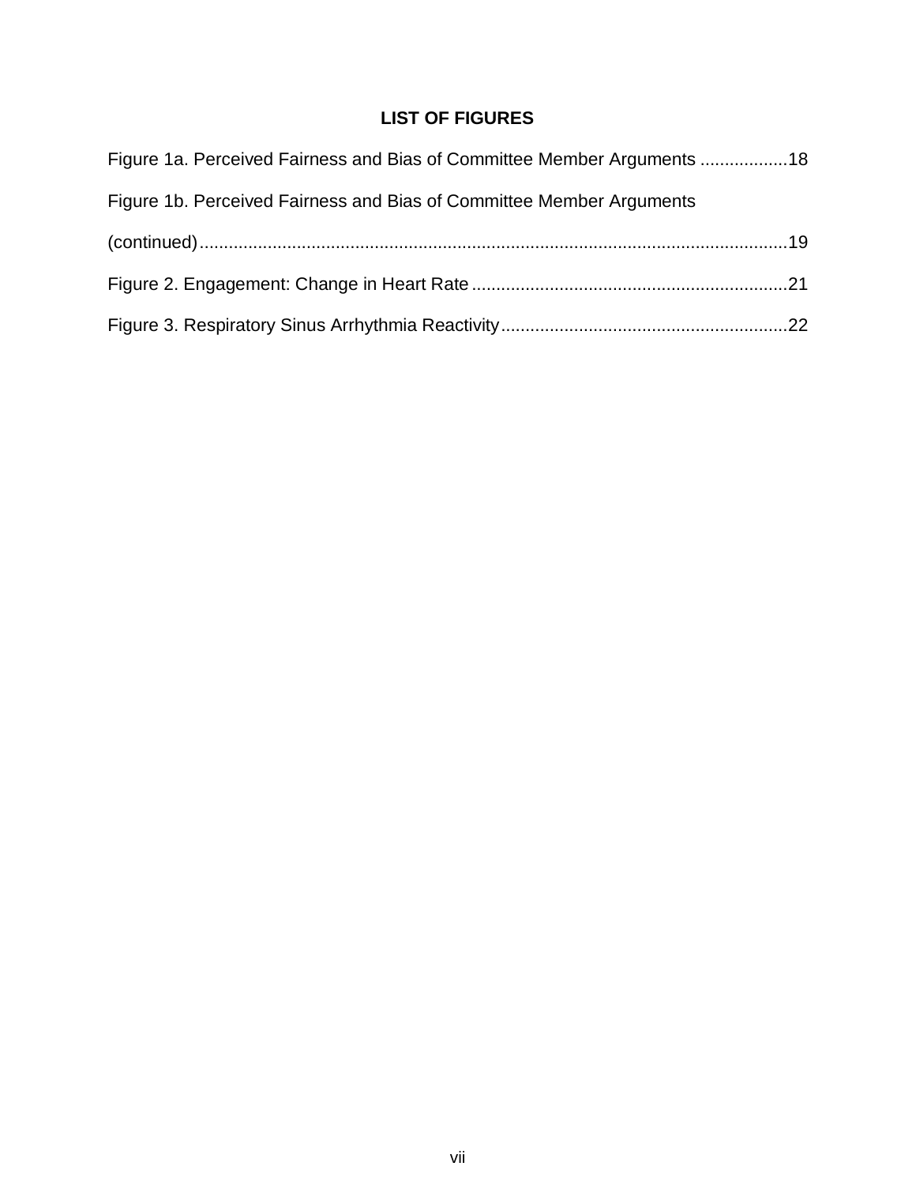## LIST OF FIGURES

Figure 1a. Perceived Fairness and Bias of Committee Member Arguments ..................18

Figure 1b. Perceived Fairness and Bias of Committee Member Arguments (continued)........................................................................................................................19

Figure 2. Engagement: Change in Heart Rate ................................................................21

Figure 3. Respiratory Sinus Arrhythmia Reactivity..........................................................22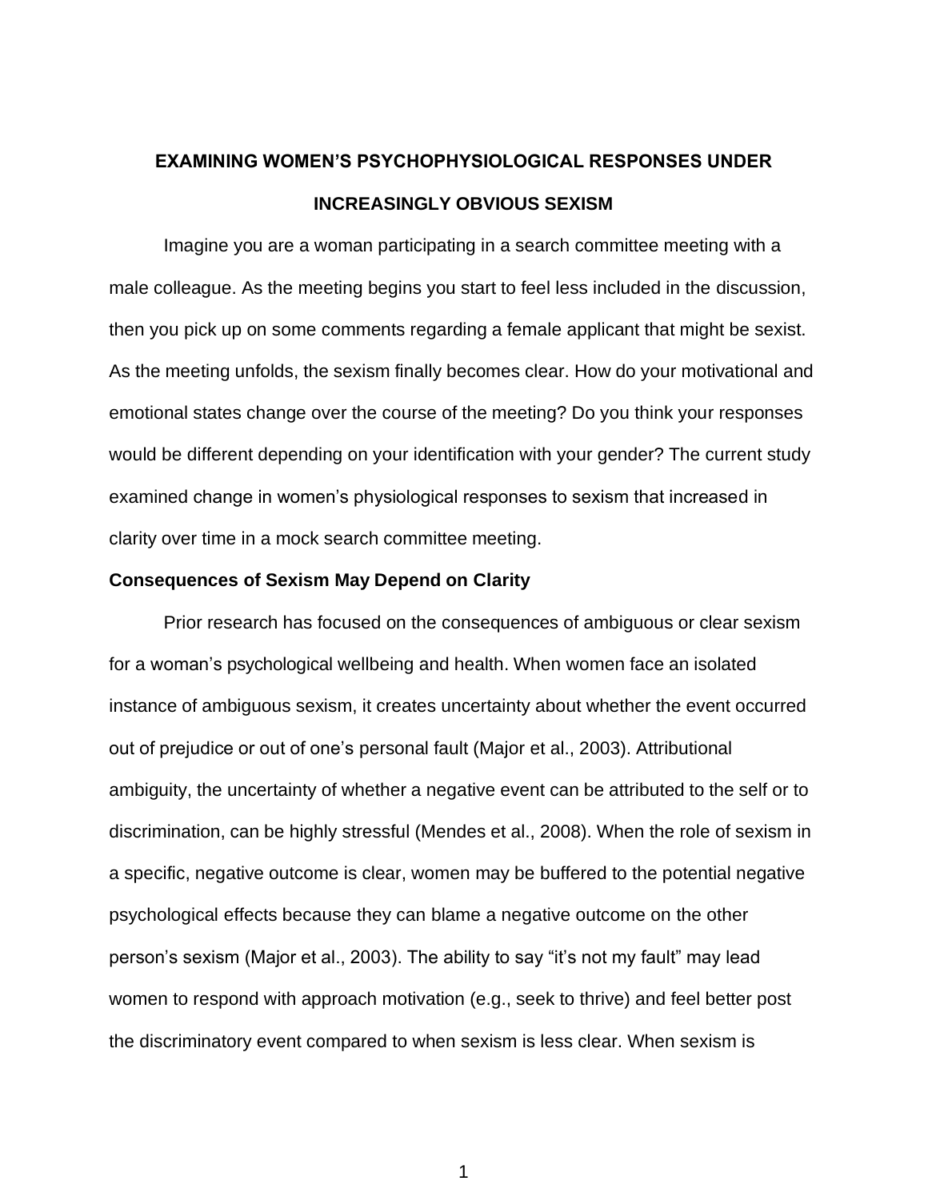# EXAMINING WOMEN'S PSYCHOPHYSIOLOGICAL RESPONSES UNDER INCREASINGLY OBVIOUS SEXISM

Imagine you are a woman participating in a search committee meeting with a male colleague. As the meeting begins you start to feel less included in the discussion, then you pick up on some comments regarding a female applicant that might be sexist. As the meeting unfolds, the sexism finally becomes clear. How do your motivational and emotional states change over the course of the meeting? Do you think your responses would be different depending on your identification with your gender? The current study examined change in women's physiological responses to sexism that increased in clarity over time in a mock search committee meeting.

## Consequences of Sexism May Depend on Clarity

Prior research has focused on the consequences of ambiguous or clear sexism for a woman's psychological wellbeing and health. When women face an isolated instance of ambiguous sexism, it creates uncertainty about whether the event occurred out of prejudice or out of one's personal fault (Major et al., 2003). Attributional ambiguity, the uncertainty of whether a negative event can be attributed to the self or to discrimination, can be highly stressful (Mendes et al., 2008). When the role of sexism in a specific, negative outcome is clear, women may be buffered to the potential negative psychological effects because they can blame a negative outcome on the other person's sexism (Major et al., 2003). The ability to say "it's not my fault" may lead women to respond with approach motivation (e.g., seek to thrive) and feel better post the discriminatory event compared to when sexism is less clear. When sexism is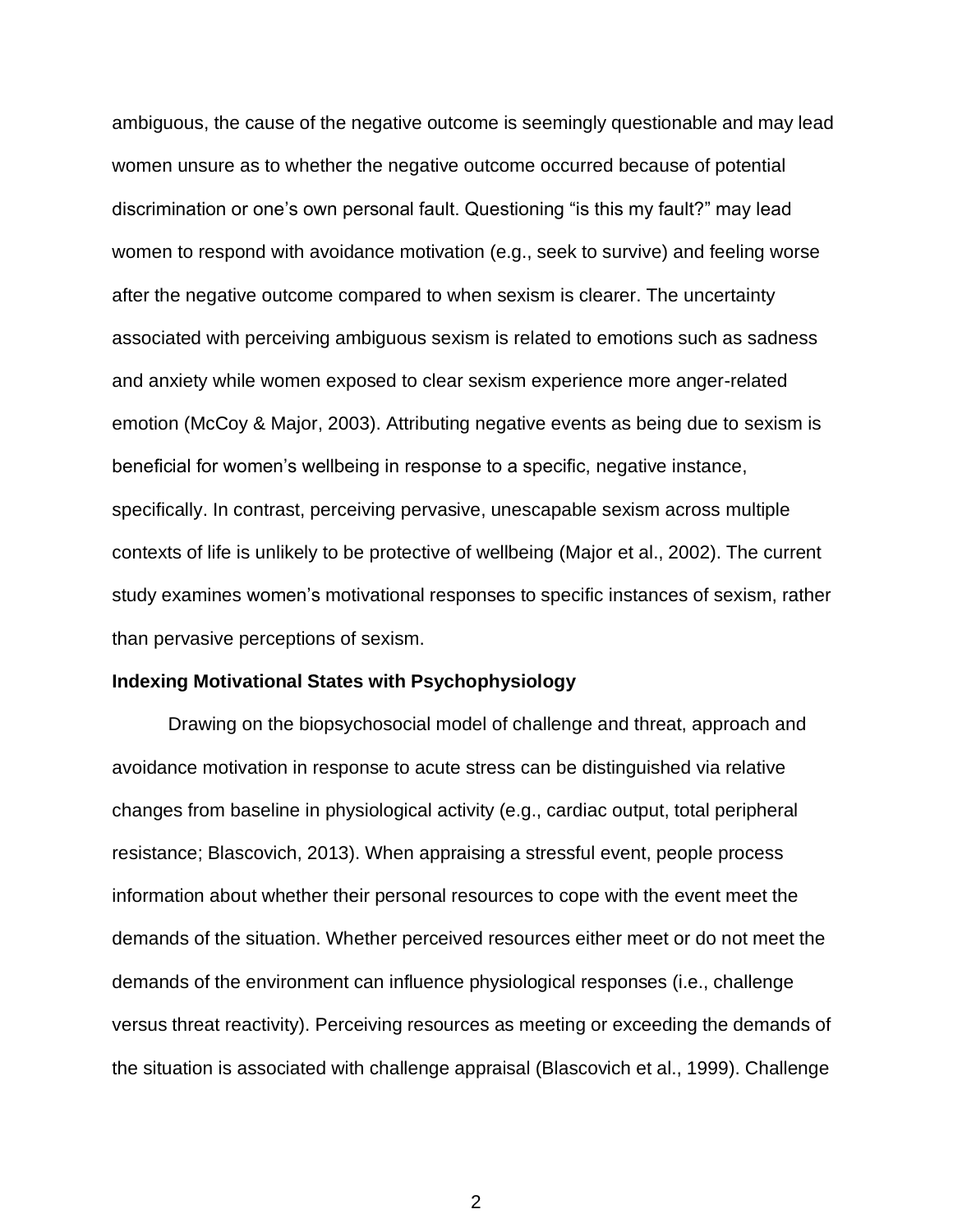ambiguous, the cause of the negative outcome is seemingly questionable and may lead women unsure as to whether the negative outcome occurred because of potential discrimination or one's own personal fault. Questioning "is this my fault?" may lead women to respond with avoidance motivation (e.g., seek to survive) and feeling worse after the negative outcome compared to when sexism is clearer. The uncertainty associated with perceiving ambiguous sexism is related to emotions such as sadness and anxiety while women exposed to clear sexism experience more anger-related emotion (McCoy & Major, 2003). Attributing negative events as being due to sexism is beneficial for women's wellbeing in response to a specific, negative instance, specifically. In contrast, perceiving pervasive, unescapable sexism across multiple contexts of life is unlikely to be protective of wellbeing (Major et al., 2002). The current study examines women's motivational responses to specific instances of sexism, rather than pervasive perceptions of sexism.

**Indexing Motivational States with Psychophysiology**

Drawing on the biopsychosocial model of challenge and threat, approach and avoidance motivation in response to acute stress can be distinguished via relative changes from baseline in physiological activity (e.g., cardiac output, total peripheral resistance; Blascovich, 2013). When appraising a stressful event, people process information about whether their personal resources to cope with the event meet the demands of the situation. Whether perceived resources either meet or do not meet the demands of the environment can influence physiological responses (i.e., challenge versus threat reactivity). Perceiving resources as meeting or exceeding the demands of the situation is associated with challenge appraisal (Blascovich et al., 1999). Challenge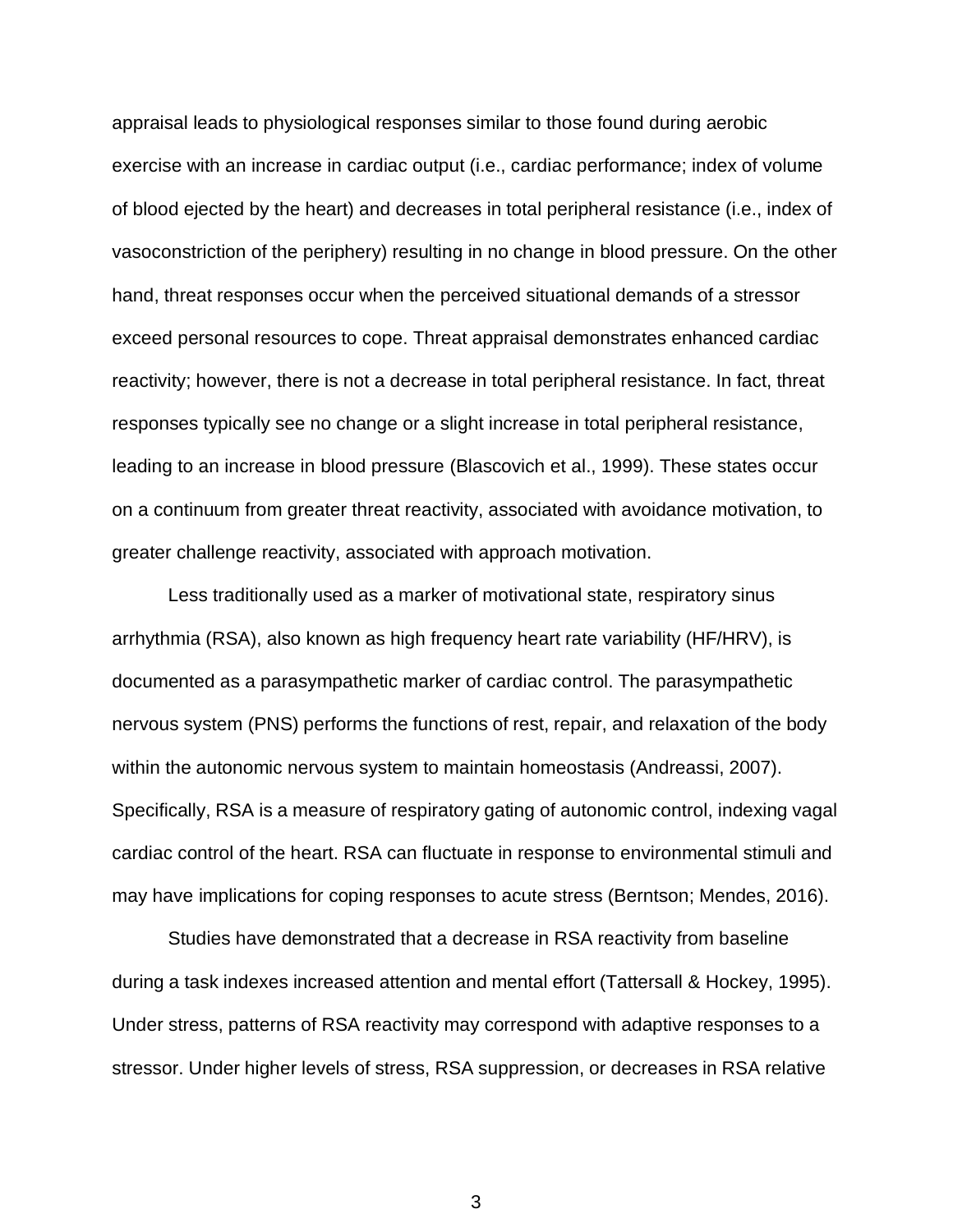appraisal leads to physiological responses similar to those found during aerobic exercise with an increase in cardiac output (i.e., cardiac performance; index of volume of blood ejected by the heart) and decreases in total peripheral resistance (i.e., index of vasoconstriction of the periphery) resulting in no change in blood pressure. On the other hand, threat responses occur when the perceived situational demands of a stressor exceed personal resources to cope. Threat appraisal demonstrates enhanced cardiac reactivity; however, there is not a decrease in total peripheral resistance. In fact, threat responses typically see no change or a slight increase in total peripheral resistance, leading to an increase in blood pressure (Blascovich et al., 1999). These states occur on a continuum from greater threat reactivity, associated with avoidance motivation, to greater challenge reactivity, associated with approach motivation.

Less traditionally used as a marker of motivational state, respiratory sinus arrhythmia (RSA), also known as high frequency heart rate variability (HF/HRV), is documented as a parasympathetic marker of cardiac control. The parasympathetic nervous system (PNS) performs the functions of rest, repair, and relaxation of the body within the autonomic nervous system to maintain homeostasis (Andreassi, 2007). Specifically, RSA is a measure of respiratory gating of autonomic control, indexing vagal cardiac control of the heart. RSA can fluctuate in response to environmental stimuli and may have implications for coping responses to acute stress (Berntson; Mendes, 2016).

Studies have demonstrated that a decrease in RSA reactivity from baseline during a task indexes increased attention and mental effort (Tattersall & Hockey, 1995). Under stress, patterns of RSA reactivity may correspond with adaptive responses to a stressor. Under higher levels of stress, RSA suppression, or decreases in RSA relative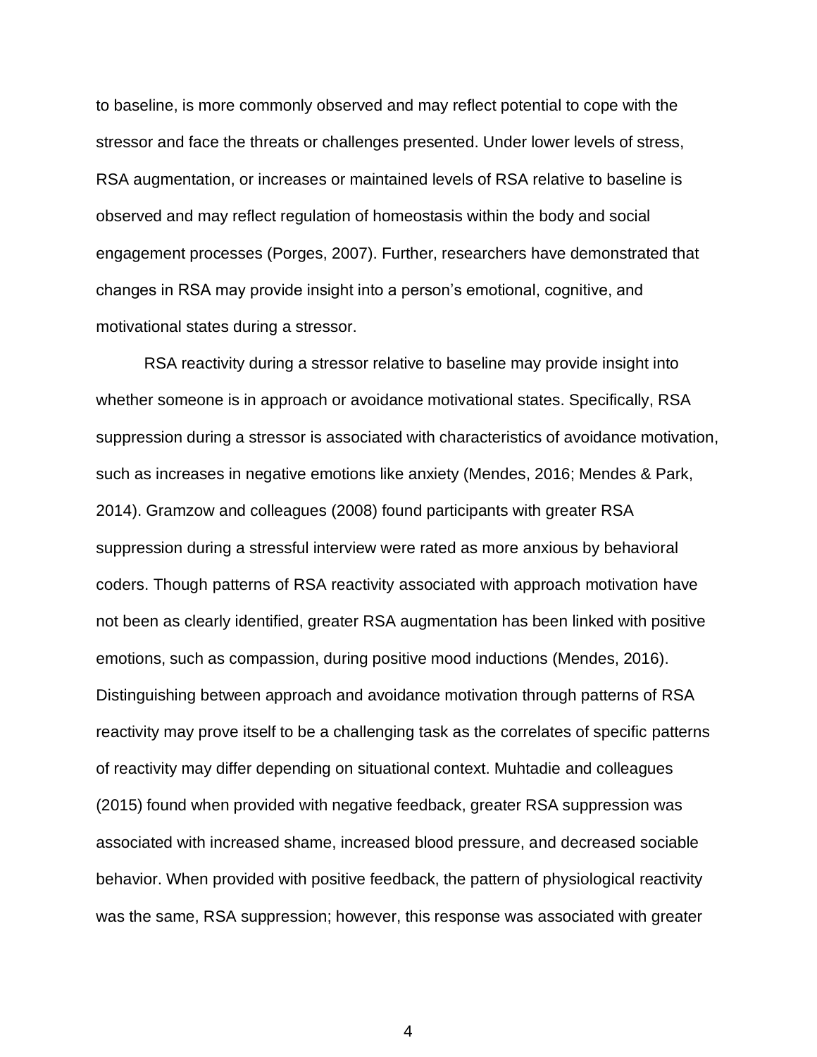to baseline, is more commonly observed and may reflect potential to cope with the stressor and face the threats or challenges presented. Under lower levels of stress, RSA augmentation, or increases or maintained levels of RSA relative to baseline is observed and may reflect regulation of homeostasis within the body and social engagement processes (Porges, 2007). Further, researchers have demonstrated that changes in RSA may provide insight into a person's emotional, cognitive, and motivational states during a stressor.

RSA reactivity during a stressor relative to baseline may provide insight into whether someone is in approach or avoidance motivational states. Specifically, RSA suppression during a stressor is associated with characteristics of avoidance motivation, such as increases in negative emotions like anxiety (Mendes, 2016; Mendes & Park, 2014). Gramzow and colleagues (2008) found participants with greater RSA suppression during a stressful interview were rated as more anxious by behavioral coders. Though patterns of RSA reactivity associated with approach motivation have not been as clearly identified, greater RSA augmentation has been linked with positive emotions, such as compassion, during positive mood inductions (Mendes, 2016). Distinguishing between approach and avoidance motivation through patterns of RSA reactivity may prove itself to be a challenging task as the correlates of specific patterns of reactivity may differ depending on situational context. Muhtadie and colleagues (2015) found when provided with negative feedback, greater RSA suppression was associated with increased shame, increased blood pressure, and decreased sociable behavior. When provided with positive feedback, the pattern of physiological reactivity was the same, RSA suppression; however, this response was associated with greater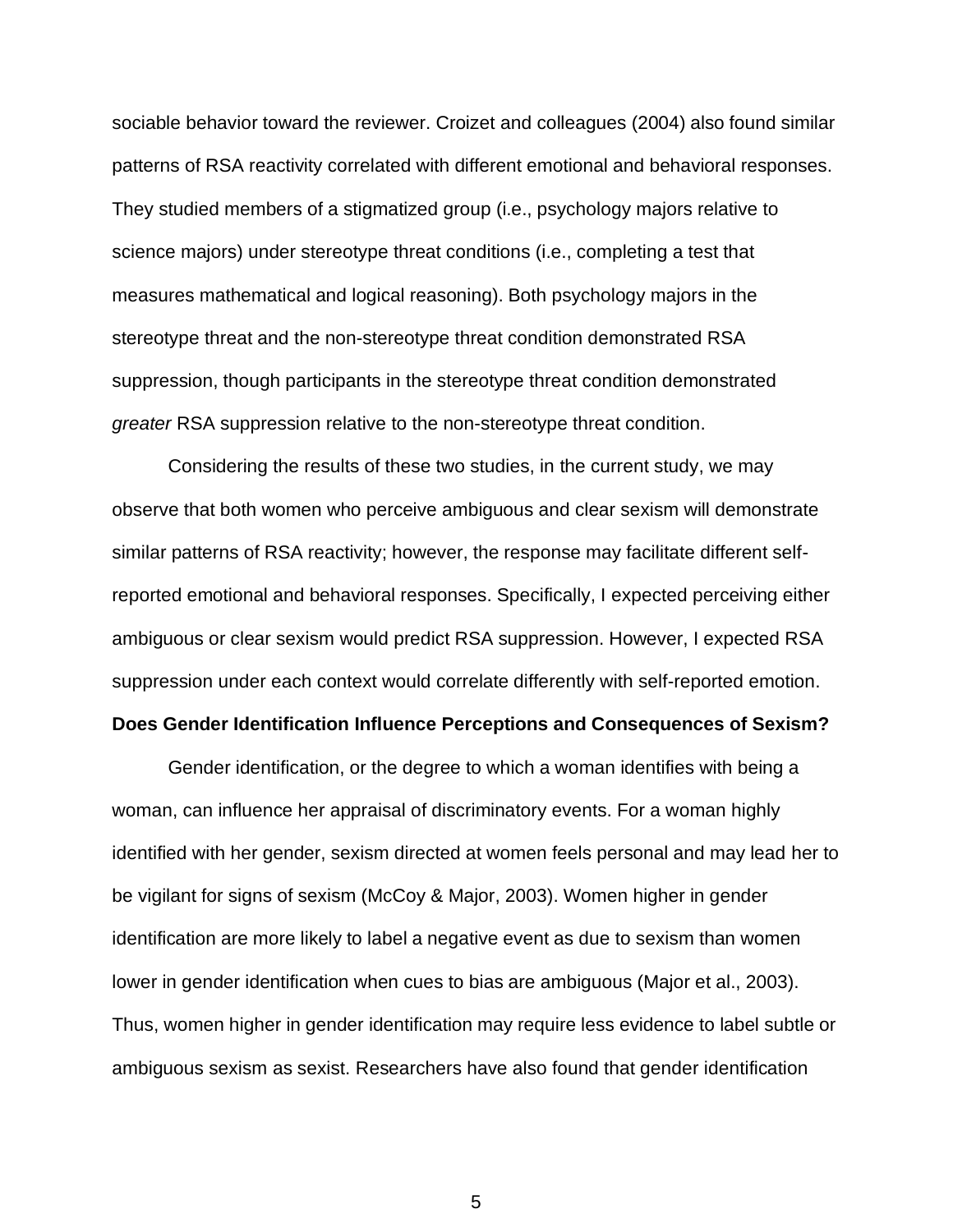sociable behavior toward the reviewer. Croizet and colleagues (2004) also found similar patterns of RSA reactivity correlated with different emotional and behavioral responses. They studied members of a stigmatized group (i.e., psychology majors relative to science majors) under stereotype threat conditions (i.e., completing a test that measures mathematical and logical reasoning). Both psychology majors in the stereotype threat and the non-stereotype threat condition demonstrated RSA suppression, though participants in the stereotype threat condition demonstrated *greater* RSA suppression relative to the non-stereotype threat condition.

Considering the results of these two studies, in the current study, we may observe that both women who perceive ambiguous and clear sexism will demonstrate similar patterns of RSA reactivity; however, the response may facilitate different self-reported emotional and behavioral responses. Specifically, I expected perceiving either ambiguous or clear sexism would predict RSA suppression. However, I expected RSA suppression under each context would correlate differently with self-reported emotion.

**Does Gender Identification Influence Perceptions and Consequences of Sexism?**

Gender identification, or the degree to which a woman identifies with being a woman, can influence her appraisal of discriminatory events. For a woman highly identified with her gender, sexism directed at women feels personal and may lead her to be vigilant for signs of sexism (McCoy & Major, 2003). Women higher in gender identification are more likely to label a negative event as due to sexism than women lower in gender identification when cues to bias are ambiguous (Major et al., 2003). Thus, women higher in gender identification may require less evidence to label subtle or ambiguous sexism as sexist. Researchers have also found that gender identification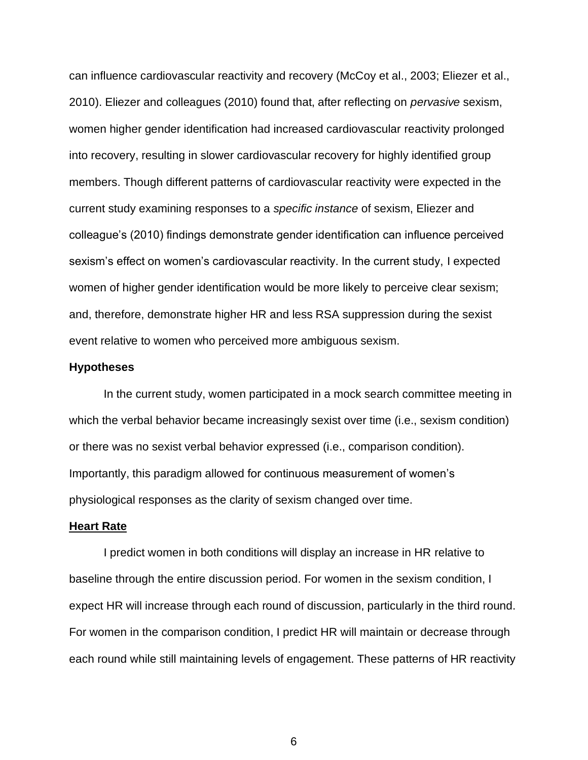can influence cardiovascular reactivity and recovery (McCoy et al., 2003; Eliezer et al., 2010). Eliezer and colleagues (2010) found that, after reflecting on *pervasive* sexism, women higher gender identification had increased cardiovascular reactivity prolonged into recovery, resulting in slower cardiovascular recovery for highly identified group members. Though different patterns of cardiovascular reactivity were expected in the current study examining responses to a *specific instance* of sexism, Eliezer and colleague's (2010) findings demonstrate gender identification can influence perceived sexism's effect on women's cardiovascular reactivity. In the current study, I expected women of higher gender identification would be more likely to perceive clear sexism; and, therefore, demonstrate higher HR and less RSA suppression during the sexist event relative to women who perceived more ambiguous sexism.

## Hypotheses

In the current study, women participated in a mock search committee meeting in which the verbal behavior became increasingly sexist over time (i.e., sexism condition) or there was no sexist verbal behavior expressed (i.e., comparison condition). Importantly, this paradigm allowed for continuous measurement of women's physiological responses as the clarity of sexism changed over time.

### Heart Rate

I predict women in both conditions will display an increase in HR relative to baseline through the entire discussion period. For women in the sexism condition, I expect HR will increase through each round of discussion, particularly in the third round. For women in the comparison condition, I predict HR will maintain or decrease through each round while still maintaining levels of engagement. These patterns of HR reactivity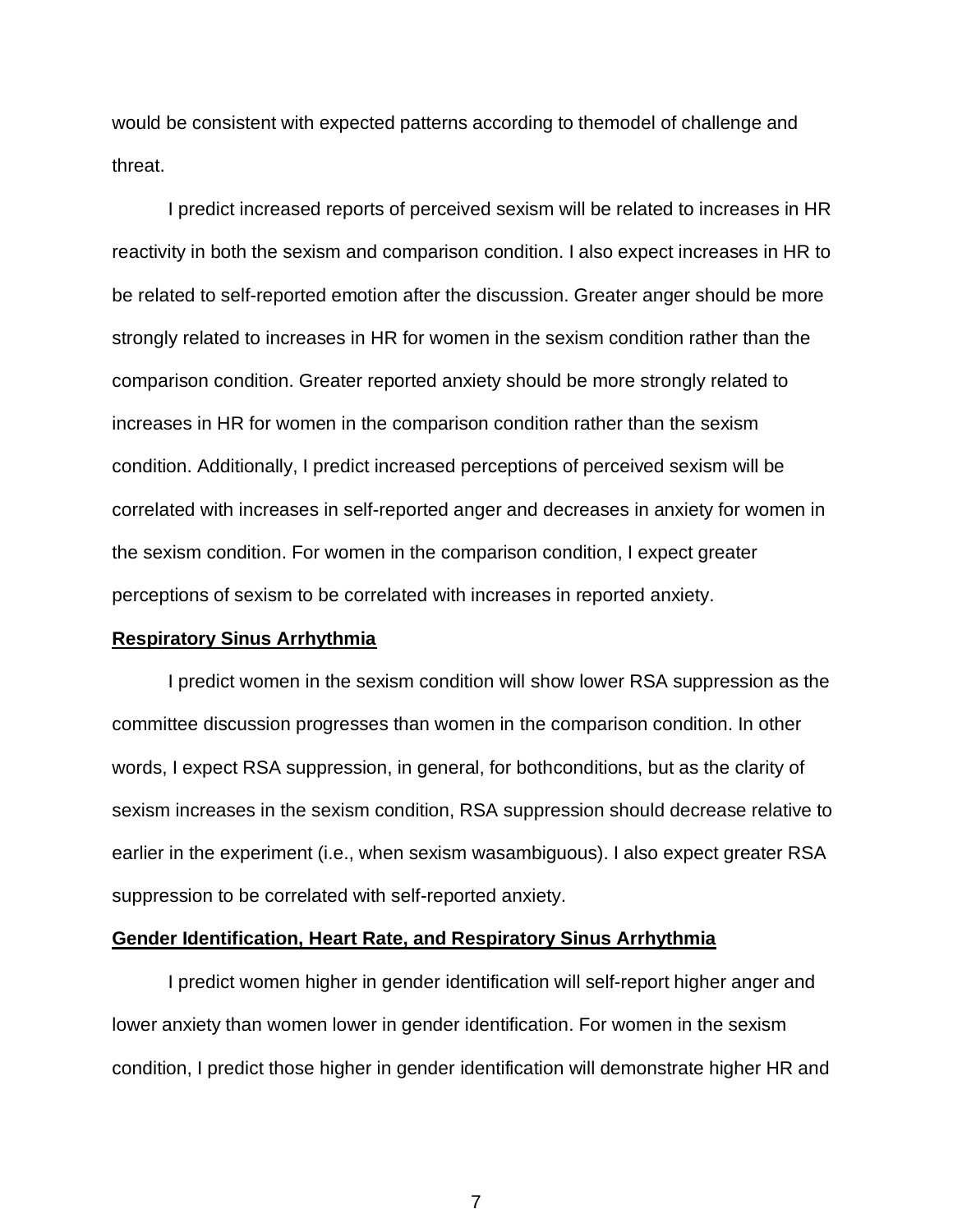would be consistent with expected patterns according to themodel of challenge and threat.

I predict increased reports of perceived sexism will be related to increases in HR reactivity in both the sexism and comparison condition. I also expect increases in HR to be related to self-reported emotion after the discussion. Greater anger should be more strongly related to increases in HR for women in the sexism condition rather than the comparison condition. Greater reported anxiety should be more strongly related to increases in HR for women in the comparison condition rather than the sexism condition. Additionally, I predict increased perceptions of perceived sexism will be correlated with increases in self-reported anger and decreases in anxiety for women in the sexism condition. For women in the comparison condition, I expect greater perceptions of sexism to be correlated with increases in reported anxiety.

**Respiratory Sinus Arrhythmia**

I predict women in the sexism condition will show lower RSA suppression as the committee discussion progresses than women in the comparison condition. In other words, I expect RSA suppression, in general, for bothconditions, but as the clarity of sexism increases in the sexism condition, RSA suppression should decrease relative to earlier in the experiment (i.e., when sexism wasambiguous). I also expect greater RSA suppression to be correlated with self-reported anxiety.

**Gender Identification, Heart Rate, and Respiratory Sinus Arrhythmia**

I predict women higher in gender identification will self-report higher anger and lower anxiety than women lower in gender identification. For women in the sexism condition, I predict those higher in gender identification will demonstrate higher HR and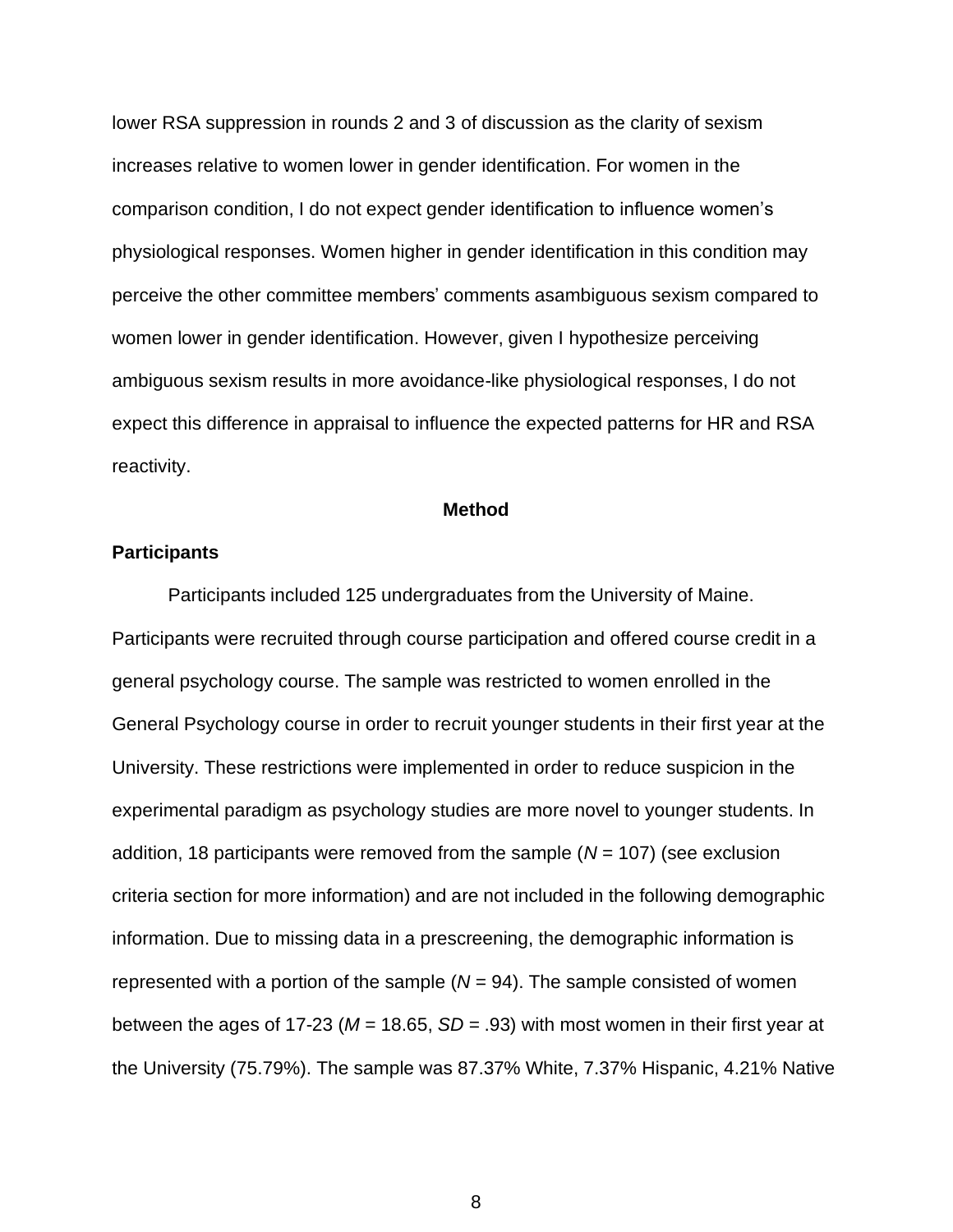lower RSA suppression in rounds 2 and 3 of discussion as the clarity of sexism increases relative to women lower in gender identification. For women in the comparison condition, I do not expect gender identification to influence women's physiological responses. Women higher in gender identification in this condition may perceive the other committee members' comments asambiguous sexism compared to women lower in gender identification. However, given I hypothesize perceiving ambiguous sexism results in more avoidance-like physiological responses, I do not expect this difference in appraisal to influence the expected patterns for HR and RSA reactivity.

## Method

### Participants

Participants included 125 undergraduates from the University of Maine. Participants were recruited through course participation and offered course credit in a general psychology course. The sample was restricted to women enrolled in the General Psychology course in order to recruit younger students in their first year at the University. These restrictions were implemented in order to reduce suspicion in the experimental paradigm as psychology studies are more novel to younger students. In addition, 18 participants were removed from the sample ($N$ = 107) (see exclusion criteria section for more information) and are not included in the following demographic information. Due to missing data in a prescreening, the demographic information is represented with a portion of the sample ($N$ = 94). The sample consisted of women between the ages of 17-23 ($M$ = 18.65, $SD$ = .93) with most women in their first year at the University (75.79%). The sample was 87.37% White, 7.37% Hispanic, 4.21% Native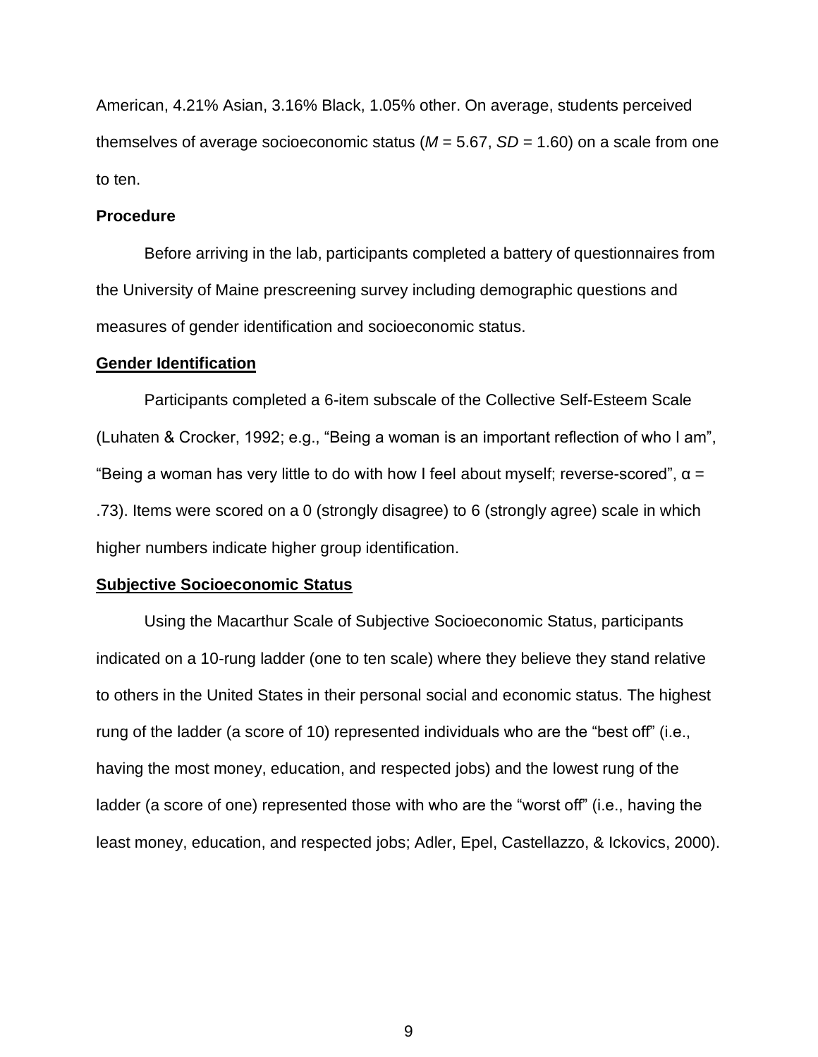American, 4.21% Asian, 3.16% Black, 1.05% other. On average, students perceived themselves of average socioeconomic status (*M* = 5.67, *SD* = 1.60) on a scale from one to ten.

**Procedure**

Before arriving in the lab, participants completed a battery of questionnaires from the University of Maine prescreening survey including demographic questions and measures of gender identification and socioeconomic status.

**Gender Identification**

Participants completed a 6-item subscale of the Collective Self-Esteem Scale (Luhaten & Crocker, 1992; e.g., "Being a woman is an important reflection of who I am", "Being a woman has very little to do with how I feel about myself; reverse-scored", $\alpha$ = .73). Items were scored on a 0 (strongly disagree) to 6 (strongly agree) scale in which higher numbers indicate higher group identification.

**Subjective Socioeconomic Status**

Using the Macarthur Scale of Subjective Socioeconomic Status, participants indicated on a 10-rung ladder (one to ten scale) where they believe they stand relative to others in the United States in their personal social and economic status. The highest rung of the ladder (a score of 10) represented individuals who are the "best off" (i.e., having the most money, education, and respected jobs) and the lowest rung of the ladder (a score of one) represented those with who are the "worst off" (i.e., having the least money, education, and respected jobs; Adler, Epel, Castellazzo, & Ickovics, 2000).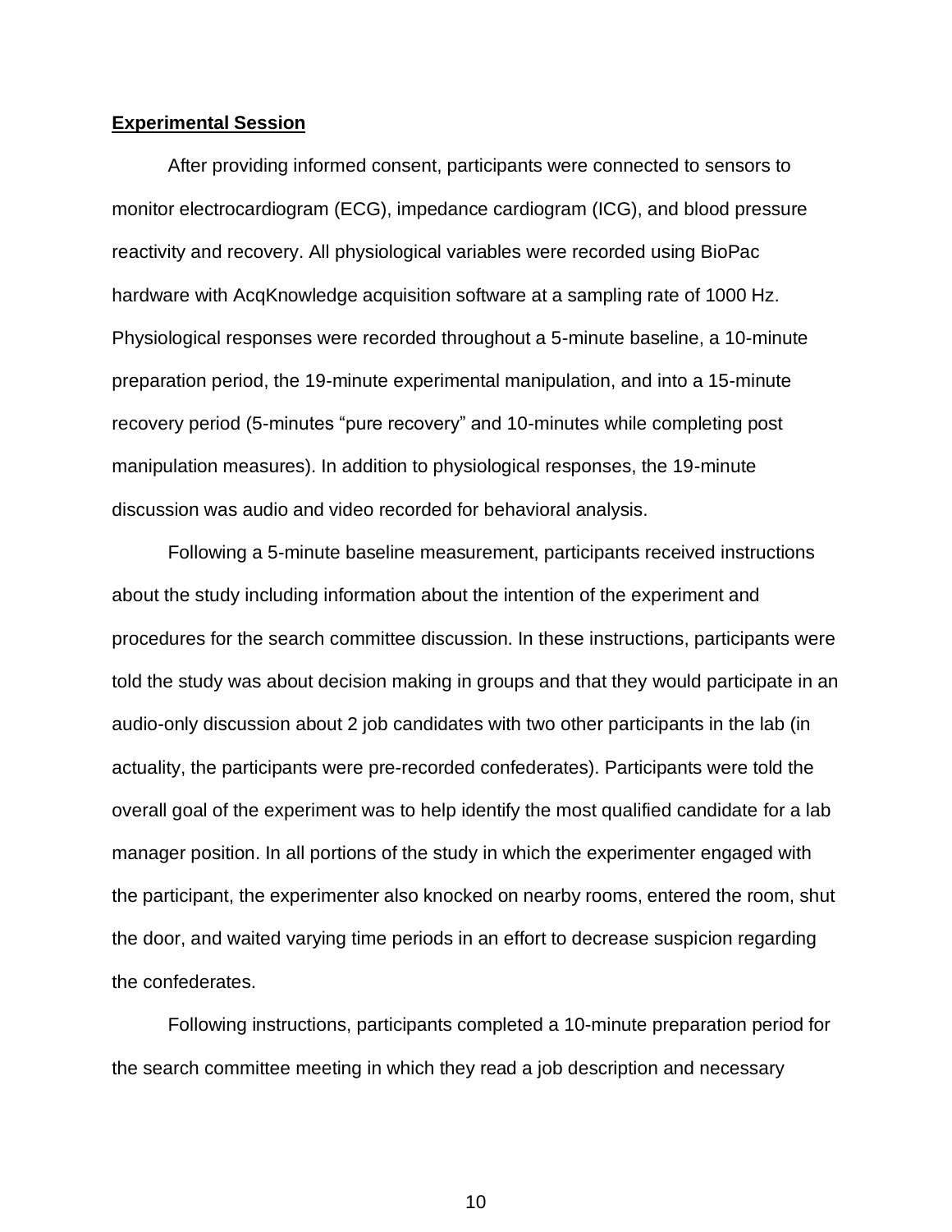**Experimental Session**

After providing informed consent, participants were connected to sensors to monitor electrocardiogram (ECG), impedance cardiogram (ICG), and blood pressure reactivity and recovery. All physiological variables were recorded using BioPac hardware with AcqKnowledge acquisition software at a sampling rate of 1000 Hz. Physiological responses were recorded throughout a 5-minute baseline, a 10-minute preparation period, the 19-minute experimental manipulation, and into a 15-minute recovery period (5-minutes "pure recovery" and 10-minutes while completing post manipulation measures). In addition to physiological responses, the 19-minute discussion was audio and video recorded for behavioral analysis.

Following a 5-minute baseline measurement, participants received instructions about the study including information about the intention of the experiment and procedures for the search committee discussion. In these instructions, participants were told the study was about decision making in groups and that they would participate in an audio-only discussion about 2 job candidates with two other participants in the lab (in actuality, the participants were pre-recorded confederates). Participants were told the overall goal of the experiment was to help identify the most qualified candidate for a lab manager position. In all portions of the study in which the experimenter engaged with the participant, the experimenter also knocked on nearby rooms, entered the room, shut the door, and waited varying time periods in an effort to decrease suspicion regarding the confederates.

Following instructions, participants completed a 10-minute preparation period for the search committee meeting in which they read a job description and necessary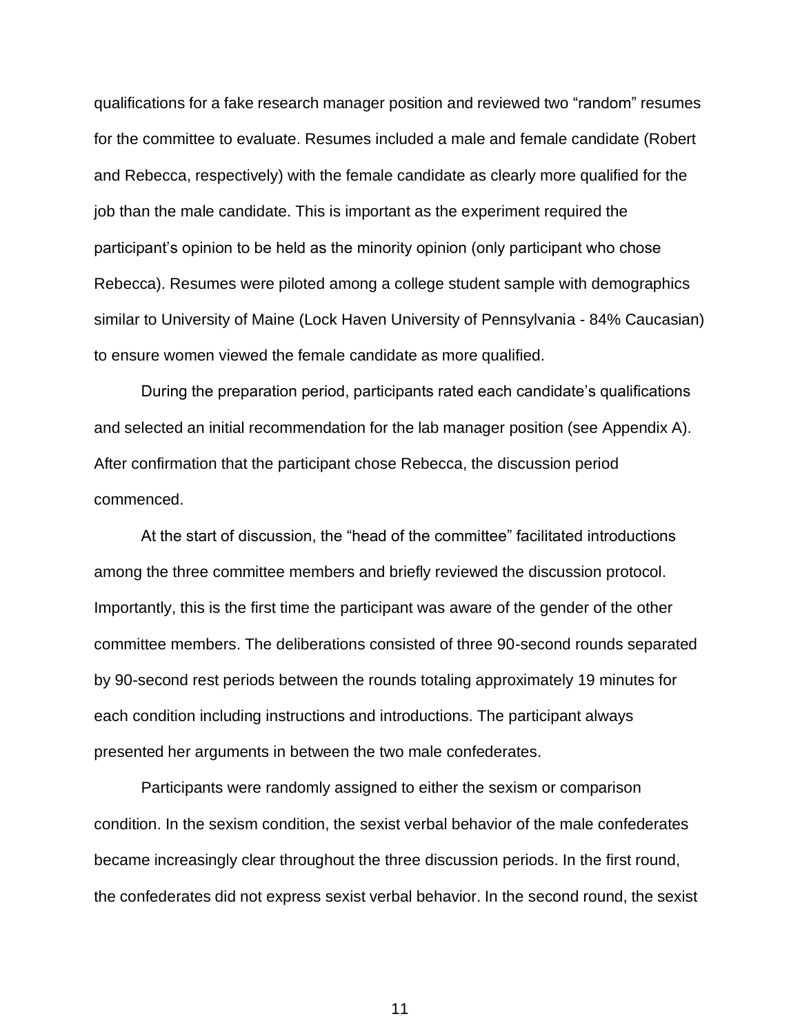qualifications for a fake research manager position and reviewed two "random" resumes for the committee to evaluate. Resumes included a male and female candidate (Robert and Rebecca, respectively) with the female candidate as clearly more qualified for the job than the male candidate. This is important as the experiment required the participant's opinion to be held as the minority opinion (only participant who chose Rebecca). Resumes were piloted among a college student sample with demographics similar to University of Maine (Lock Haven University of Pennsylvania - 84% Caucasian) to ensure women viewed the female candidate as more qualified.

During the preparation period, participants rated each candidate's qualifications and selected an initial recommendation for the lab manager position (see Appendix A). After confirmation that the participant chose Rebecca, the discussion period commenced.

At the start of discussion, the "head of the committee" facilitated introductions among the three committee members and briefly reviewed the discussion protocol. Importantly, this is the first time the participant was aware of the gender of the other committee members. The deliberations consisted of three 90-second rounds separated by 90-second rest periods between the rounds totaling approximately 19 minutes for each condition including instructions and introductions. The participant always presented her arguments in between the two male confederates.

Participants were randomly assigned to either the sexism or comparison condition. In the sexism condition, the sexist verbal behavior of the male confederates became increasingly clear throughout the three discussion periods. In the first round, the confederates did not express sexist verbal behavior. In the second round, the sexist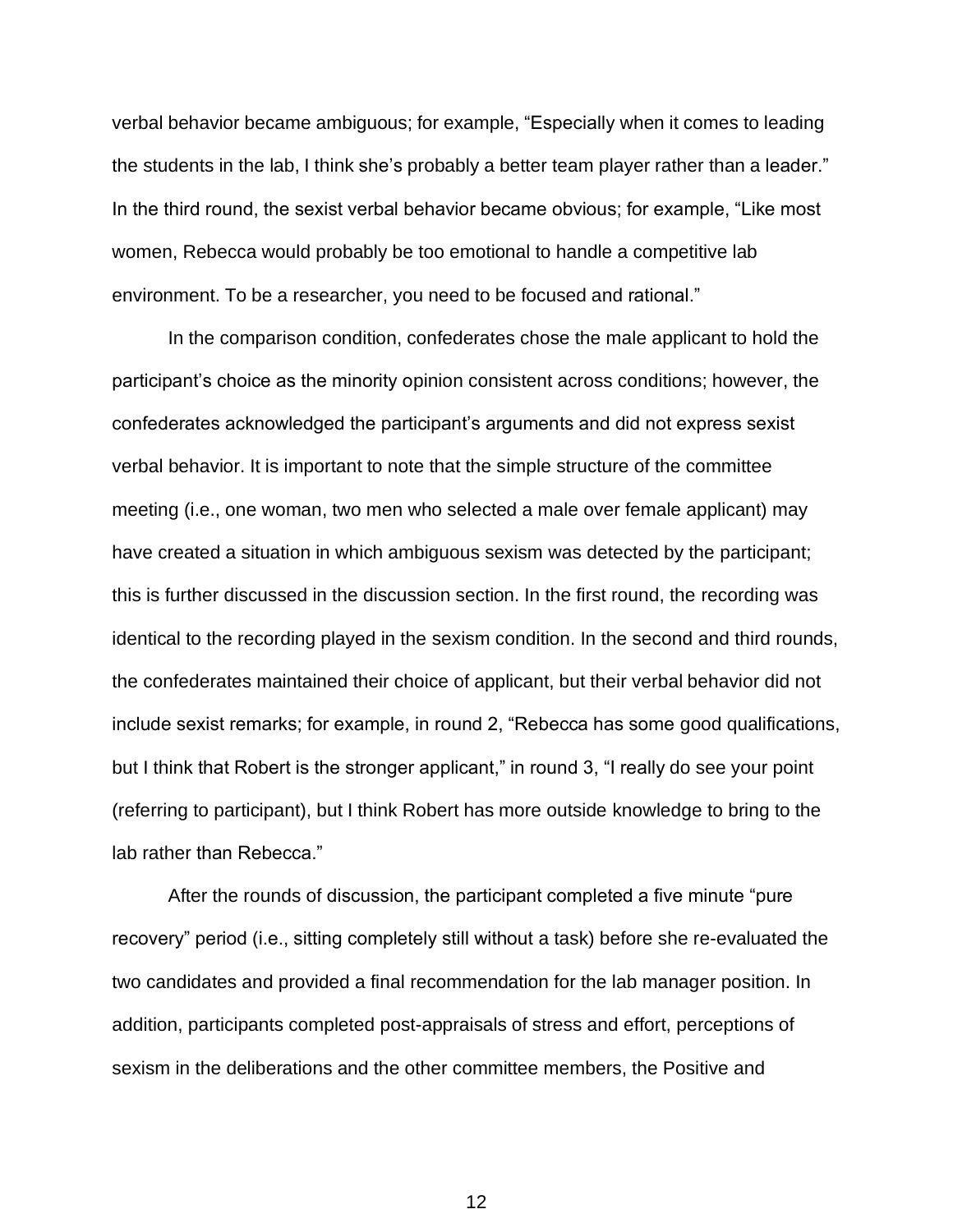verbal behavior became ambiguous; for example, “Especially when it comes to leading the students in the lab, I think she’s probably a better team player rather than a leader.” In the third round, the sexist verbal behavior became obvious; for example, “Like most women, Rebecca would probably be too emotional to handle a competitive lab environment. To be a researcher, you need to be focused and rational.”

In the comparison condition, confederates chose the male applicant to hold the participant’s choice as the minority opinion consistent across conditions; however, the confederates acknowledged the participant’s arguments and did not express sexist verbal behavior. It is important to note that the simple structure of the committee meeting (i.e., one woman, two men who selected a male over female applicant) may have created a situation in which ambiguous sexism was detected by the participant; this is further discussed in the discussion section. In the first round, the recording was identical to the recording played in the sexism condition. In the second and third rounds, the confederates maintained their choice of applicant, but their verbal behavior did not include sexist remarks; for example, in round 2, “Rebecca has some good qualifications, but I think that Robert is the stronger applicant,” in round 3, “I really do see your point (referring to participant), but I think Robert has more outside knowledge to bring to the lab rather than Rebecca.”

After the rounds of discussion, the participant completed a five minute “pure recovery” period (i.e., sitting completely still without a task) before she re-evaluated the two candidates and provided a final recommendation for the lab manager position. In addition, participants completed post-appraisals of stress and effort, perceptions of sexism in the deliberations and the other committee members, the Positive and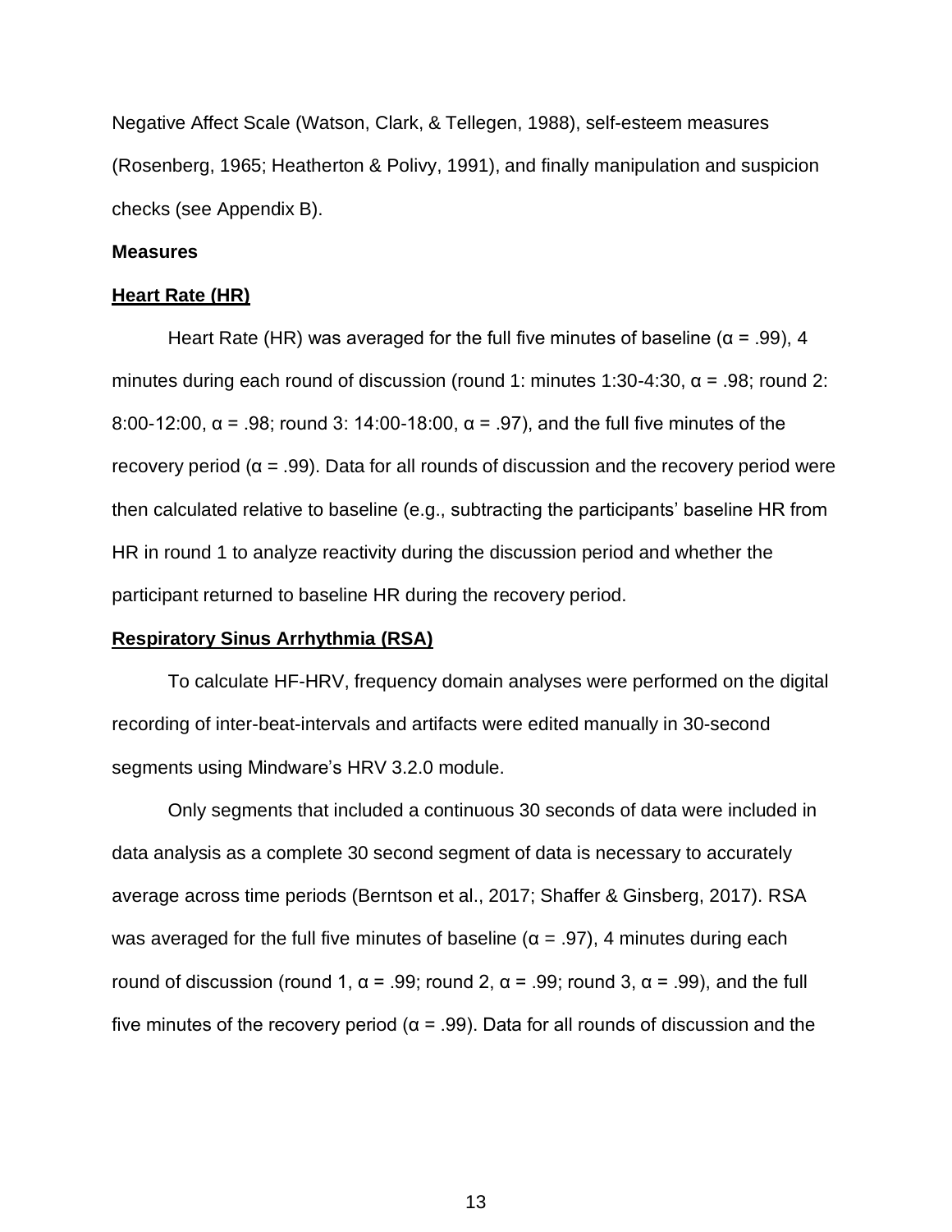Negative Affect Scale (Watson, Clark, & Tellegen, 1988), self-esteem measures (Rosenberg, 1965; Heatherton & Polivy, 1991), and finally manipulation and suspicion checks (see Appendix B).

**Measures**

**Heart Rate (HR)**

Heart Rate (HR) was averaged for the full five minutes of baseline ($\alpha$ = .99), 4 minutes during each round of discussion (round 1: minutes 1:30-4:30, $\alpha$ = .98; round 2: 8:00-12:00, $\alpha$ = .98; round 3: 14:00-18:00, $\alpha$ = .97), and the full five minutes of the recovery period ($\alpha$ = .99). Data for all rounds of discussion and the recovery period were then calculated relative to baseline (e.g., subtracting the participants' baseline HR from HR in round 1 to analyze reactivity during the discussion period and whether the participant returned to baseline HR during the recovery period.

**Respiratory Sinus Arrhythmia (RSA)**

To calculate HF-HRV, frequency domain analyses were performed on the digital recording of inter-beat-intervals and artifacts were edited manually in 30-second segments using Mindware's HRV 3.2.0 module.

Only segments that included a continuous 30 seconds of data were included in data analysis as a complete 30 second segment of data is necessary to accurately average across time periods (Berntson et al., 2017; Shaffer & Ginsberg, 2017). RSA was averaged for the full five minutes of baseline ($\alpha$ = .97), 4 minutes during each round of discussion (round 1, $\alpha$ = .99; round 2, $\alpha$ = .99; round 3, $\alpha$ = .99), and the full five minutes of the recovery period ($\alpha$ = .99). Data for all rounds of discussion and the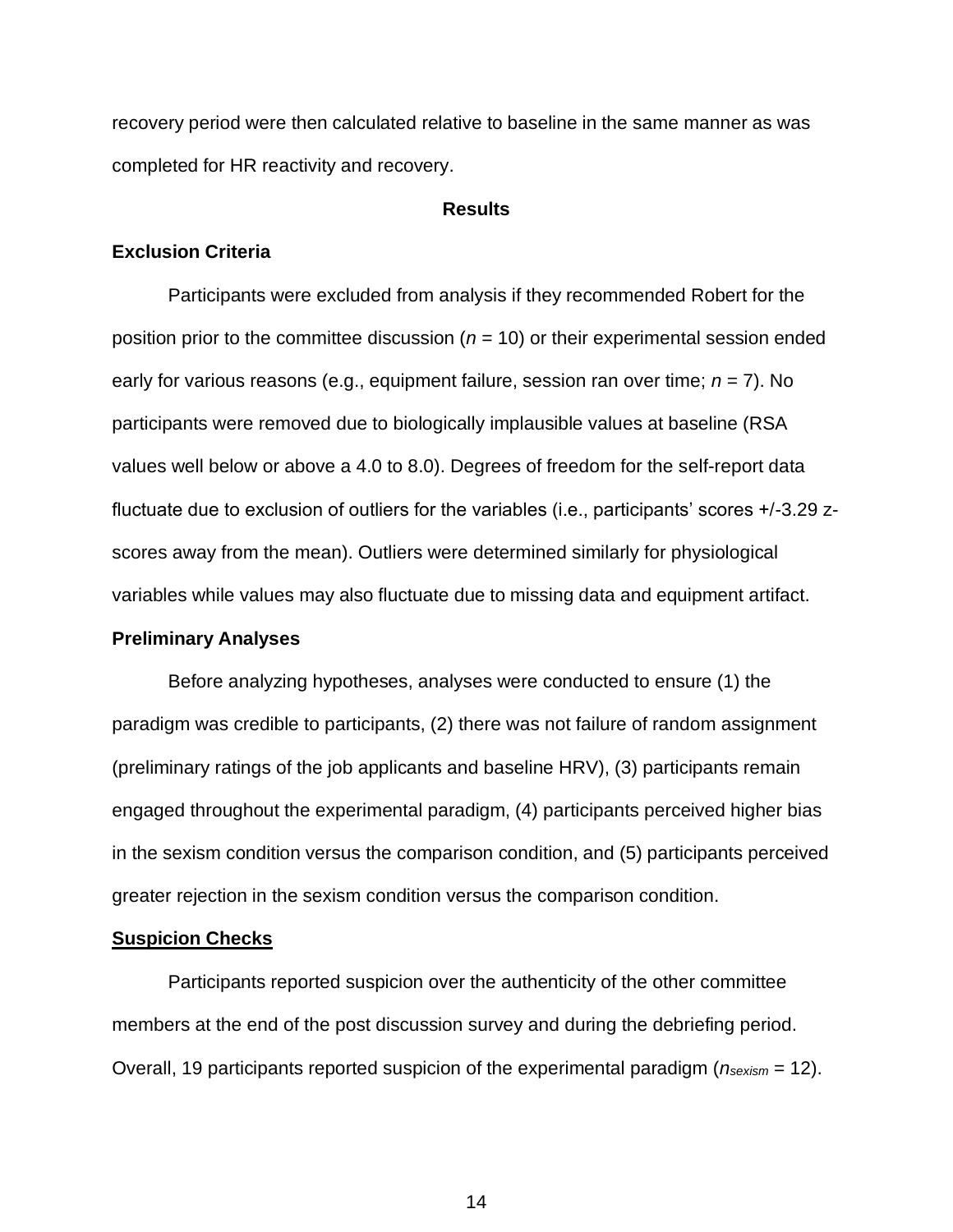recovery period were then calculated relative to baseline in the same manner as was completed for HR reactivity and recovery.

## Results

### Exclusion Criteria

Participants were excluded from analysis if they recommended Robert for the position prior to the committee discussion (*n* = 10) or their experimental session ended early for various reasons (e.g., equipment failure, session ran over time; *n* = 7). No participants were removed due to biologically implausible values at baseline (RSA values well below or above a 4.0 to 8.0). Degrees of freedom for the self-report data fluctuate due to exclusion of outliers for the variables (i.e., participants' scores +/-3.29 z-scores away from the mean). Outliers were determined similarly for physiological variables while values may also fluctuate due to missing data and equipment artifact.

### Preliminary Analyses

Before analyzing hypotheses, analyses were conducted to ensure (1) the paradigm was credible to participants, (2) there was not failure of random assignment (preliminary ratings of the job applicants and baseline HRV), (3) participants remain engaged throughout the experimental paradigm, (4) participants perceived higher bias in the sexism condition versus the comparison condition, and (5) participants perceived greater rejection in the sexism condition versus the comparison condition.

### Suspicion Checks

Participants reported suspicion over the authenticity of the other committee members at the end of the post discussion survey and during the debriefing period. Overall, 19 participants reported suspicion of the experimental paradigm ($n_{sexism}$ = 12).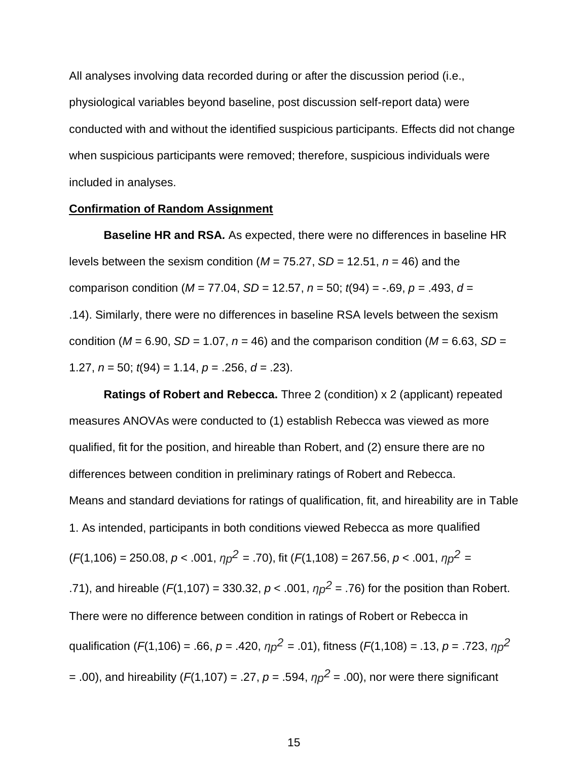All analyses involving data recorded during or after the discussion period (i.e., physiological variables beyond baseline, post discussion self-report data) were conducted with and without the identified suspicious participants. Effects did not change when suspicious participants were removed; therefore, suspicious individuals were included in analyses.

## Confirmation of Random Assignment

**Baseline HR and RSA.** As expected, there were no differences in baseline HR levels between the sexism condition ($M$ = 75.27, $SD$ = 12.51, $n$ = 46) and the comparison condition ($M$ = 77.04, $SD$ = 12.57, $n$ = 50; $t(94)$ = -.69, $p$ = .493, $d$ = .14). Similarly, there were no differences in baseline RSA levels between the sexism condition ($M$ = 6.90, $SD$ = 1.07, $n$ = 46) and the comparison condition ($M$ = 6.63, $SD$ = 1.27, $n$ = 50; $t(94)$ = 1.14, $p$ = .256, $d$ = .23).

**Ratings of Robert and Rebecca.** Three 2 (condition) x 2 (applicant) repeated measures ANOVAs were conducted to (1) establish Rebecca was viewed as more qualified, fit for the position, and hireable than Robert, and (2) ensure there are no differences between condition in preliminary ratings of Robert and Rebecca. Means and standard deviations for ratings of qualification, fit, and hireability are in Table 1. As intended, participants in both conditions viewed Rebecca as more qualified ($F(1,106)$ = 250.08, $p$ < .001, $\eta p^2$ = .70), fit ($F(1,108)$ = 267.56, $p$ < .001, $\eta p^2$ = .71), and hireable ($F(1,107)$ = 330.32, $p$ < .001, $\eta p^2$ = .76) for the position than Robert. There were no difference between condition in ratings of Robert or Rebecca in qualification ($F(1,106)$ = .66, $p$ = .420, $\eta p^2$ = .01), fitness ($F(1,108)$ = .13, $p$ = .723, $\eta p^2$ = .00), and hireability ($F(1,107)$ = .27, $p$ = .594, $\eta p^2$ = .00), nor were there significant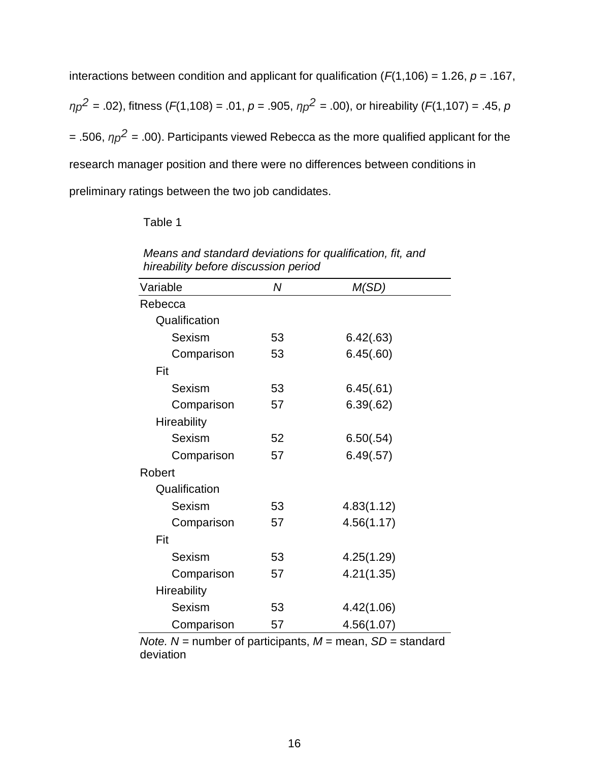interactions between condition and applicant for qualification ($F$(1,106) = 1.26, $p$ = .167, $\eta p^2$ = .02), fitness ($F$(1,108) = .01, $p$ = .905, $\eta p^2$ = .00), or hireability ($F$(1,107) = .45, $p$ = .506, $\eta p^2$ = .00). Participants viewed Rebecca as the more qualified applicant for the research manager position and there were no differences between conditions in preliminary ratings between the two job candidates.

Table 1

*Means and standard deviations for qualification, fit, and hireability before discussion period*

| Variable | *N* | *M(SD)* |
|---|---|---|
| Rebecca | | |
| Qualification | | |
| Sexism | 53 | 6.42(.63) |
| Comparison | 53 | 6.45(.60) |
| Fit | | |
| Sexism | 53 | 6.45(.61) |
| Comparison | 57 | 6.39(.62) |
| Hireability | | |
| Sexism | 52 | 6.50(.54) |
| Comparison | 57 | 6.49(.57) |
| Robert | | |
| Qualification | | |
| Sexism | 53 | 4.83(1.12) |
| Comparison | 57 | 4.56(1.17) |
| Fit | | |
| Sexism | 53 | 4.25(1.29) |
| Comparison | 57 | 4.21(1.35) |
| Hireability | | |
| Sexism | 53 | 4.42(1.06) |
| Comparison | 57 | 4.56(1.07) |

*Note.* *N* = number of participants, *M* = mean, *SD* = standard deviation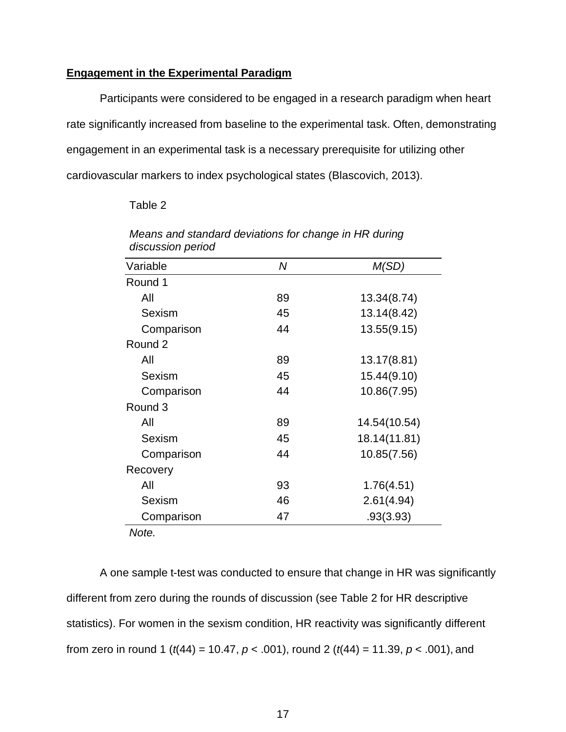**Engagement in the Experimental Paradigm**

Participants were considered to be engaged in a research paradigm when heart rate significantly increased from baseline to the experimental task. Often, demonstrating engagement in an experimental task is a necessary prerequisite for utilizing other cardiovascular markers to index psychological states (Blascovich, 2013).

Table 2

*Means and standard deviations for change in HR during discussion period*

| Variable | *N* | *M(SD)* |
|---|---|---|
| Round 1 | | |
| All | 89 | 13.34(8.74) |
| Sexism | 45 | 13.14(8.42) |
| Comparison | 44 | 13.55(9.15) |
| Round 2 | | |
| All | 89 | 13.17(8.81) |
| Sexism | 45 | 15.44(9.10) |
| Comparison | 44 | 10.86(7.95) |
| Round 3 | | |
| All | 89 | 14.54(10.54) |
| Sexism | 45 | 18.14(11.81) |
| Comparison | 44 | 10.85(7.56) |
| Recovery | | |
| All | 93 | 1.76(4.51) |
| Sexism | 46 | 2.61(4.94) |
| Comparison | 47 | .93(3.93) |

*Note.*

A one sample t-test was conducted to ensure that change in HR was significantly different from zero during the rounds of discussion (see Table 2 for HR descriptive statistics). For women in the sexism condition, HR reactivity was significantly different from zero in round 1 ($t(44) = 10.47$, $p < .001$), round 2 ($t(44) = 11.39$, $p < .001$), and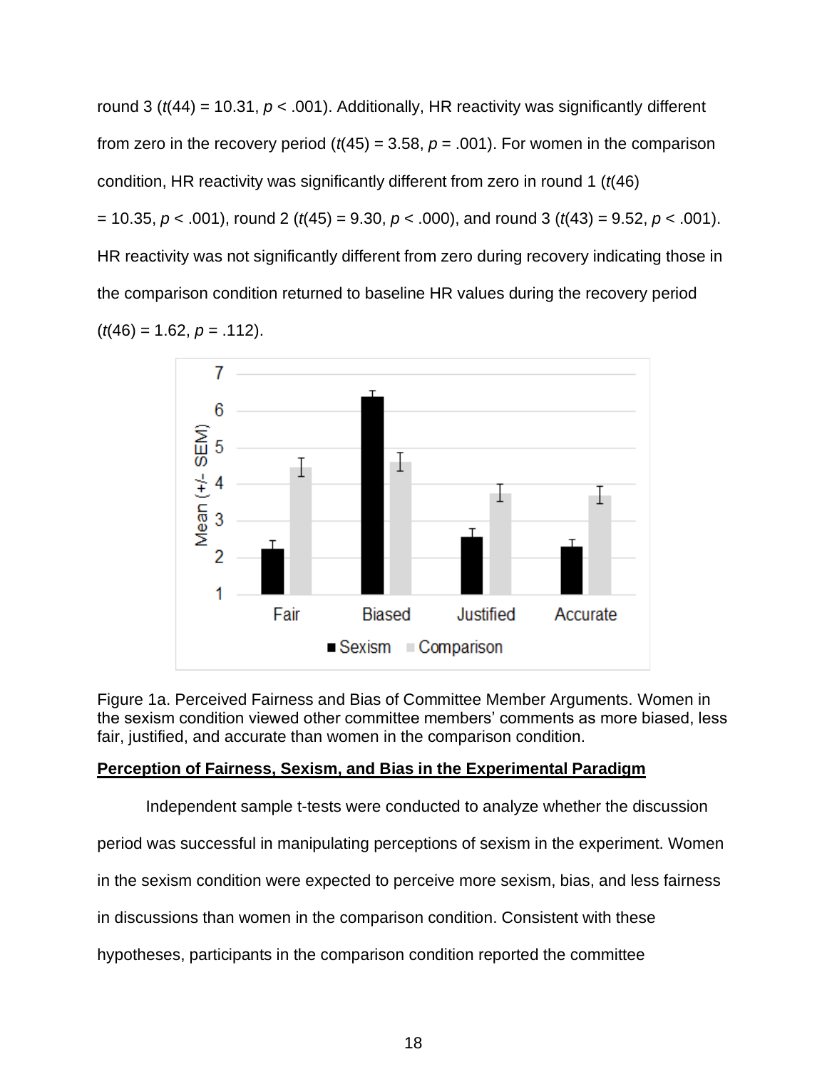round 3 ($t(44) = 10.31$, $p < .001$). Additionally, HR reactivity was significantly different from zero in the recovery period ($t(45) = 3.58$, $p = .001$). For women in the comparison condition, HR reactivity was significantly different from zero in round 1 ($t(46) = 10.35$, $p < .001$), round 2 ($t(45) = 9.30$, $p < .000$), and round 3 ($t(43) = 9.52$, $p < .001$). HR reactivity was not significantly different from zero during recovery indicating those in the comparison condition returned to baseline HR values during the recovery period ($t(46) = 1.62$, $p = .112$).

Figure 1a. Perceived Fairness and Bias of Committee Member Arguments. Women in the sexism condition viewed other committee members' comments as more biased, less fair, justified, and accurate than women in the comparison condition.

**Perception of Fairness, Sexism, and Bias in the Experimental Paradigm**

Independent sample t-tests were conducted to analyze whether the discussion period was successful in manipulating perceptions of sexism in the experiment. Women in the sexism condition were expected to perceive more sexism, bias, and less fairness in discussions than women in the comparison condition. Consistent with these hypotheses, participants in the comparison condition reported the committee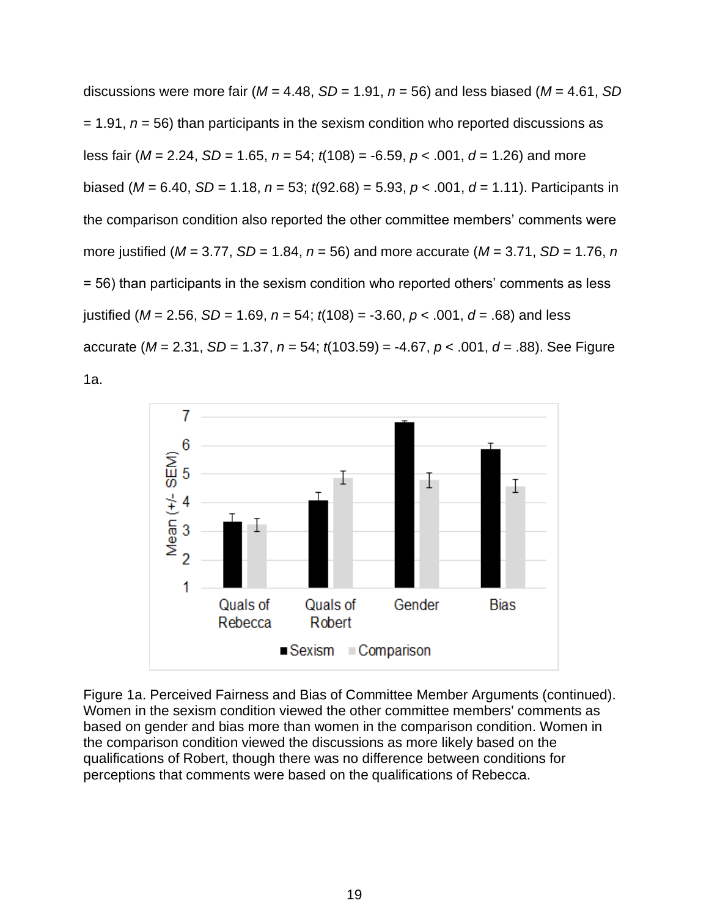discussions were more fair ($M$ = 4.48, $SD$ = 1.91, $n$ = 56) and less biased ($M$ = 4.61, $SD$ = 1.91, $n$ = 56) than participants in the sexism condition who reported discussions as less fair ($M$ = 2.24, $SD$ = 1.65, $n$ = 54; $t(108) = -6.59$, $p < .001$, $d$ = 1.26) and more biased ($M$ = 6.40, $SD$ = 1.18, $n$ = 53; $t(92.68) = 5.93$, $p < .001$, $d$ = 1.11). Participants in the comparison condition also reported the other committee members' comments were more justified ($M$ = 3.77, $SD$ = 1.84, $n$ = 56) and more accurate ($M$ = 3.71, $SD$ = 1.76, $n$ = 56) than participants in the sexism condition who reported others' comments as less justified ($M$ = 2.56, $SD$ = 1.69, $n$ = 54; $t(108) = -3.60$, $p < .001$, $d$ = .68) and less accurate ($M$ = 2.31, $SD$ = 1.37, $n$ = 54; $t(103.59) = -4.67$, $p < .001$, $d$ = .88). See Figure 1a.

Figure 1a. Perceived Fairness and Bias of Committee Member Arguments (continued). Women in the sexism condition viewed the other committee members' comments as based on gender and bias more than women in the comparison condition. Women in the comparison condition viewed the discussions as more likely based on the qualifications of Robert, though there was no difference between conditions for perceptions that comments were based on the qualifications of Rebecca.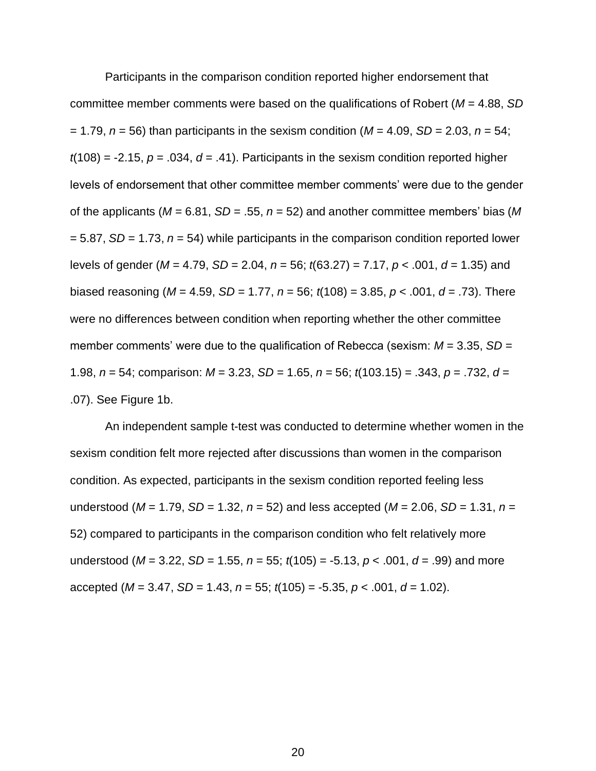Participants in the comparison condition reported higher endorsement that committee member comments were based on the qualifications of Robert ($M = 4.88$, $SD = 1.79$, $n = 56$) than participants in the sexism condition ($M = 4.09$, $SD = 2.03$, $n = 54$; $t(108) = -2.15$, $p = .034$, $d = .41$). Participants in the sexism condition reported higher levels of endorsement that other committee member comments' were due to the gender of the applicants ($M = 6.81$, $SD = .55$, $n = 52$) and another committee members' bias ($M = 5.87$, $SD = 1.73$, $n = 54$) while participants in the comparison condition reported lower levels of gender ($M = 4.79$, $SD = 2.04$, $n = 56$; $t(63.27) = 7.17$, $p < .001$, $d = 1.35$) and biased reasoning ($M = 4.59$, $SD = 1.77$, $n = 56$; $t(108) = 3.85$, $p < .001$, $d = .73$). There were no differences between condition when reporting whether the other committee member comments' were due to the qualification of Rebecca (sexism: $M = 3.35$, $SD = 1.98$, $n = 54$; comparison: $M = 3.23$, $SD = 1.65$, $n = 56$; $t(103.15) = .343$, $p = .732$, $d = .07$). See Figure 1b.

An independent sample t-test was conducted to determine whether women in the sexism condition felt more rejected after discussions than women in the comparison condition. As expected, participants in the sexism condition reported feeling less understood ($M = 1.79$, $SD = 1.32$, $n = 52$) and less accepted ($M = 2.06$, $SD = 1.31$, $n = 52$) compared to participants in the comparison condition who felt relatively more understood ($M = 3.22$, $SD = 1.55$, $n = 55$; $t(105) = -5.13$, $p < .001$, $d = .99$) and more accepted ($M = 3.47$, $SD = 1.43$, $n = 55$; $t(105) = -5.35$, $p < .001$, $d = 1.02$).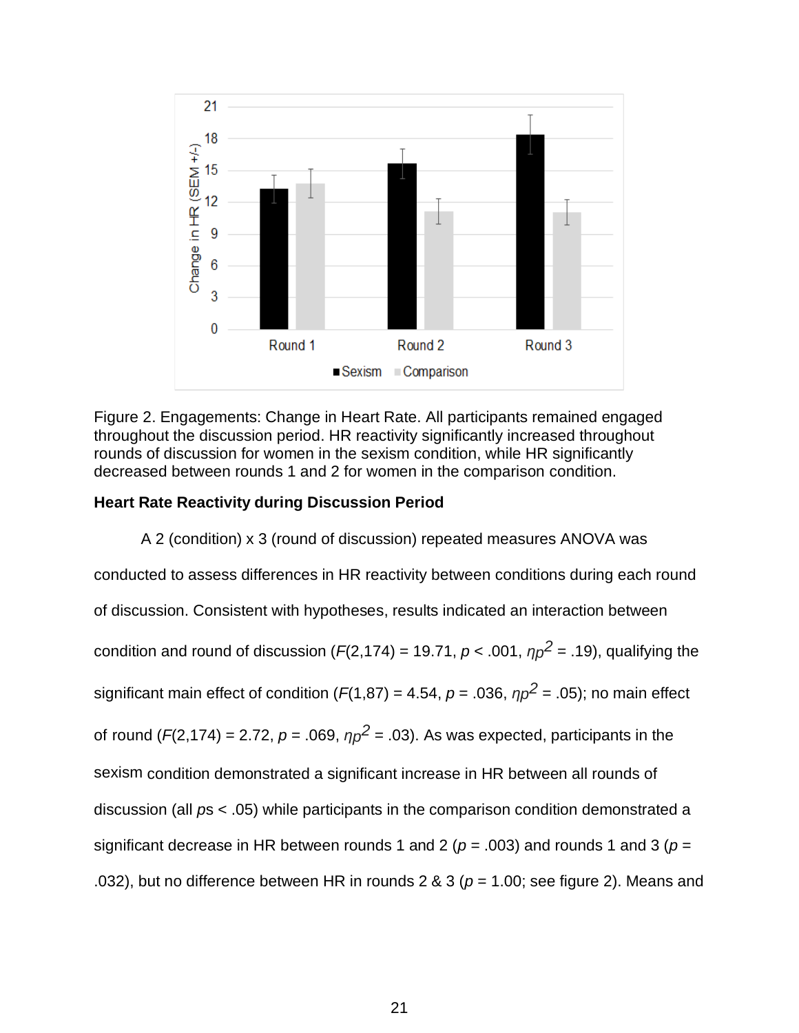Figure 2. Engagements: Change in Heart Rate. All participants remained engaged throughout the discussion period. HR reactivity significantly increased throughout rounds of discussion for women in the sexism condition, while HR significantly decreased between rounds 1 and 2 for women in the comparison condition.

**Heart Rate Reactivity during Discussion Period**

A 2 (condition) x 3 (round of discussion) repeated measures ANOVA was conducted to assess differences in HR reactivity between conditions during each round of discussion. Consistent with hypotheses, results indicated an interaction between condition and round of discussion ($F(2,174) = 19.71$, $p < .001$, $\eta p^2 = .19$), qualifying the significant main effect of condition ($F(1,87) = 4.54$, $p = .036$, $\eta p^2 = .05$); no main effect of round ($F(2,174) = 2.72$, $p = .069$, $\eta p^2 = .03$). As was expected, participants in the sexism condition demonstrated a significant increase in HR between all rounds of discussion (all *p*s < .05) while participants in the comparison condition demonstrated a significant decrease in HR between rounds 1 and 2 ($p = .003$) and rounds 1 and 3 ($p = .032$), but no difference between HR in rounds 2 & 3 ($p = 1.00$; see figure 2). Means and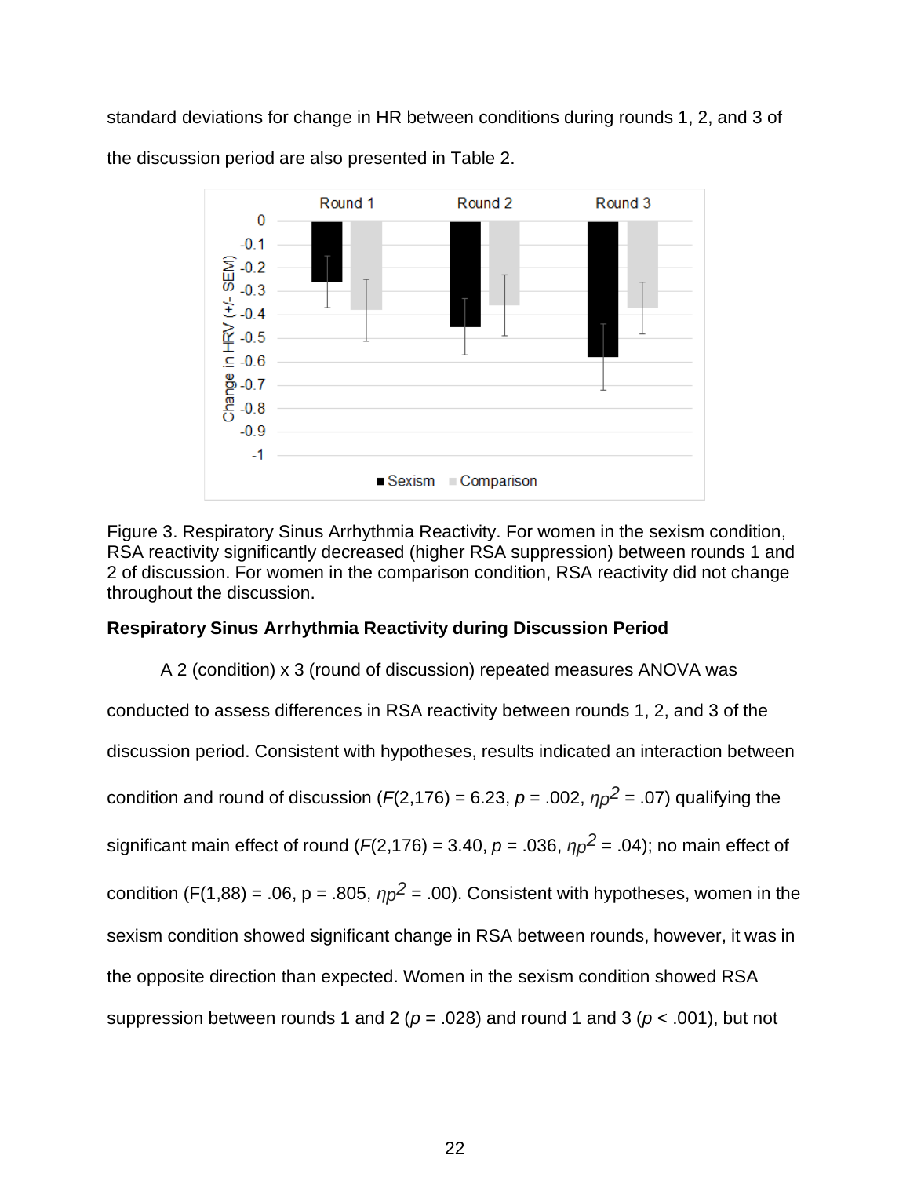standard deviations for change in HR between conditions during rounds 1, 2, and 3 of the discussion period are also presented in Table 2.

Figure 3. Respiratory Sinus Arrhythmia Reactivity. For women in the sexism condition, RSA reactivity significantly decreased (higher RSA suppression) between rounds 1 and 2 of discussion. For women in the comparison condition, RSA reactivity did not change throughout the discussion.

**Respiratory Sinus Arrhythmia Reactivity during Discussion Period**

A 2 (condition) x 3 (round of discussion) repeated measures ANOVA was conducted to assess differences in RSA reactivity between rounds 1, 2, and 3 of the discussion period. Consistent with hypotheses, results indicated an interaction between condition and round of discussion ($F(2,176) = 6.23$, $p = .002$, $\eta p^2 = .07$) qualifying the significant main effect of round ($F(2,176) = 3.40$, $p = .036$, $\eta p^2 = .04$); no main effect of condition ($F(1,88) = .06$, $p = .805$, $\eta p^2 = .00$). Consistent with hypotheses, women in the sexism condition showed significant change in RSA between rounds, however, it was in the opposite direction than expected. Women in the sexism condition showed RSA suppression between rounds 1 and 2 ($p = .028$) and round 1 and 3 ($p < .001$), but not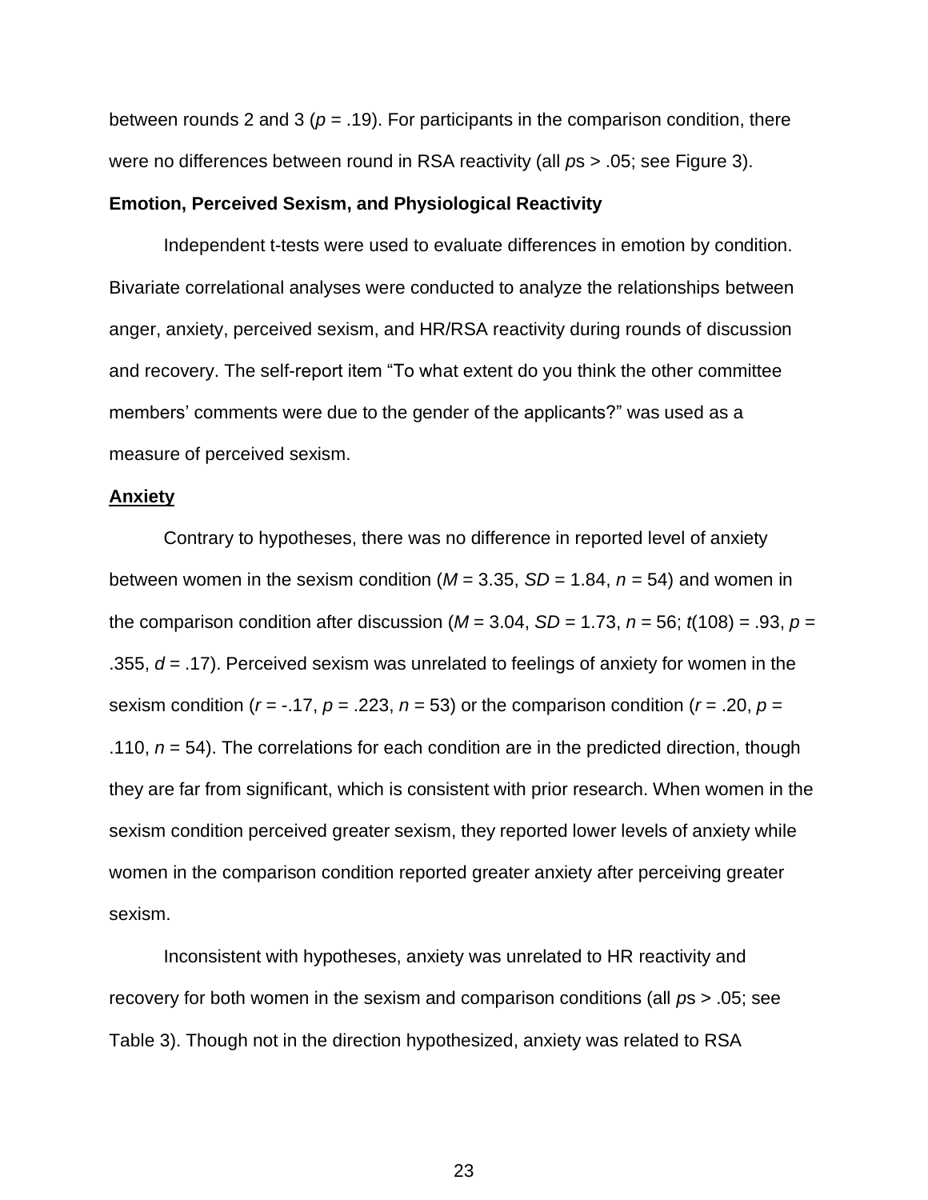between rounds 2 and 3 ($p$ = .19). For participants in the comparison condition, there were no differences between round in RSA reactivity (all $p$s > .05; see Figure 3).

**Emotion, Perceived Sexism, and Physiological Reactivity**

Independent t-tests were used to evaluate differences in emotion by condition. Bivariate correlational analyses were conducted to analyze the relationships between anger, anxiety, perceived sexism, and HR/RSA reactivity during rounds of discussion and recovery. The self-report item "To what extent do you think the other committee members' comments were due to the gender of the applicants?" was used as a measure of perceived sexism.

**Anxiety**

Contrary to hypotheses, there was no difference in reported level of anxiety between women in the sexism condition ($M$ = 3.35, $SD$ = 1.84, $n$ = 54) and women in the comparison condition after discussion ($M$ = 3.04, $SD$ = 1.73, $n$ = 56; $t(108)$ = .93, $p$ = .355, $d$ = .17). Perceived sexism was unrelated to feelings of anxiety for women in the sexism condition ($r$ = -.17, $p$ = .223, $n$ = 53) or the comparison condition ($r$ = .20, $p$ = .110, $n$ = 54). The correlations for each condition are in the predicted direction, though they are far from significant, which is consistent with prior research. When women in the sexism condition perceived greater sexism, they reported lower levels of anxiety while women in the comparison condition reported greater anxiety after perceiving greater sexism.

Inconsistent with hypotheses, anxiety was unrelated to HR reactivity and recovery for both women in the sexism and comparison conditions (all $p$s > .05; see Table 3). Though not in the direction hypothesized, anxiety was related to RSA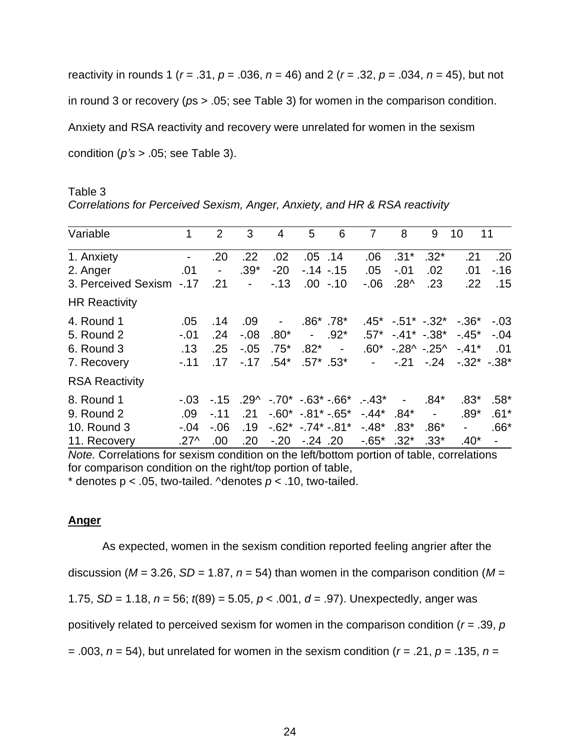reactivity in rounds 1 ($r = .31$, $p = .036$, $n = 46$) and 2 ($r = .32$, $p = .034$, $n = 45$), but not in round 3 or recovery (*p*s > .05; see Table 3) for women in the comparison condition. Anxiety and RSA reactivity and recovery were unrelated for women in the sexism condition (*p's* > .05; see Table 3).

Table 3
*Correlations for Perceived Sexism, Anger, Anxiety, and HR & RSA reactivity*

| Variable | 1 | 2 | 3 | 4 | 5 | 6 | 7 | 8 | 9 | 10 | 11 |
|---|---|---|---|---|---|---|---|---|---|---|---|
| 1. Anxiety | - | .20 | .22 | .02 | .05 | .14 | .06 | .31* | .32* | .21 | .20 |
| 2. Anger | .01 | - | .39* | -20 | -.14 | -.15 | .05 | -.01 | .02 | .01 | -.16 |
| 3. Perceived Sexism | -.17 | .21 | - | -.13 | .00 | -.10 | -.06 | .28^ | .23 | .22 | .15 |
| HR Reactivity | | | | | | | | | | | |
| 4. Round 1 | .05 | .14 | .09 | - | .86* | .78* | .45* | -.51* | -.32* | -.36* | -.03 |
| 5. Round 2 | -.01 | .24 | -.08 | .80* | - | .92* | .57* | -.41* | -.38* | -.45* | -.04 |
| 6. Round 3 | .13 | .25 | -.05 | .75* | .82* | - | .60* | -.28^ | -.25^ | -.41* | .01 |
| 7. Recovery | -.11 | .17 | -.17 | .54* | .57* | .53* | - | -.21 | -.24 | -.32* | -.38* |
| RSA Reactivity | | | | | | | | | | | |
| 8. Round 1 | -.03 | -.15 | .29^ | -.70* | -.63* | -.66* | .-.43* | - | .84* | .83* | .58* |
| 9. Round 2 | .09 | -.11 | .21 | -.60* | -.81* | -.65* | -.44* | .84* | - | .89* | .61* |
| 10. Round 3 | -.04 | -.06 | .19 | -.62* | -.74* | -.81* | -.48* | .83* | .86* | - | .66* |
| 11. Recovery | .27^ | .00 | .20 | -.20 | -.24 | .20 | -.65* | .32* | .33* | .40* | - |

*Note.* Correlations for sexism condition on the left/bottom portion of table, correlations for comparison condition on the right/top portion of table,
* denotes p < .05, two-tailed. ^denotes $p < .10$, two-tailed.

**Anger**

As expected, women in the sexism condition reported feeling angrier after the discussion ($M = 3.26$, $SD = 1.87$, $n = 54$) than women in the comparison condition ($M = 1.75$, $SD = 1.18$, $n = 56$; $t(89) = 5.05$, $p < .001$, $d = .97$). Unexpectedly, anger was positively related to perceived sexism for women in the comparison condition ($r = .39$, $p = .003$, $n = 54$), but unrelated for women in the sexism condition ($r = .21$, $p = .135$, $n =$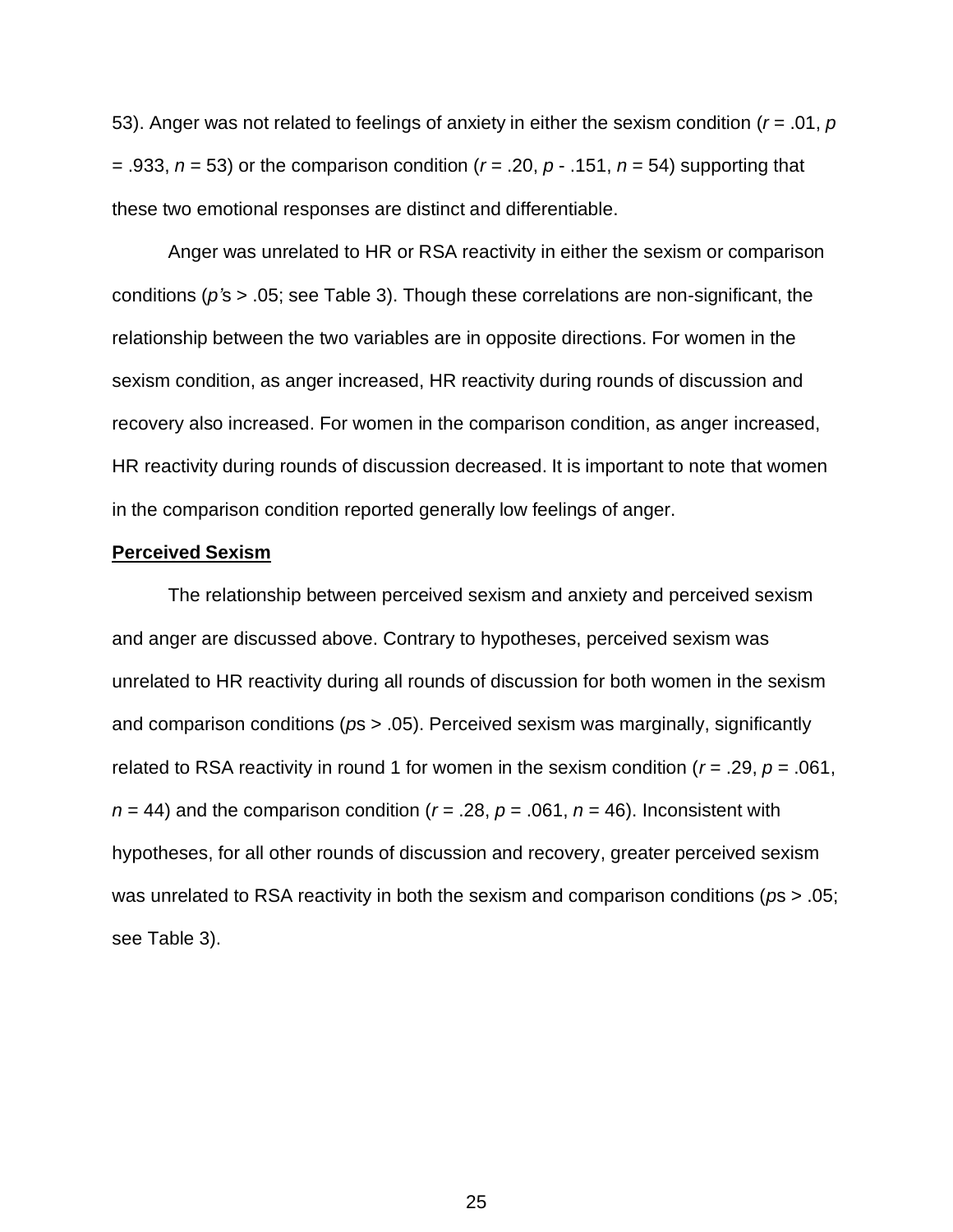53). Anger was not related to feelings of anxiety in either the sexism condition ($r$ = .01, $p$ = .933, $n$ = 53) or the comparison condition ($r$ = .20, $p$ - .151, $n$ = 54) supporting that these two emotional responses are distinct and differentiable.

Anger was unrelated to HR or RSA reactivity in either the sexism or comparison conditions ($p$'s > .05; see Table 3). Though these correlations are non-significant, the relationship between the two variables are in opposite directions. For women in the sexism condition, as anger increased, HR reactivity during rounds of discussion and recovery also increased. For women in the comparison condition, as anger increased, HR reactivity during rounds of discussion decreased. It is important to note that women in the comparison condition reported generally low feelings of anger.

**Perceived Sexism**

The relationship between perceived sexism and anxiety and perceived sexism and anger are discussed above. Contrary to hypotheses, perceived sexism was unrelated to HR reactivity during all rounds of discussion for both women in the sexism and comparison conditions ($p$s > .05). Perceived sexism was marginally, significantly related to RSA reactivity in round 1 for women in the sexism condition ($r$ = .29, $p$ = .061, $n$ = 44) and the comparison condition ($r$ = .28, $p$ = .061, $n$ = 46). Inconsistent with hypotheses, for all other rounds of discussion and recovery, greater perceived sexism was unrelated to RSA reactivity in both the sexism and comparison conditions ($p$s > .05; see Table 3).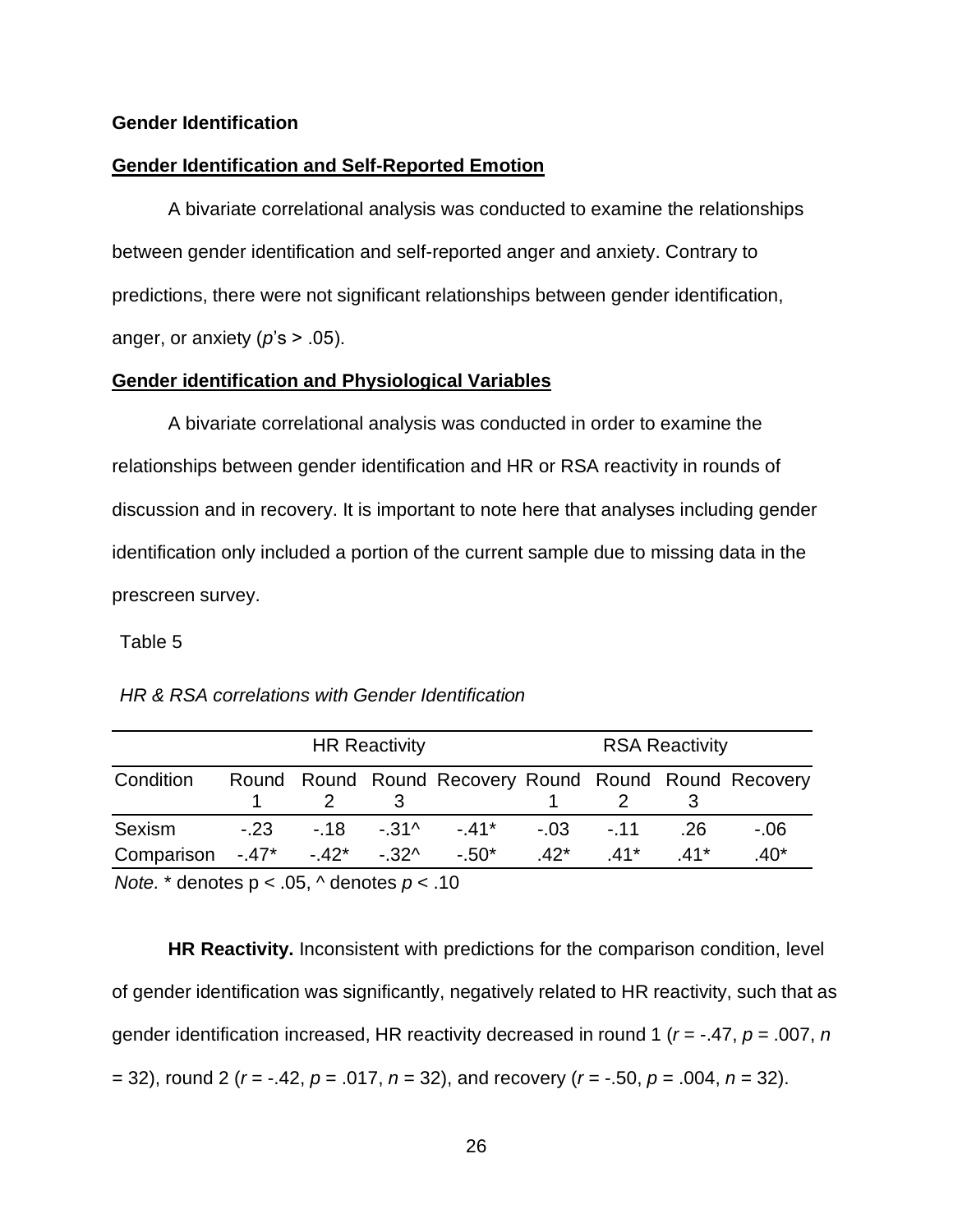**Gender Identification**

**Gender Identification and Self-Reported Emotion**

A bivariate correlational analysis was conducted to examine the relationships between gender identification and self-reported anger and anxiety. Contrary to predictions, there were not significant relationships between gender identification, anger, or anxiety (*p*'s > .05).

**Gender identification and Physiological Variables**

A bivariate correlational analysis was conducted in order to examine the relationships between gender identification and HR or RSA reactivity in rounds of discussion and in recovery. It is important to note here that analyses including gender identification only included a portion of the current sample due to missing data in the prescreen survey.

Table 5

*HR & RSA correlations with Gender Identification*

| | HR Reactivity | | | | RSA Reactivity | | | |
|---|---|---|---|---|---|---|---|---|
| Condition | Round 1 | Round 2 | Round 3 | Recovery | Round 1 | Round 2 | Round 3 | Recovery |
| Sexism | -.23 | -.18 | -.31^ | -.41* | -.03 | -.11 | .26 | -.06 |
| Comparison | -.47* | -.42* | -.32^ | -.50* | .42* | .41* | .41* | .40* |

*Note.* * denotes p < .05, ^ denotes *p* < .10

**HR Reactivity.** Inconsistent with predictions for the comparison condition, level of gender identification was significantly, negatively related to HR reactivity, such that as gender identification increased, HR reactivity decreased in round 1 (*r* = -.47, *p* = .007, *n* = 32), round 2 (*r* = -.42, *p* = .017, *n* = 32), and recovery (*r* = -.50, *p* = .004, *n* = 32).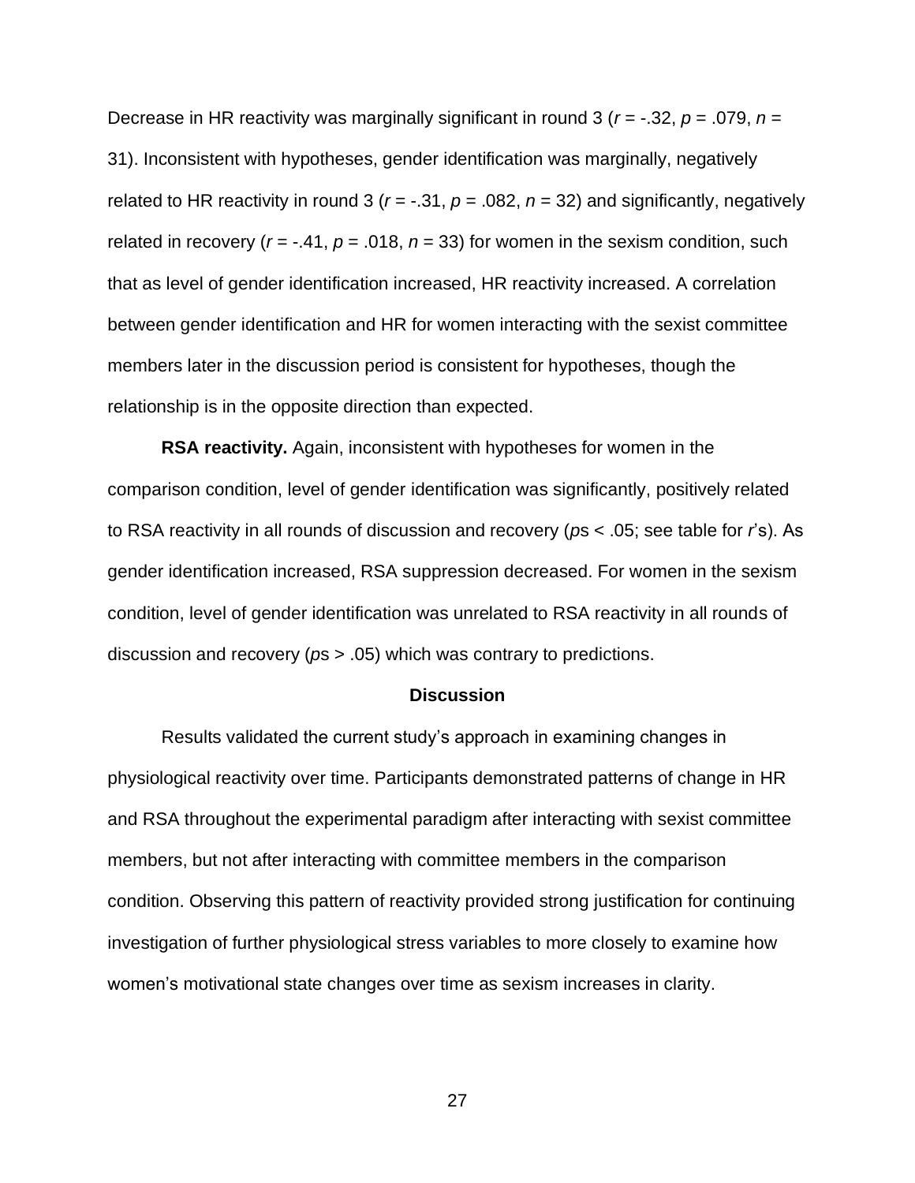Decrease in HR reactivity was marginally significant in round 3 ($r$ = -.32, $p$ = .079, $n$ = 31). Inconsistent with hypotheses, gender identification was marginally, negatively related to HR reactivity in round 3 ($r$ = -.31, $p$ = .082, $n$ = 32) and significantly, negatively related in recovery ($r$ = -.41, $p$ = .018, $n$ = 33) for women in the sexism condition, such that as level of gender identification increased, HR reactivity increased. A correlation between gender identification and HR for women interacting with the sexist committee members later in the discussion period is consistent for hypotheses, though the relationship is in the opposite direction than expected.

**RSA reactivity.** Again, inconsistent with hypotheses for women in the comparison condition, level of gender identification was significantly, positively related to RSA reactivity in all rounds of discussion and recovery ($p$s < .05; see table for $r$'s). As gender identification increased, RSA suppression decreased. For women in the sexism condition, level of gender identification was unrelated to RSA reactivity in all rounds of discussion and recovery ($p$s > .05) which was contrary to predictions.

## Discussion

Results validated the current study's approach in examining changes in physiological reactivity over time. Participants demonstrated patterns of change in HR and RSA throughout the experimental paradigm after interacting with sexist committee members, but not after interacting with committee members in the comparison condition. Observing this pattern of reactivity provided strong justification for continuing investigation of further physiological stress variables to more closely to examine how women's motivational state changes over time as sexism increases in clarity.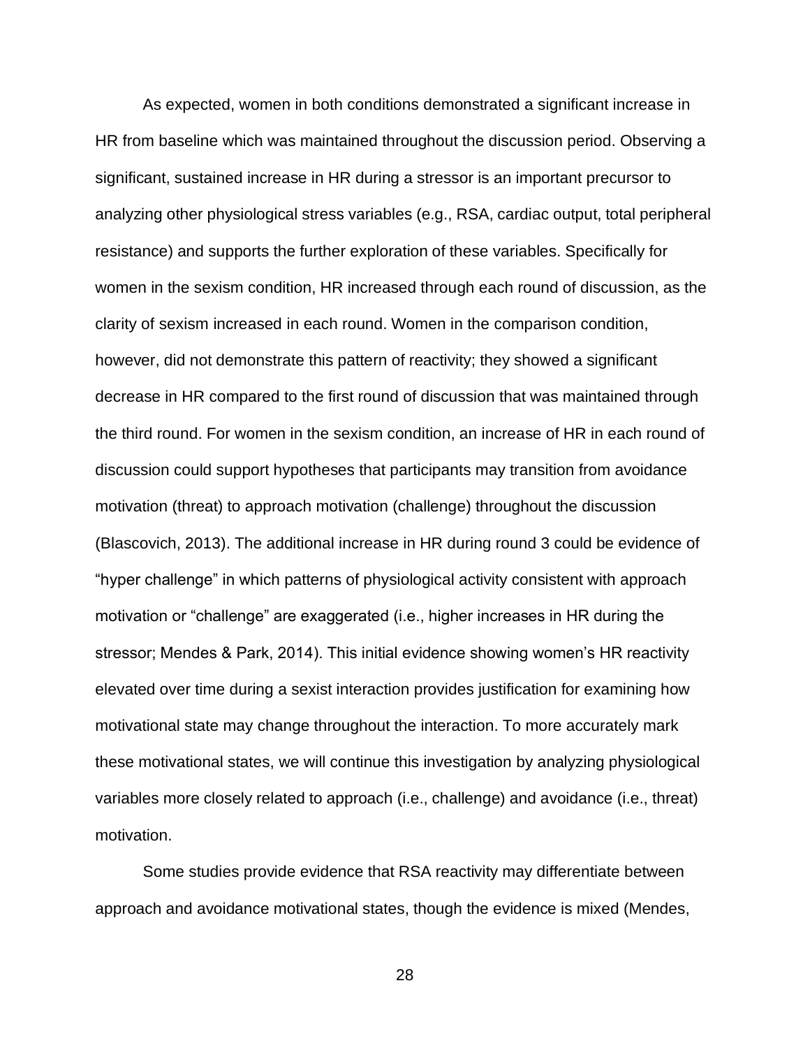As expected, women in both conditions demonstrated a significant increase in HR from baseline which was maintained throughout the discussion period. Observing a significant, sustained increase in HR during a stressor is an important precursor to analyzing other physiological stress variables (e.g., RSA, cardiac output, total peripheral resistance) and supports the further exploration of these variables. Specifically for women in the sexism condition, HR increased through each round of discussion, as the clarity of sexism increased in each round. Women in the comparison condition, however, did not demonstrate this pattern of reactivity; they showed a significant decrease in HR compared to the first round of discussion that was maintained through the third round. For women in the sexism condition, an increase of HR in each round of discussion could support hypotheses that participants may transition from avoidance motivation (threat) to approach motivation (challenge) throughout the discussion (Blascovich, 2013). The additional increase in HR during round 3 could be evidence of "hyper challenge" in which patterns of physiological activity consistent with approach motivation or "challenge" are exaggerated (i.e., higher increases in HR during the stressor; Mendes & Park, 2014). This initial evidence showing women's HR reactivity elevated over time during a sexist interaction provides justification for examining how motivational state may change throughout the interaction. To more accurately mark these motivational states, we will continue this investigation by analyzing physiological variables more closely related to approach (i.e., challenge) and avoidance (i.e., threat) motivation.

Some studies provide evidence that RSA reactivity may differentiate between approach and avoidance motivational states, though the evidence is mixed (Mendes,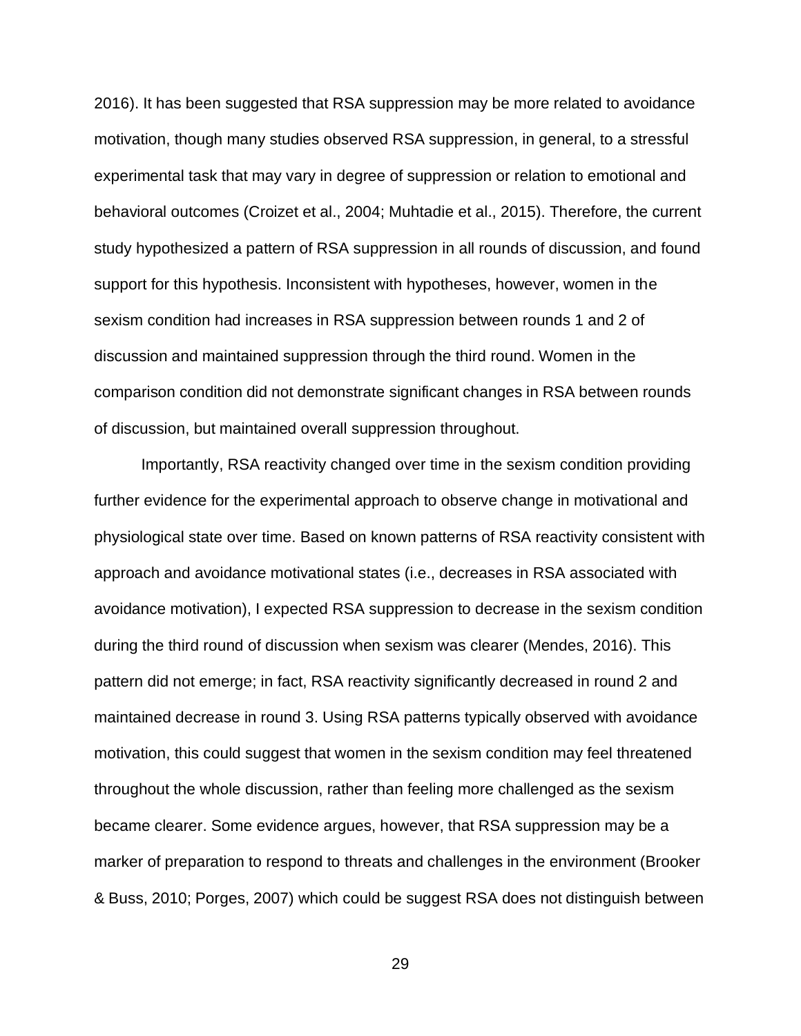2016). It has been suggested that RSA suppression may be more related to avoidance motivation, though many studies observed RSA suppression, in general, to a stressful experimental task that may vary in degree of suppression or relation to emotional and behavioral outcomes (Croizet et al., 2004; Muhtadie et al., 2015). Therefore, the current study hypothesized a pattern of RSA suppression in all rounds of discussion, and found support for this hypothesis. Inconsistent with hypotheses, however, women in the sexism condition had increases in RSA suppression between rounds 1 and 2 of discussion and maintained suppression through the third round. Women in the comparison condition did not demonstrate significant changes in RSA between rounds of discussion, but maintained overall suppression throughout.

Importantly, RSA reactivity changed over time in the sexism condition providing further evidence for the experimental approach to observe change in motivational and physiological state over time. Based on known patterns of RSA reactivity consistent with approach and avoidance motivational states (i.e., decreases in RSA associated with avoidance motivation), I expected RSA suppression to decrease in the sexism condition during the third round of discussion when sexism was clearer (Mendes, 2016). This pattern did not emerge; in fact, RSA reactivity significantly decreased in round 2 and maintained decrease in round 3. Using RSA patterns typically observed with avoidance motivation, this could suggest that women in the sexism condition may feel threatened throughout the whole discussion, rather than feeling more challenged as the sexism became clearer. Some evidence argues, however, that RSA suppression may be a marker of preparation to respond to threats and challenges in the environment (Brooker & Buss, 2010; Porges, 2007) which could be suggest RSA does not distinguish between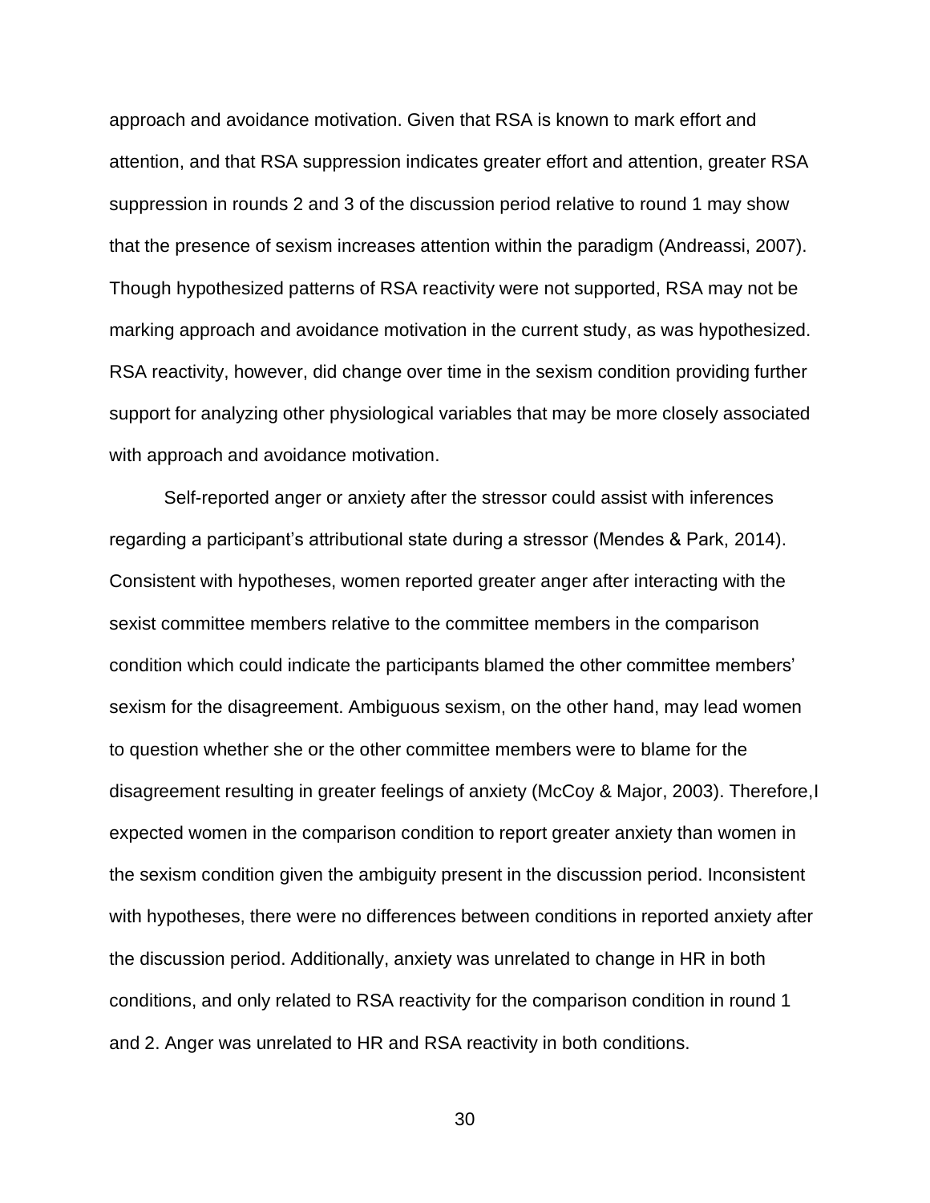approach and avoidance motivation. Given that RSA is known to mark effort and attention, and that RSA suppression indicates greater effort and attention, greater RSA suppression in rounds 2 and 3 of the discussion period relative to round 1 may show that the presence of sexism increases attention within the paradigm (Andreassi, 2007). Though hypothesized patterns of RSA reactivity were not supported, RSA may not be marking approach and avoidance motivation in the current study, as was hypothesized. RSA reactivity, however, did change over time in the sexism condition providing further support for analyzing other physiological variables that may be more closely associated with approach and avoidance motivation.

Self-reported anger or anxiety after the stressor could assist with inferences regarding a participant's attributional state during a stressor (Mendes & Park, 2014). Consistent with hypotheses, women reported greater anger after interacting with the sexist committee members relative to the committee members in the comparison condition which could indicate the participants blamed the other committee members' sexism for the disagreement. Ambiguous sexism, on the other hand, may lead women to question whether she or the other committee members were to blame for the disagreement resulting in greater feelings of anxiety (McCoy & Major, 2003). Therefore,I expected women in the comparison condition to report greater anxiety than women in the sexism condition given the ambiguity present in the discussion period. Inconsistent with hypotheses, there were no differences between conditions in reported anxiety after the discussion period. Additionally, anxiety was unrelated to change in HR in both conditions, and only related to RSA reactivity for the comparison condition in round 1 and 2. Anger was unrelated to HR and RSA reactivity in both conditions.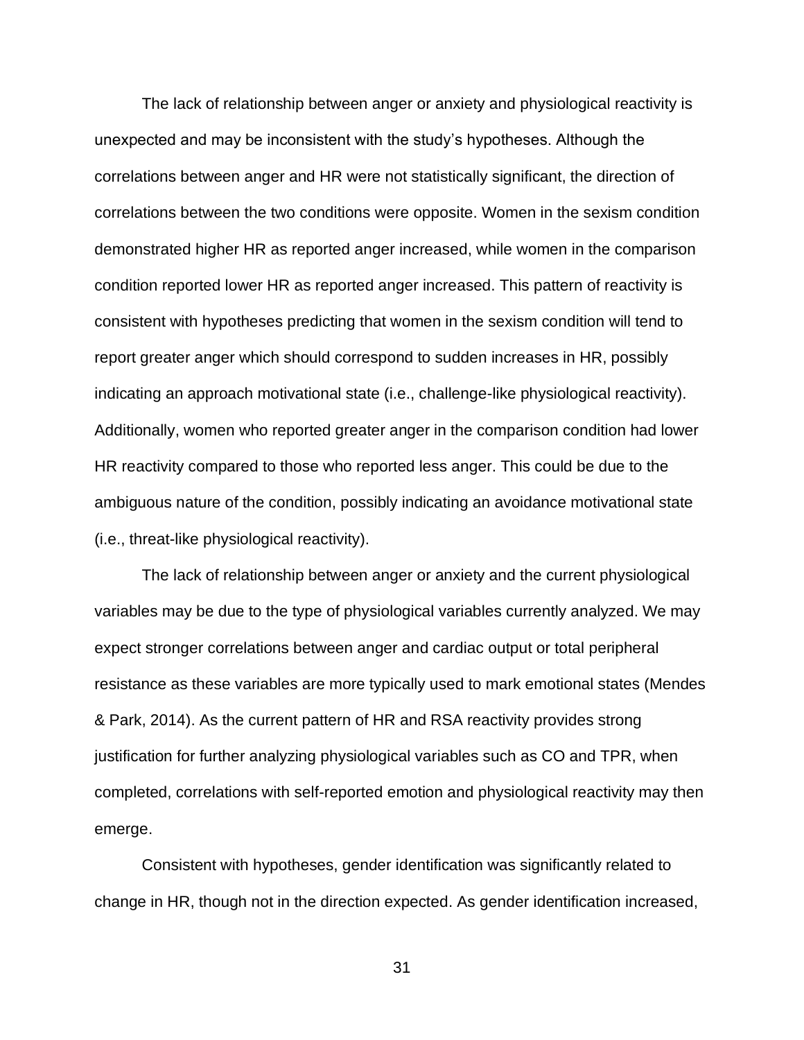The lack of relationship between anger or anxiety and physiological reactivity is unexpected and may be inconsistent with the study's hypotheses. Although the correlations between anger and HR were not statistically significant, the direction of correlations between the two conditions were opposite. Women in the sexism condition demonstrated higher HR as reported anger increased, while women in the comparison condition reported lower HR as reported anger increased. This pattern of reactivity is consistent with hypotheses predicting that women in the sexism condition will tend to report greater anger which should correspond to sudden increases in HR, possibly indicating an approach motivational state (i.e., challenge-like physiological reactivity). Additionally, women who reported greater anger in the comparison condition had lower HR reactivity compared to those who reported less anger. This could be due to the ambiguous nature of the condition, possibly indicating an avoidance motivational state (i.e., threat-like physiological reactivity).

The lack of relationship between anger or anxiety and the current physiological variables may be due to the type of physiological variables currently analyzed. We may expect stronger correlations between anger and cardiac output or total peripheral resistance as these variables are more typically used to mark emotional states (Mendes & Park, 2014). As the current pattern of HR and RSA reactivity provides strong justification for further analyzing physiological variables such as CO and TPR, when completed, correlations with self-reported emotion and physiological reactivity may then emerge.

Consistent with hypotheses, gender identification was significantly related to change in HR, though not in the direction expected. As gender identification increased,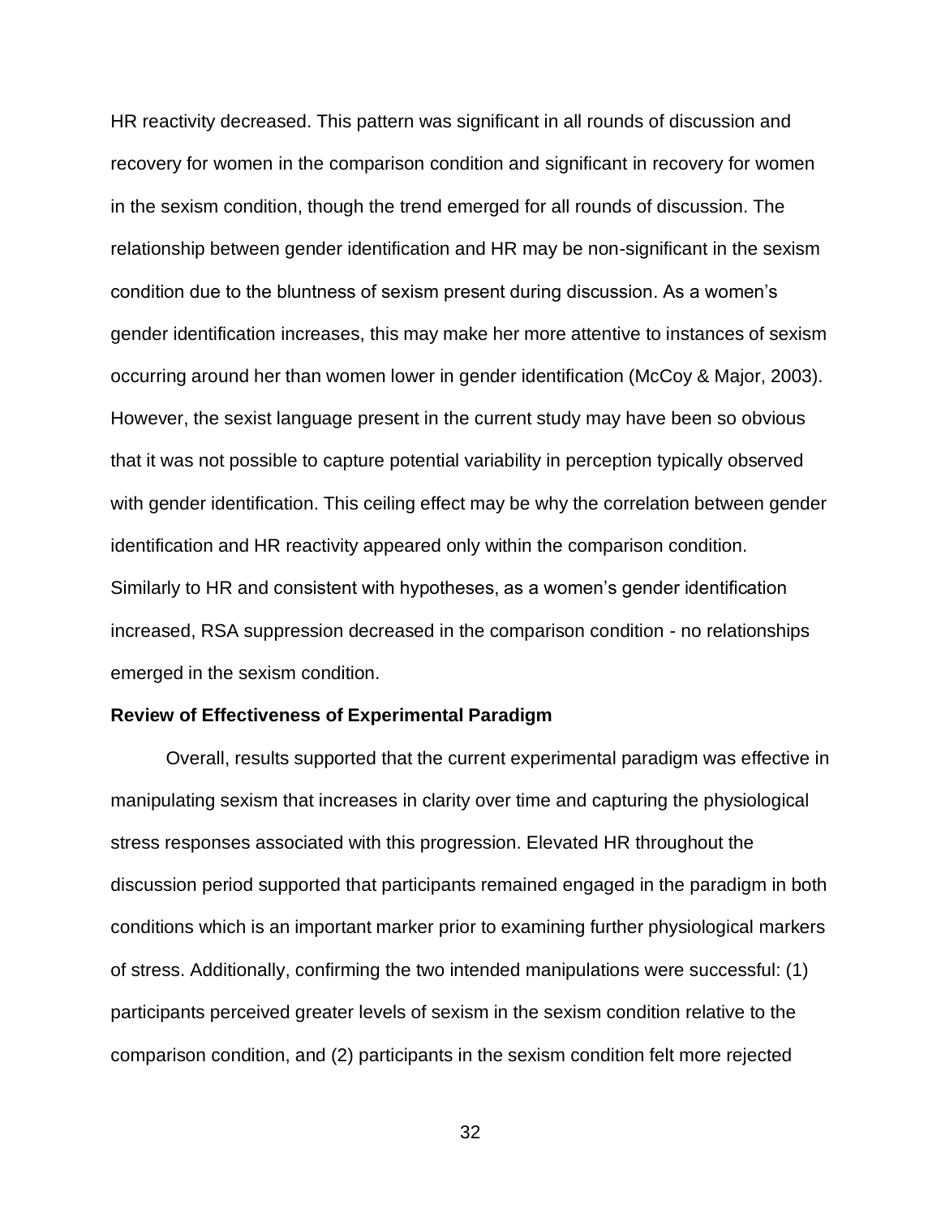HR reactivity decreased. This pattern was significant in all rounds of discussion and recovery for women in the comparison condition and significant in recovery for women in the sexism condition, though the trend emerged for all rounds of discussion. The relationship between gender identification and HR may be non-significant in the sexism condition due to the bluntness of sexism present during discussion. As a women's gender identification increases, this may make her more attentive to instances of sexism occurring around her than women lower in gender identification (McCoy & Major, 2003). However, the sexist language present in the current study may have been so obvious that it was not possible to capture potential variability in perception typically observed with gender identification. This ceiling effect may be why the correlation between gender identification and HR reactivity appeared only within the comparison condition. Similarly to HR and consistent with hypotheses, as a women's gender identification increased, RSA suppression decreased in the comparison condition - no relationships emerged in the sexism condition.

**Review of Effectiveness of Experimental Paradigm**

Overall, results supported that the current experimental paradigm was effective in manipulating sexism that increases in clarity over time and capturing the physiological stress responses associated with this progression. Elevated HR throughout the discussion period supported that participants remained engaged in the paradigm in both conditions which is an important marker prior to examining further physiological markers of stress. Additionally, confirming the two intended manipulations were successful: (1) participants perceived greater levels of sexism in the sexism condition relative to the comparison condition, and (2) participants in the sexism condition felt more rejected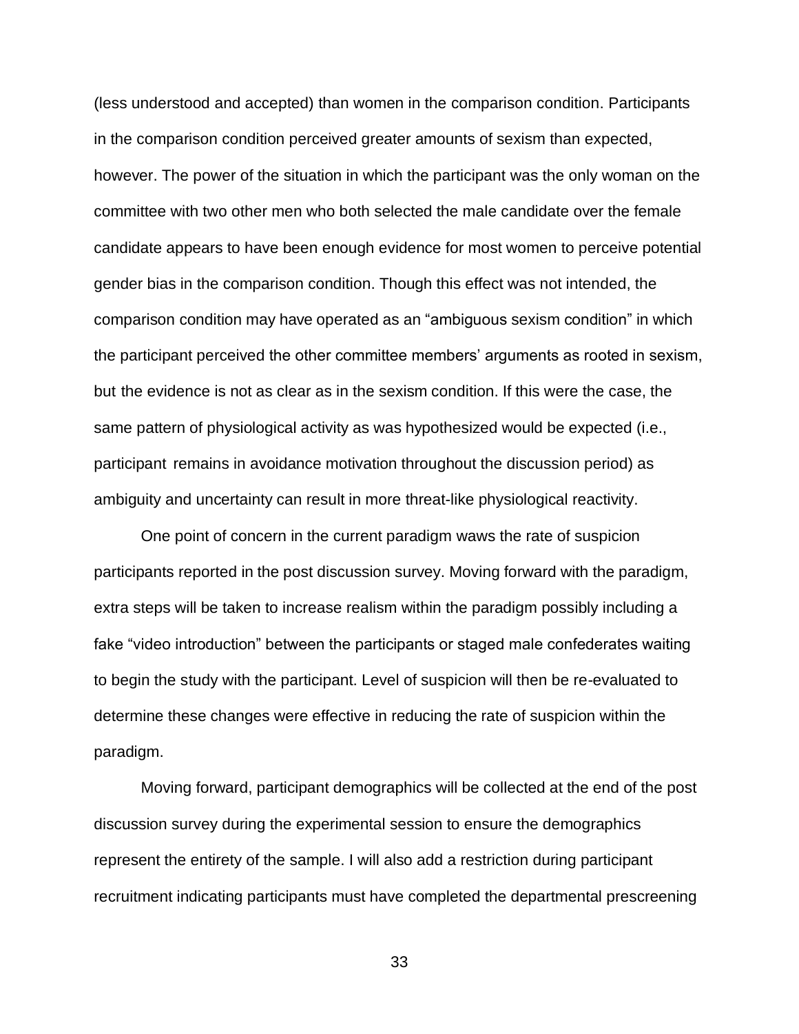(less understood and accepted) than women in the comparison condition. Participants in the comparison condition perceived greater amounts of sexism than expected, however. The power of the situation in which the participant was the only woman on the committee with two other men who both selected the male candidate over the female candidate appears to have been enough evidence for most women to perceive potential gender bias in the comparison condition. Though this effect was not intended, the comparison condition may have operated as an "ambiguous sexism condition" in which the participant perceived the other committee members' arguments as rooted in sexism, but the evidence is not as clear as in the sexism condition. If this were the case, the same pattern of physiological activity as was hypothesized would be expected (i.e., participant remains in avoidance motivation throughout the discussion period) as ambiguity and uncertainty can result in more threat-like physiological reactivity.

One point of concern in the current paradigm waws the rate of suspicion participants reported in the post discussion survey. Moving forward with the paradigm, extra steps will be taken to increase realism within the paradigm possibly including a fake "video introduction" between the participants or staged male confederates waiting to begin the study with the participant. Level of suspicion will then be re-evaluated to determine these changes were effective in reducing the rate of suspicion within the paradigm.

Moving forward, participant demographics will be collected at the end of the post discussion survey during the experimental session to ensure the demographics represent the entirety of the sample. I will also add a restriction during participant recruitment indicating participants must have completed the departmental prescreening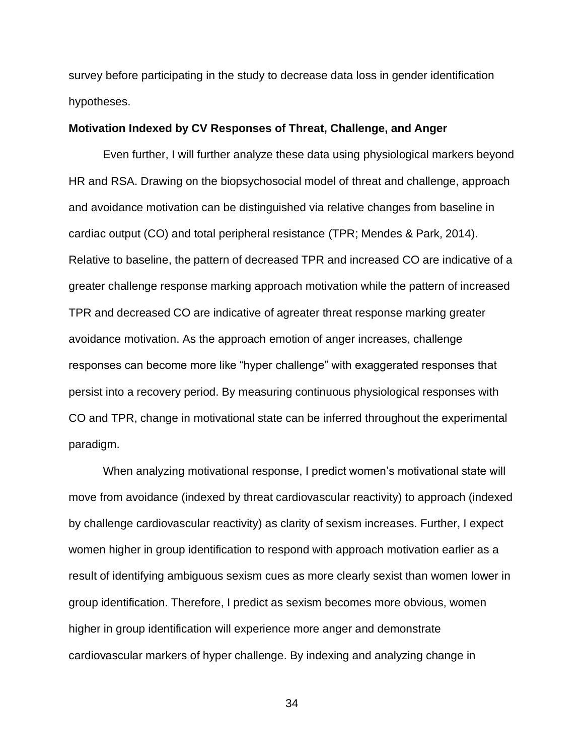survey before participating in the study to decrease data loss in gender identification hypotheses.

### Motivation Indexed by CV Responses of Threat, Challenge, and Anger

Even further, I will further analyze these data using physiological markers beyond HR and RSA. Drawing on the biopsychosocial model of threat and challenge, approach and avoidance motivation can be distinguished via relative changes from baseline in cardiac output (CO) and total peripheral resistance (TPR; Mendes & Park, 2014). Relative to baseline, the pattern of decreased TPR and increased CO are indicative of a greater challenge response marking approach motivation while the pattern of increased TPR and decreased CO are indicative of agreater threat response marking greater avoidance motivation. As the approach emotion of anger increases, challenge responses can become more like "hyper challenge" with exaggerated responses that persist into a recovery period. By measuring continuous physiological responses with CO and TPR, change in motivational state can be inferred throughout the experimental paradigm.

When analyzing motivational response, I predict women's motivational state will move from avoidance (indexed by threat cardiovascular reactivity) to approach (indexed by challenge cardiovascular reactivity) as clarity of sexism increases. Further, I expect women higher in group identification to respond with approach motivation earlier as a result of identifying ambiguous sexism cues as more clearly sexist than women lower in group identification. Therefore, I predict as sexism becomes more obvious, women higher in group identification will experience more anger and demonstrate cardiovascular markers of hyper challenge. By indexing and analyzing change in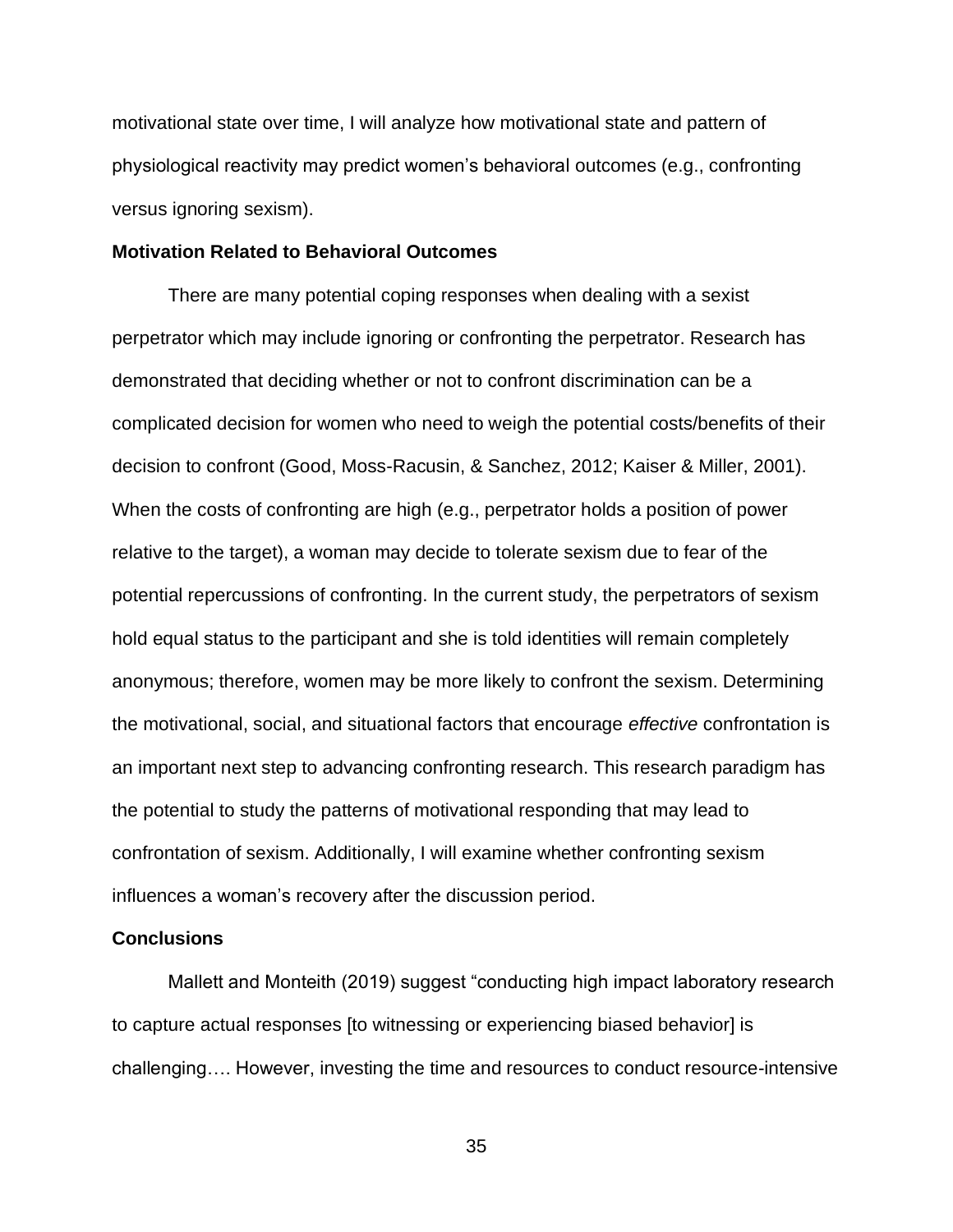motivational state over time, I will analyze how motivational state and pattern of physiological reactivity may predict women's behavioral outcomes (e.g., confronting versus ignoring sexism).

## Motivation Related to Behavioral Outcomes

There are many potential coping responses when dealing with a sexist perpetrator which may include ignoring or confronting the perpetrator. Research has demonstrated that deciding whether or not to confront discrimination can be a complicated decision for women who need to weigh the potential costs/benefits of their decision to confront (Good, Moss-Racusin, & Sanchez, 2012; Kaiser & Miller, 2001). When the costs of confronting are high (e.g., perpetrator holds a position of power relative to the target), a woman may decide to tolerate sexism due to fear of the potential repercussions of confronting. In the current study, the perpetrators of sexism hold equal status to the participant and she is told identities will remain completely anonymous; therefore, women may be more likely to confront the sexism. Determining the motivational, social, and situational factors that encourage *effective* confrontation is an important next step to advancing confronting research. This research paradigm has the potential to study the patterns of motivational responding that may lead to confrontation of sexism. Additionally, I will examine whether confronting sexism influences a woman's recovery after the discussion period.

## Conclusions

Mallett and Monteith (2019) suggest "conducting high impact laboratory research to capture actual responses [to witnessing or experiencing biased behavior] is challenging…. However, investing the time and resources to conduct resource-intensive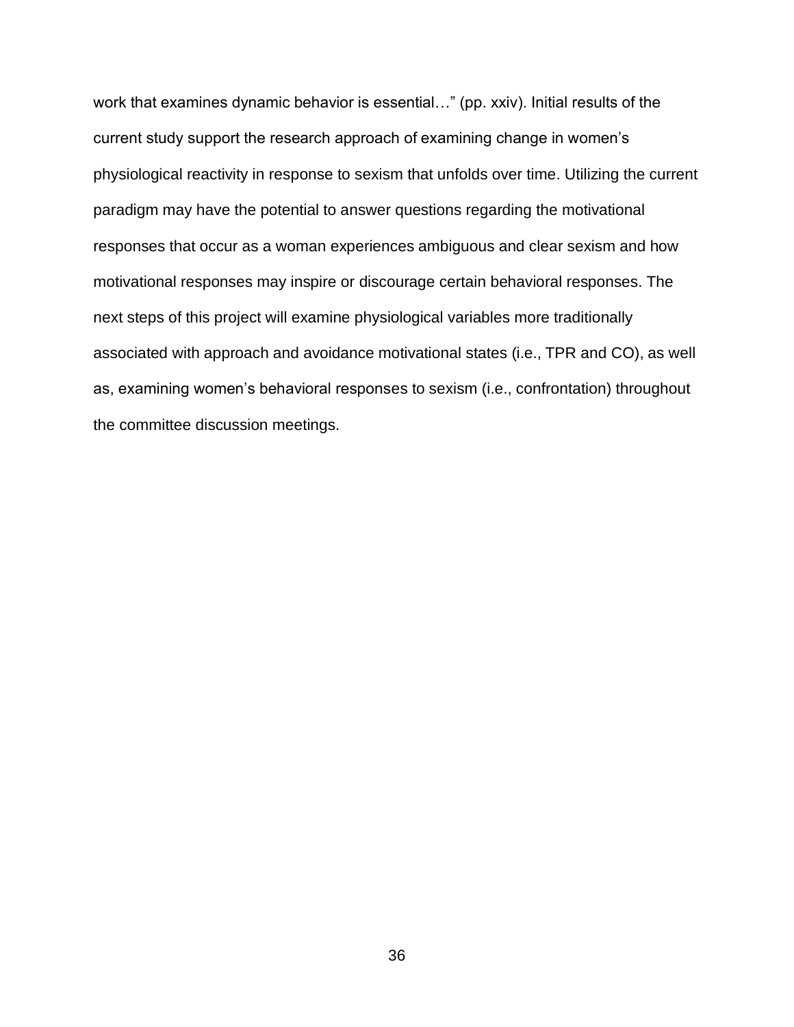work that examines dynamic behavior is essential…" (pp. xxiv). Initial results of the current study support the research approach of examining change in women's physiological reactivity in response to sexism that unfolds over time. Utilizing the current paradigm may have the potential to answer questions regarding the motivational responses that occur as a woman experiences ambiguous and clear sexism and how motivational responses may inspire or discourage certain behavioral responses. The next steps of this project will examine physiological variables more traditionally associated with approach and avoidance motivational states (i.e., TPR and CO), as well as, examining women's behavioral responses to sexism (i.e., confrontation) throughout the committee discussion meetings.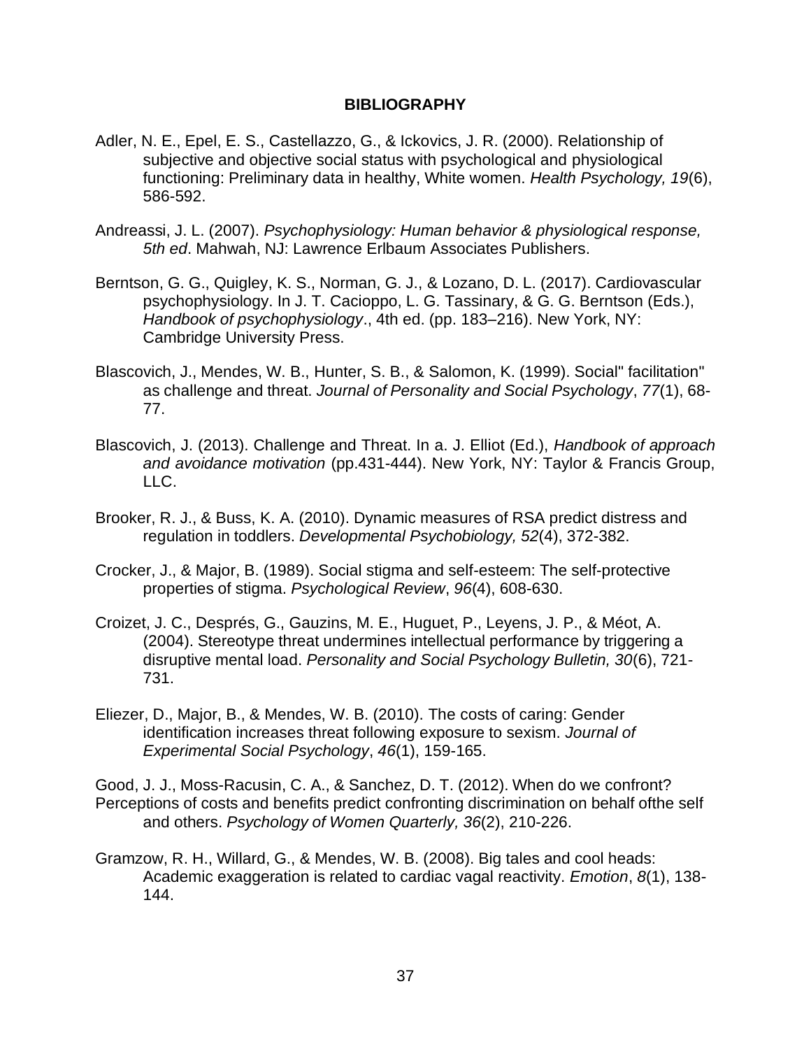**BIBLIOGRAPHY**

Adler, N. E., Epel, E. S., Castellazzo, G., & Ickovics, J. R. (2000). Relationship of subjective and objective social status with psychological and physiological functioning: Preliminary data in healthy, White women. *Health Psychology, 19*(6), 586-592.

Andreassi, J. L. (2007). *Psychophysiology: Human behavior & physiological response, 5th ed*. Mahwah, NJ: Lawrence Erlbaum Associates Publishers.

Berntson, G. G., Quigley, K. S., Norman, G. J., & Lozano, D. L. (2017). Cardiovascular psychophysiology. In J. T. Cacioppo, L. G. Tassinary, & G. G. Berntson (Eds.), *Handbook of psychophysiology*., 4th ed. (pp. 183–216). New York, NY: Cambridge University Press.

Blascovich, J., Mendes, W. B., Hunter, S. B., & Salomon, K. (1999). Social" facilitation" as challenge and threat. *Journal of Personality and Social Psychology*, *77*(1), 68-77.

Blascovich, J. (2013). Challenge and Threat. In a. J. Elliot (Ed.), *Handbook of approach and avoidance motivation* (pp.431-444). New York, NY: Taylor & Francis Group, LLC.

Brooker, R. J., & Buss, K. A. (2010). Dynamic measures of RSA predict distress and regulation in toddlers. *Developmental Psychobiology, 52*(4), 372-382.

Crocker, J., & Major, B. (1989). Social stigma and self-esteem: The self-protective properties of stigma. *Psychological Review*, *96*(4), 608-630.

Croizet, J. C., Després, G., Gauzins, M. E., Huguet, P., Leyens, J. P., & Méot, A. (2004). Stereotype threat undermines intellectual performance by triggering a disruptive mental load. *Personality and Social Psychology Bulletin, 30*(6), 721-731.

Eliezer, D., Major, B., & Mendes, W. B. (2010). The costs of caring: Gender identification increases threat following exposure to sexism. *Journal of Experimental Social Psychology*, *46*(1), 159-165.

Good, J. J., Moss-Racusin, C. A., & Sanchez, D. T. (2012). When do we confront? Perceptions of costs and benefits predict confronting discrimination on behalf ofthe self and others. *Psychology of Women Quarterly, 36*(2), 210-226.

Gramzow, R. H., Willard, G., & Mendes, W. B. (2008). Big tales and cool heads: Academic exaggeration is related to cardiac vagal reactivity. *Emotion*, *8*(1), 138-144.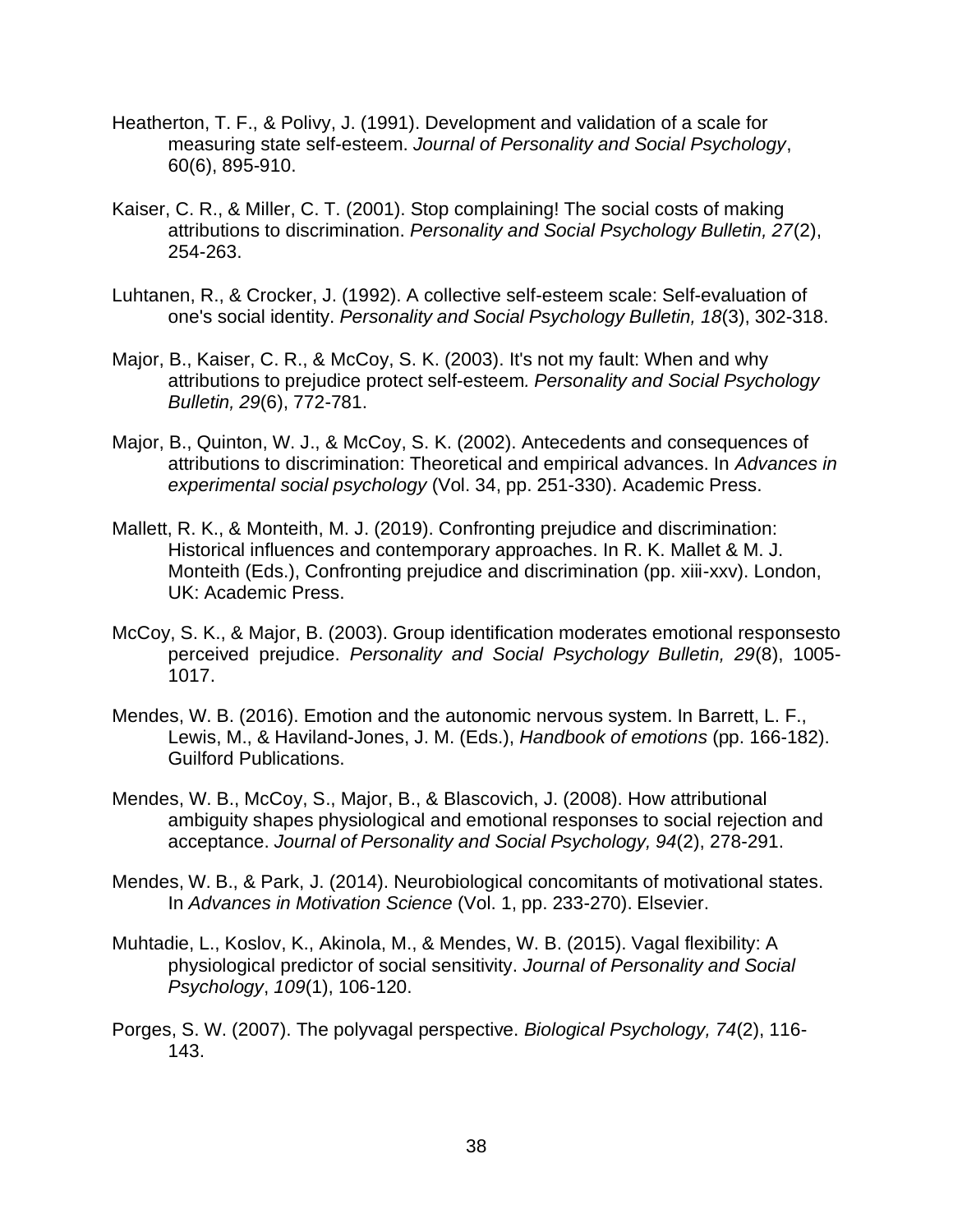Heatherton, T. F., & Polivy, J. (1991). Development and validation of a scale for measuring state self-esteem. *Journal of Personality and Social Psychology*, 60(6), 895-910.

Kaiser, C. R., & Miller, C. T. (2001). Stop complaining! The social costs of making attributions to discrimination. *Personality and Social Psychology Bulletin, 27*(2), 254-263.

Luhtanen, R., & Crocker, J. (1992). A collective self-esteem scale: Self-evaluation of one's social identity. *Personality and Social Psychology Bulletin, 18*(3), 302-318.

Major, B., Kaiser, C. R., & McCoy, S. K. (2003). It's not my fault: When and why attributions to prejudice protect self-esteem*. Personality and Social Psychology Bulletin, 29*(6), 772-781.

Major, B., Quinton, W. J., & McCoy, S. K. (2002). Antecedents and consequences of attributions to discrimination: Theoretical and empirical advances. In *Advances in experimental social psychology* (Vol. 34, pp. 251-330). Academic Press.

Mallett, R. K., & Monteith, M. J. (2019). Confronting prejudice and discrimination: Historical influences and contemporary approaches. In R. K. Mallet & M. J. Monteith (Eds.), Confronting prejudice and discrimination (pp. xiii-xxv). London, UK: Academic Press.

McCoy, S. K., & Major, B. (2003). Group identification moderates emotional responsesto perceived prejudice. *Personality and Social Psychology Bulletin, 29*(8), 1005-1017.

Mendes, W. B. (2016). Emotion and the autonomic nervous system. In Barrett, L. F., Lewis, M., & Haviland-Jones, J. M. (Eds.), *Handbook of emotions* (pp. 166-182). Guilford Publications.

Mendes, W. B., McCoy, S., Major, B., & Blascovich, J. (2008). How attributional ambiguity shapes physiological and emotional responses to social rejection and acceptance. *Journal of Personality and Social Psychology, 94*(2), 278-291.

Mendes, W. B., & Park, J. (2014). Neurobiological concomitants of motivational states. In *Advances in Motivation Science* (Vol. 1, pp. 233-270). Elsevier.

Muhtadie, L., Koslov, K., Akinola, M., & Mendes, W. B. (2015). Vagal flexibility: A physiological predictor of social sensitivity. *Journal of Personality and Social Psychology*, *109*(1), 106-120.

Porges, S. W. (2007). The polyvagal perspective. *Biological Psychology, 74*(2), 116-143.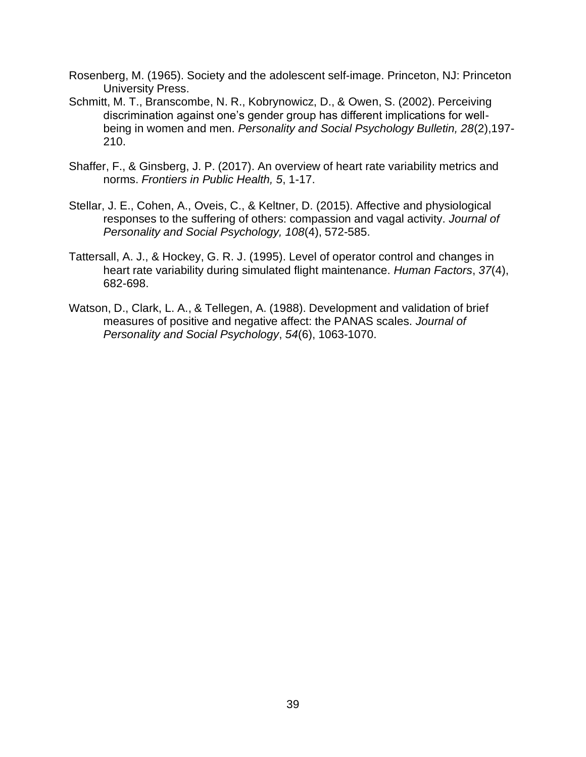Rosenberg, M. (1965). Society and the adolescent self-image. Princeton, NJ: Princeton University Press.

Schmitt, M. T., Branscombe, N. R., Kobrynowicz, D., & Owen, S. (2002). Perceiving discrimination against one's gender group has different implications for well-being in women and men. *Personality and Social Psychology Bulletin, 28*(2),197-210.

Shaffer, F., & Ginsberg, J. P. (2017). An overview of heart rate variability metrics and norms. *Frontiers in Public Health, 5*, 1-17.

Stellar, J. E., Cohen, A., Oveis, C., & Keltner, D. (2015). Affective and physiological responses to the suffering of others: compassion and vagal activity. *Journal of Personality and Social Psychology, 108*(4), 572-585.

Tattersall, A. J., & Hockey, G. R. J. (1995). Level of operator control and changes in heart rate variability during simulated flight maintenance. *Human Factors*, *37*(4), 682-698.

Watson, D., Clark, L. A., & Tellegen, A. (1988). Development and validation of brief measures of positive and negative affect: the PANAS scales. *Journal of Personality and Social Psychology*, *54*(6), 1063-1070.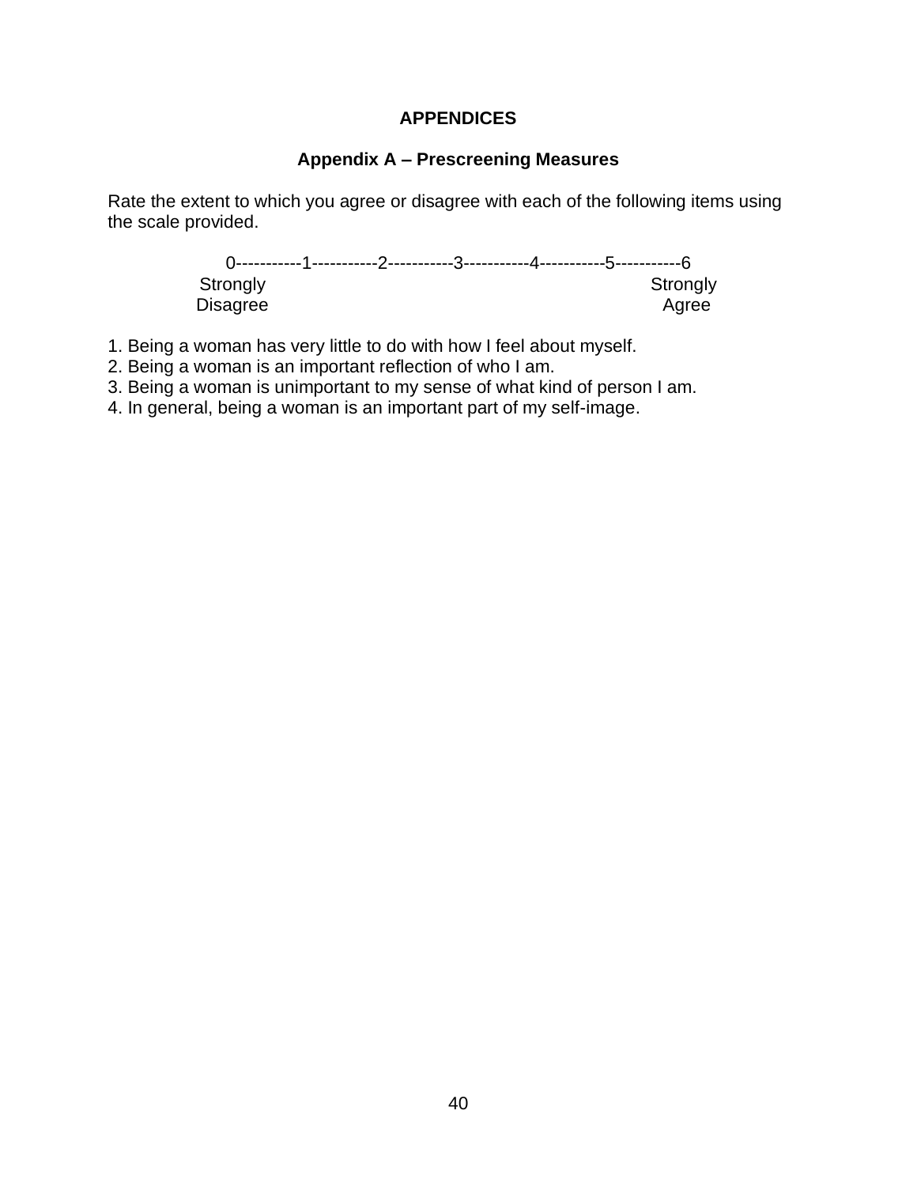# APPENDICES

## Appendix A – Prescreening Measures

Rate the extent to which you agree or disagree with each of the following items using the scale provided.

```
0-----------1-----------2-----------3-----------4-----------5-----------6
Strongly                                                          Strongly
Disagree                                                             Agree
```

1. Being a woman has very little to do with how I feel about myself.
2. Being a woman is an important reflection of who I am.
3. Being a woman is unimportant to my sense of what kind of person I am.
4. In general, being a woman is an important part of my self-image.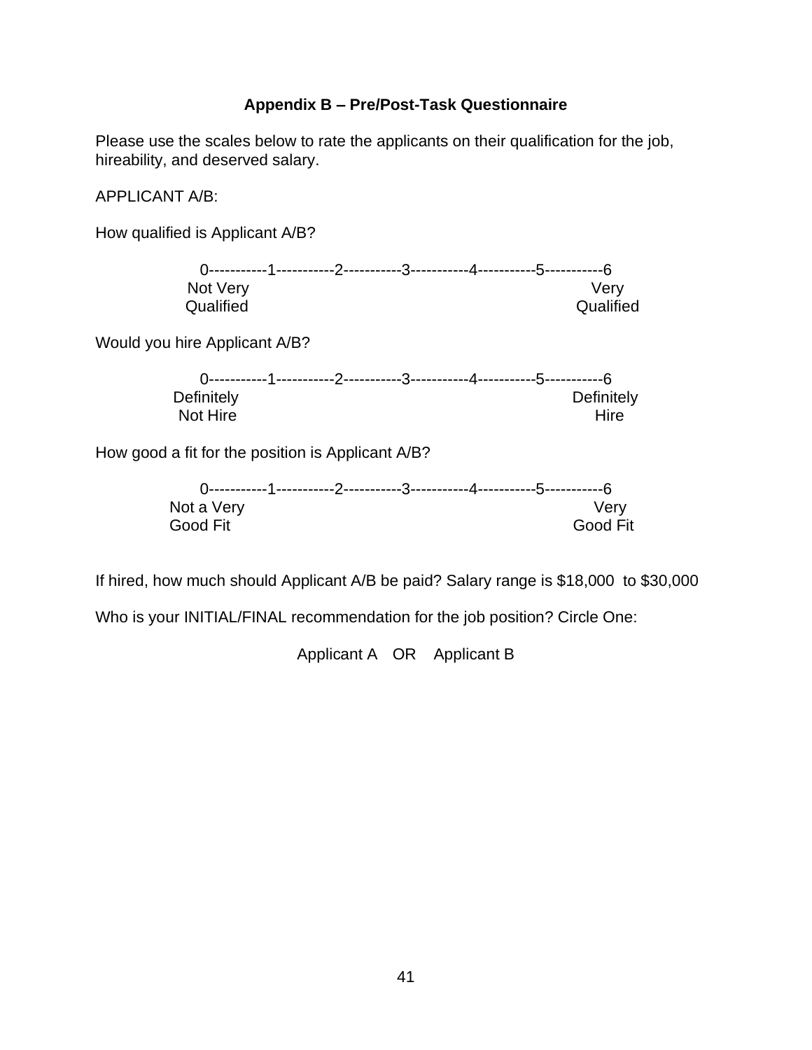## Appendix B – Pre/Post-Task Questionnaire

Please use the scales below to rate the applicants on their qualification for the job, hireability, and deserved salary.

APPLICANT A/B:

How qualified is Applicant A/B?

```
0-----------1-----------2-----------3-----------4-----------5-----------6
Not Very                                                          Very
Qualified                                                     Qualified
```

Would you hire Applicant A/B?

```
0-----------1-----------2-----------3-----------4-----------5-----------6
Definitely                                                  Definitely
Not Hire                                                          Hire
```

How good a fit for the position is Applicant A/B?

```
0-----------1-----------2-----------3-----------4-----------5-----------6
Not a Very                                                        Very
Good Fit                                                      Good Fit
```

If hired, how much should Applicant A/B be paid? Salary range is $18,000 to $30,000

Who is your INITIAL/FINAL recommendation for the job position? Circle One:

Applicant A OR Applicant B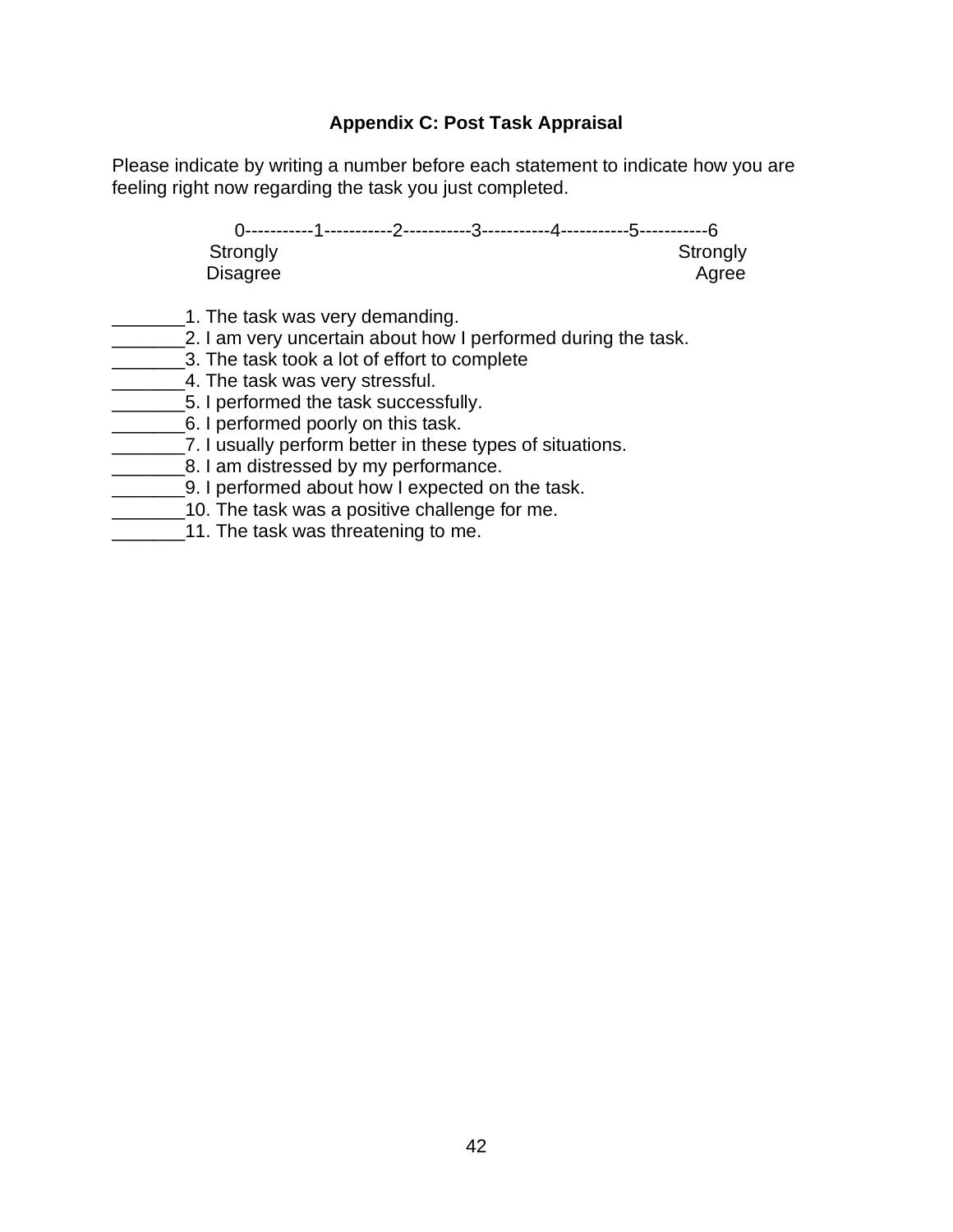## Appendix C: Post Task Appraisal

Please indicate by writing a number before each statement to indicate how you are feeling right now regarding the task you just completed.

```
0-----------1-----------2-----------3-----------4-----------5-----------6
Strongly                                                          Strongly
Disagree                                                             Agree
```

_______1. The task was very demanding.
_______2. I am very uncertain about how I performed during the task.
_______3. The task took a lot of effort to complete
_______4. The task was very stressful.
_______5. I performed the task successfully.
_______6. I performed poorly on this task.
_______7. I usually perform better in these types of situations.
_______8. I am distressed by my performance.
_______9. I performed about how I expected on the task.
_______10. The task was a positive challenge for me.
_______11. The task was threatening to me.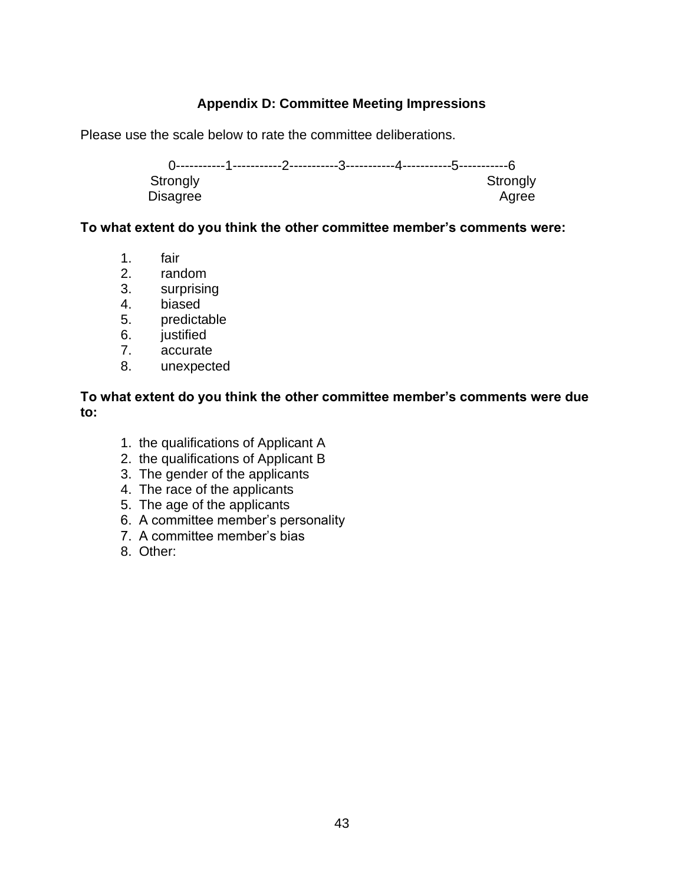## Appendix D: Committee Meeting Impressions

Please use the scale below to rate the committee deliberations.

```
0-----------1-----------2-----------3-----------4-----------5-----------6
Strongly                                                          Strongly
Disagree                                                             Agree
```

**To what extent do you think the other committee member's comments were:**

1. fair
2. random
3. surprising
4. biased
5. predictable
6. justified
7. accurate
8. unexpected

**To what extent do you think the other committee member's comments were due to:**

1. the qualifications of Applicant A
2. the qualifications of Applicant B
3. The gender of the applicants
4. The race of the applicants
5. The age of the applicants
6. A committee member's personality
7. A committee member's bias
8. Other: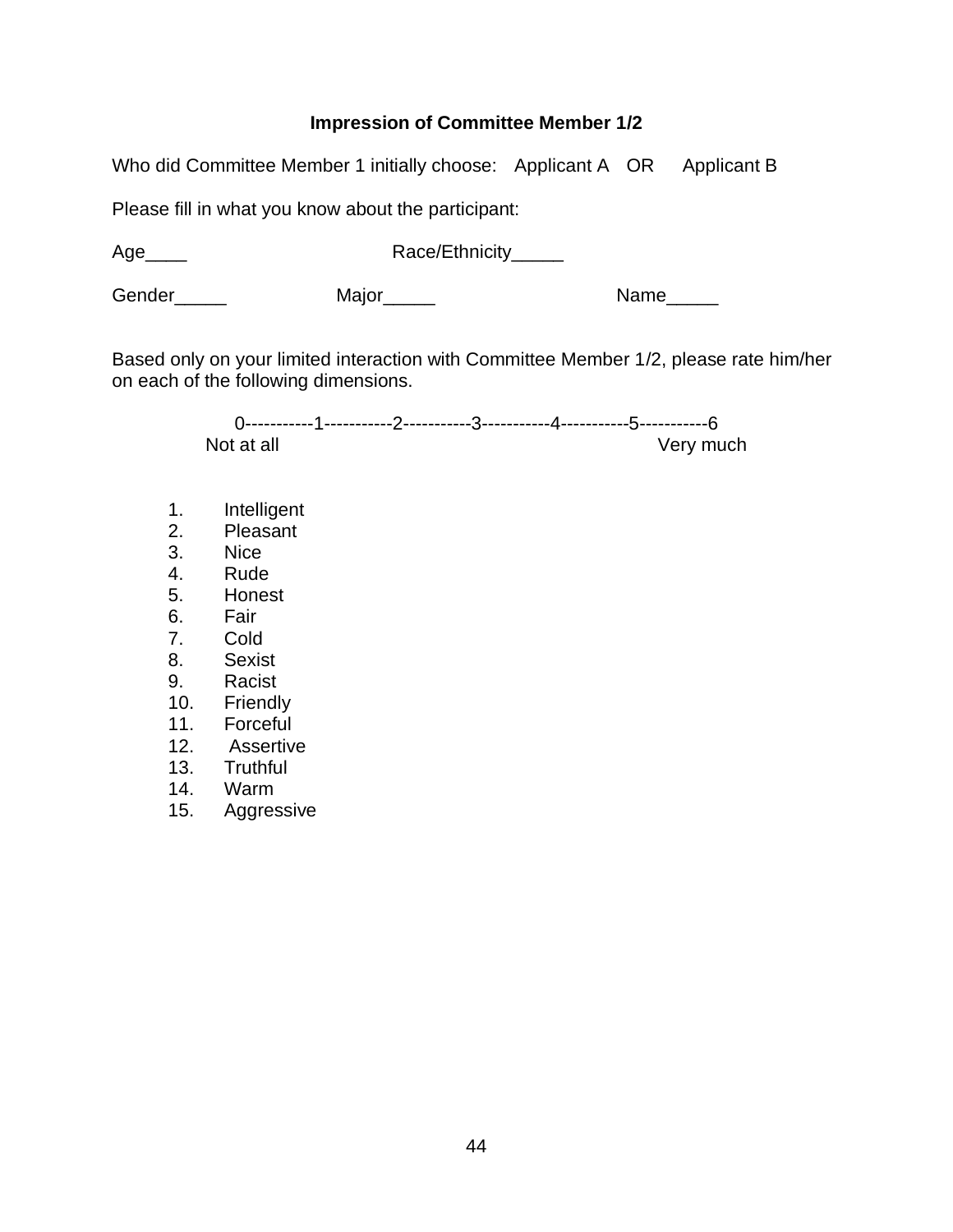**Impression of Committee Member 1/2**

Who did Committee Member 1 initially choose:   Applicant A   OR   Applicant B

Please fill in what you know about the participant:

Age____   Race/Ethnicity_____

Gender_____   Major_____   Name_____

Based only on your limited interaction with Committee Member 1/2, please rate him/her on each of the following dimensions.

```
0-----------1-----------2-----------3-----------4-----------5-----------6
Not at all                                                      Very much
```

1. Intelligent
2. Pleasant
3. Nice
4. Rude
5. Honest
6. Fair
7. Cold
8. Sexist
9. Racist
10. Friendly
11. Forceful
12. Assertive
13. Truthful
14. Warm
15. Aggressive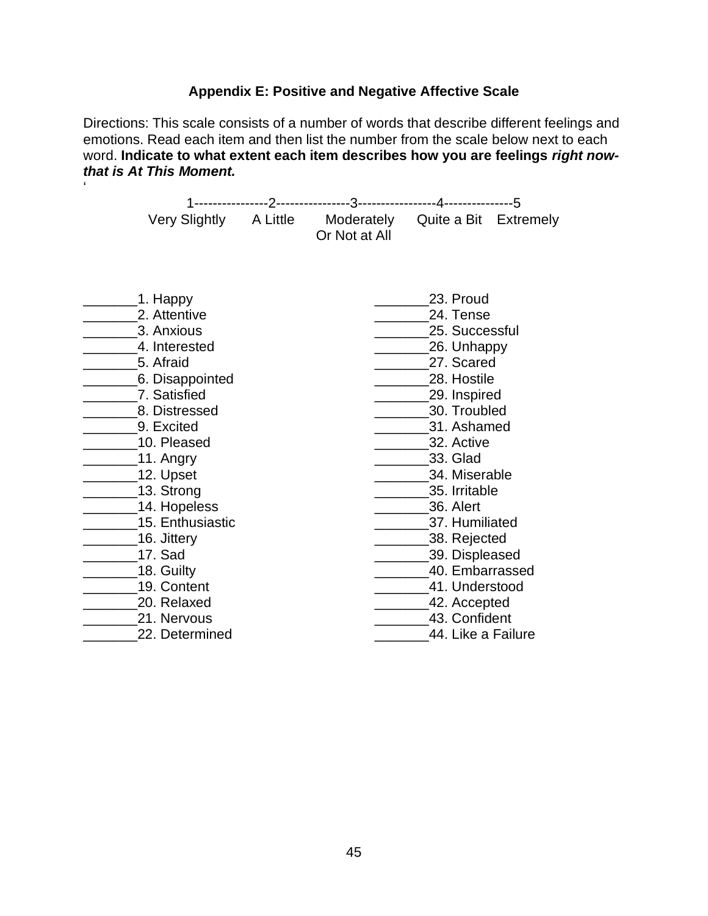**Appendix E: Positive and Negative Affective Scale**

Directions: This scale consists of a number of words that describe different feelings and emotions. Read each item and then list the number from the scale below next to each word. **Indicate to what extent each item describes how you are feelings *right now-that is At This Moment.***

1----------------2----------------3-----------------4---------------5

Very Slightly Or Not at All | A Little | Moderately | Quite a Bit | Extremely

_______1. Happy
_______2. Attentive
_______3. Anxious
_______4. Interested
_______5. Afraid
_______6. Disappointed
_______7. Satisfied
_______8. Distressed
_______9. Excited
_______10. Pleased
_______11. Angry
_______12. Upset
_______13. Strong
_______14. Hopeless
_______15. Enthusiastic
_______16. Jittery
_______17. Sad
_______18. Guilty
_______19. Content
_______20. Relaxed
_______21. Nervous
_______22. Determined
_______23. Proud
_______24. Tense
_______25. Successful
_______26. Unhappy
_______27. Scared
_______28. Hostile
_______29. Inspired
_______30. Troubled
_______31. Ashamed
_______32. Active
_______33. Glad
_______34. Miserable
_______35. Irritable
_______36. Alert
_______37. Humiliated
_______38. Rejected
_______39. Displeased
_______40. Embarrassed
_______41. Understood
_______42. Accepted
_______43. Confident
_______44. Like a Failure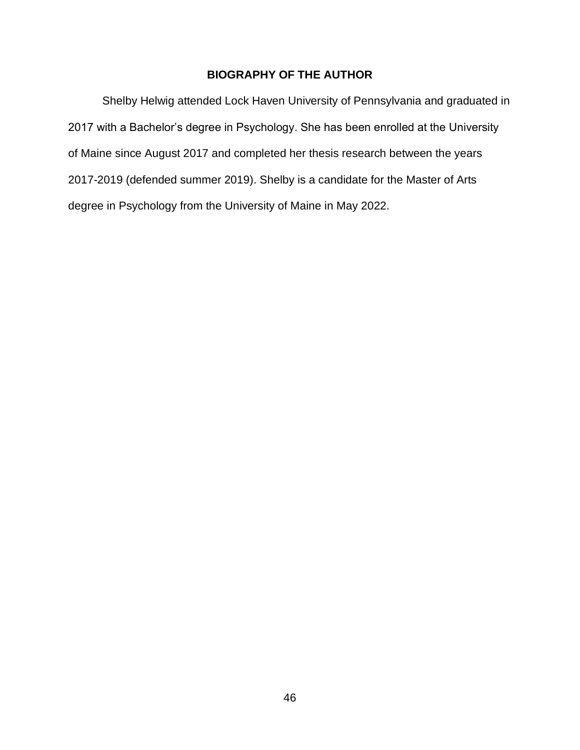## BIOGRAPHY OF THE AUTHOR

Shelby Helwig attended Lock Haven University of Pennsylvania and graduated in 2017 with a Bachelor's degree in Psychology. She has been enrolled at the University of Maine since August 2017 and completed her thesis research between the years 2017-2019 (defended summer 2019). Shelby is a candidate for the Master of Arts degree in Psychology from the University of Maine in May 2022.